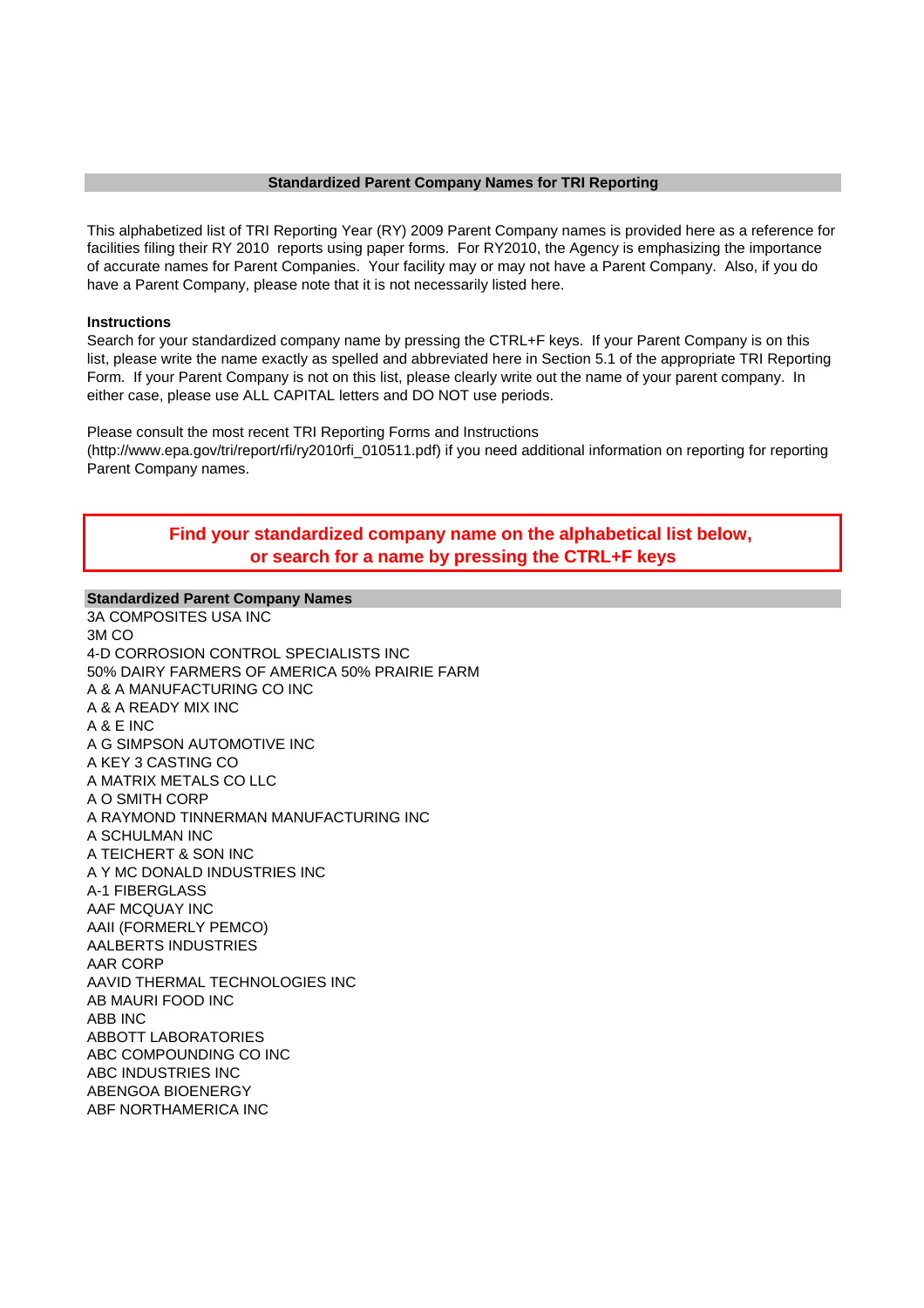## Standardized Parent Company Names for TRI Reporting

This alphabetized list of TRI Reporting Year (RY) 2009 Parent Company names is provided here as a reference for facilities filing their RY 2010 reports using paper forms. For RY2010, the Agency is emphasizing the importance of accurate names for Parent Companies. Your facility may or may not have a Parent Company. Also, if you do have a Parent Company, please note that it is not necessarily listed here.

**Instructions**

Search for your standardized company name by pressing the CTRL+F keys. If your Parent Company is on this list, please write the name exactly as spelled and abbreviated here in Section 5.1 of the appropriate TRI Reporting Form. If your Parent Company is not on this list, please clearly write out the name of your parent company. In either case, please use ALL CAPITAL letters and DO NOT use periods.

Please consult the most recent TRI Reporting Forms and Instructions (http://www.epa.gov/tri/report/rfi/ry2010rfi_010511.pdf) if you need additional information on reporting for reporting Parent Company names.

**Find your standardized company name on the alphabetical list below, or search for a name by pressing the CTRL+F keys**

**Standardized Parent Company Names**

3A COMPOSITES USA INC
3M CO
4-D CORROSION CONTROL SPECIALISTS INC
50% DAIRY FARMERS OF AMERICA 50% PRAIRIE FARM
A & A MANUFACTURING CO INC
A & A READY MIX INC
A & E INC
A G SIMPSON AUTOMOTIVE INC
A KEY 3 CASTING CO
A MATRIX METALS CO LLC
A O SMITH CORP
A RAYMOND TINNERMAN MANUFACTURING INC
A SCHULMAN INC
A TEICHERT & SON INC
A Y MC DONALD INDUSTRIES INC
A-1 FIBERGLASS
AAF MCQUAY INC
AAII (FORMERLY PEMCO)
AALBERTS INDUSTRIES
AAR CORP
AAVID THERMAL TECHNOLOGIES INC
AB MAURI FOOD INC
ABB INC
ABBOTT LABORATORIES
ABC COMPOUNDING CO INC
ABC INDUSTRIES INC
ABENGOA BIOENERGY
ABF NORTHAMERICA INC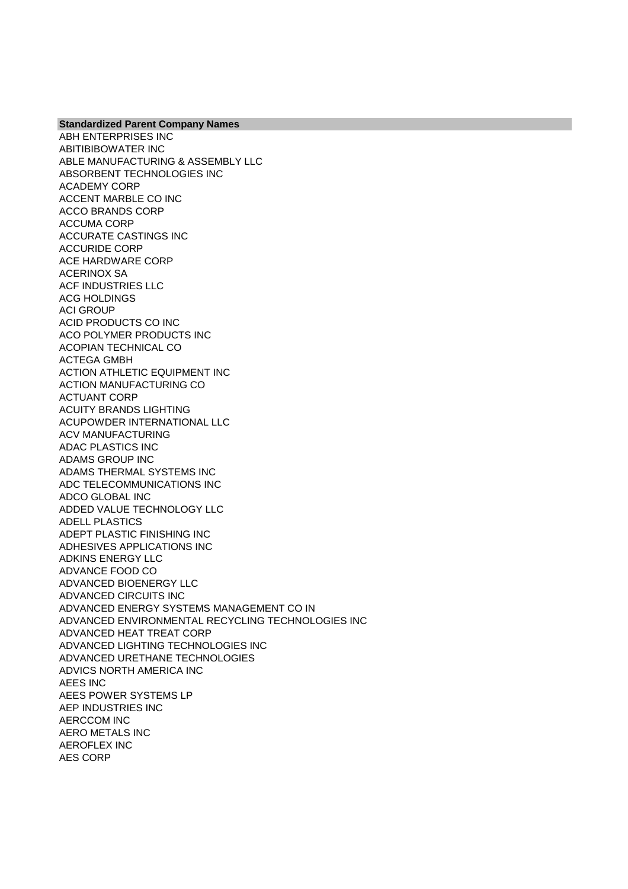| Standardized Parent Company Names |
|---|
| ABH ENTERPRISES INC |
| ABITIBIBOWATER INC |
| ABLE MANUFACTURING & ASSEMBLY LLC |
| ABSORBENT TECHNOLOGIES INC |
| ACADEMY CORP |
| ACCENT MARBLE CO INC |
| ACCO BRANDS CORP |
| ACCUMA CORP |
| ACCURATE CASTINGS INC |
| ACCURIDE CORP |
| ACE HARDWARE CORP |
| ACERINOX SA |
| ACF INDUSTRIES LLC |
| ACG HOLDINGS |
| ACI GROUP |
| ACID PRODUCTS CO INC |
| ACO POLYMER PRODUCTS INC |
| ACOPIAN TECHNICAL CO |
| ACTEGA GMBH |
| ACTION ATHLETIC EQUIPMENT INC |
| ACTION MANUFACTURING CO |
| ACTUANT CORP |
| ACUITY BRANDS LIGHTING |
| ACUPOWDER INTERNATIONAL LLC |
| ACV MANUFACTURING |
| ADAC PLASTICS INC |
| ADAMS GROUP INC |
| ADAMS THERMAL SYSTEMS INC |
| ADC TELECOMMUNICATIONS INC |
| ADCO GLOBAL INC |
| ADDED VALUE TECHNOLOGY LLC |
| ADELL PLASTICS |
| ADEPT PLASTIC FINISHING INC |
| ADHESIVES APPLICATIONS INC |
| ADKINS ENERGY LLC |
| ADVANCE FOOD CO |
| ADVANCED BIOENERGY LLC |
| ADVANCED CIRCUITS INC |
| ADVANCED ENERGY SYSTEMS MANAGEMENT CO IN |
| ADVANCED ENVIRONMENTAL RECYCLING TECHNOLOGIES INC |
| ADVANCED HEAT TREAT CORP |
| ADVANCED LIGHTING TECHNOLOGIES INC |
| ADVANCED URETHANE TECHNOLOGIES |
| ADVICS NORTH AMERICA INC |
| AEES INC |
| AEES POWER SYSTEMS LP |
| AEP INDUSTRIES INC |
| AERCCOM INC |
| AERO METALS INC |
| AEROFLEX INC |
| AES CORP |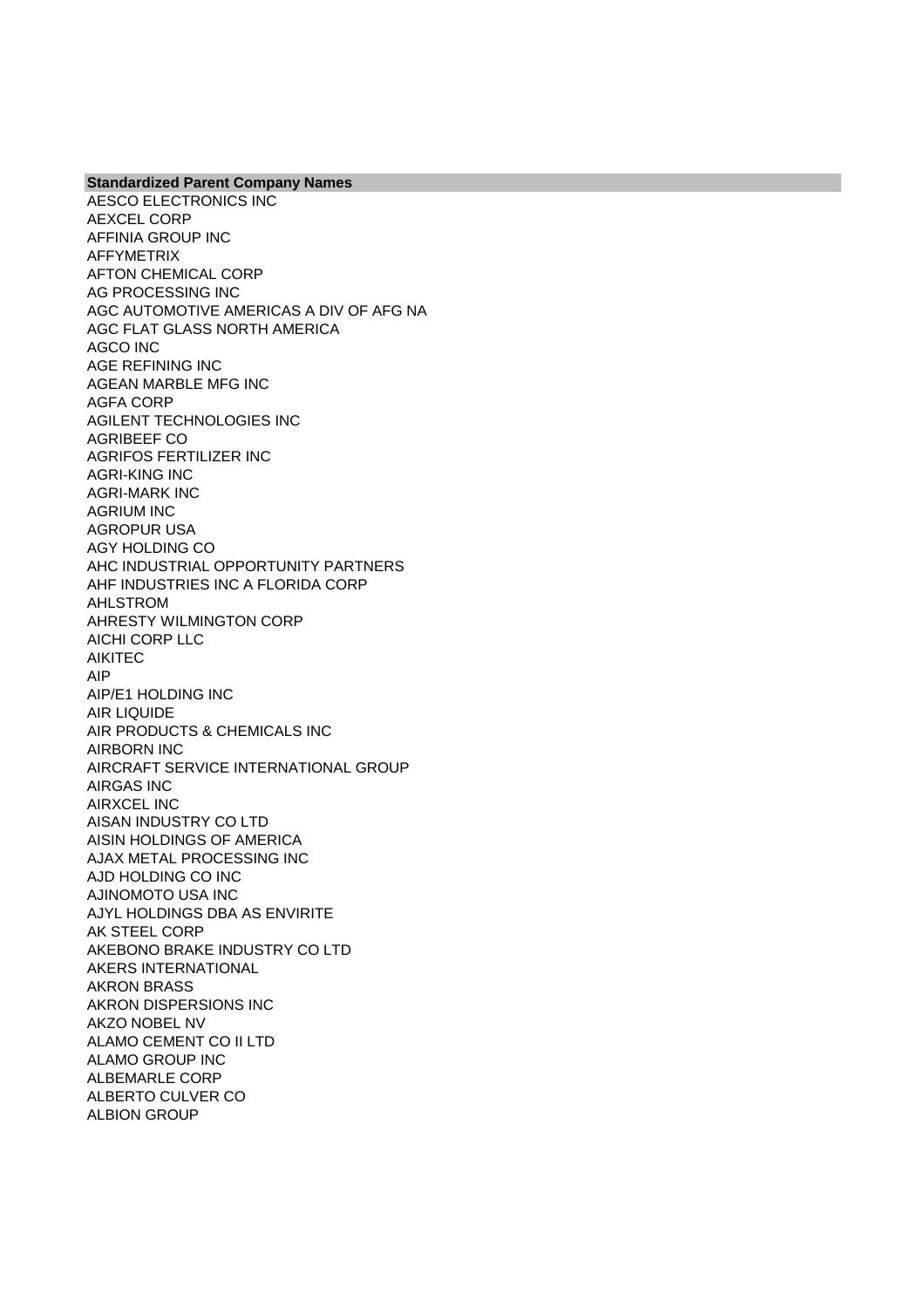| Standardized Parent Company Names |
| --- |
| AESCO ELECTRONICS INC |
| AEXCEL CORP |
| AFFINIA GROUP INC |
| AFFYMETRIX |
| AFTON CHEMICAL CORP |
| AG PROCESSING INC |
| AGC AUTOMOTIVE AMERICAS A DIV OF AFG NA |
| AGC FLAT GLASS NORTH AMERICA |
| AGCO INC |
| AGE REFINING INC |
| AGEAN MARBLE MFG INC |
| AGFA CORP |
| AGILENT TECHNOLOGIES INC |
| AGRIBEEF CO |
| AGRIFOS FERTILIZER INC |
| AGRI-KING INC |
| AGRI-MARK INC |
| AGRIUM INC |
| AGROPUR USA |
| AGY HOLDING CO |
| AHC INDUSTRIAL OPPORTUNITY PARTNERS |
| AHF INDUSTRIES INC A FLORIDA CORP |
| AHLSTROM |
| AHRESTY WILMINGTON CORP |
| AICHI CORP LLC |
| AIKITEC |
| AIP |
| AIP/E1 HOLDING INC |
| AIR LIQUIDE |
| AIR PRODUCTS & CHEMICALS INC |
| AIRBORN INC |
| AIRCRAFT SERVICE INTERNATIONAL GROUP |
| AIRGAS INC |
| AIRXCEL INC |
| AISAN INDUSTRY CO LTD |
| AISIN HOLDINGS OF AMERICA |
| AJAX METAL PROCESSING INC |
| AJD HOLDING CO INC |
| AJINOMOTO USA INC |
| AJYL HOLDINGS DBA AS ENVIRITE |
| AK STEEL CORP |
| AKEBONO BRAKE INDUSTRY CO LTD |
| AKERS INTERNATIONAL |
| AKRON BRASS |
| AKRON DISPERSIONS INC |
| AKZO NOBEL NV |
| ALAMO CEMENT CO II LTD |
| ALAMO GROUP INC |
| ALBEMARLE CORP |
| ALBERTO CULVER CO |
| ALBION GROUP |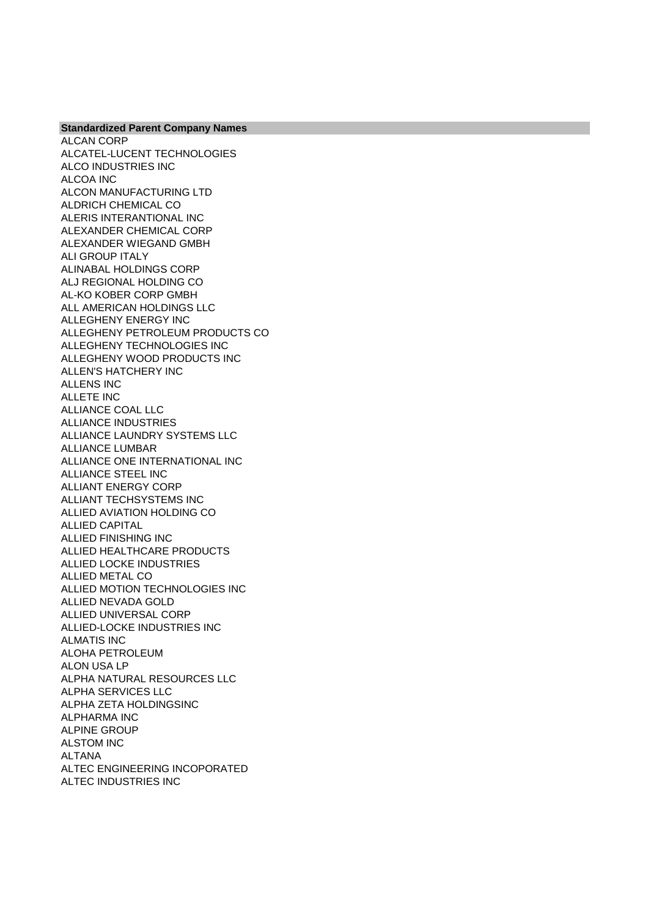| Standardized Parent Company Names |
| --- |
| ALCAN CORP |
| ALCATEL-LUCENT TECHNOLOGIES |
| ALCO INDUSTRIES INC |
| ALCOA INC |
| ALCON MANUFACTURING LTD |
| ALDRICH CHEMICAL CO |
| ALERIS INTERANTIONAL INC |
| ALEXANDER CHEMICAL CORP |
| ALEXANDER WIEGAND GMBH |
| ALI GROUP ITALY |
| ALINABAL HOLDINGS CORP |
| ALJ REGIONAL HOLDING CO |
| AL-KO KOBER CORP GMBH |
| ALL AMERICAN HOLDINGS LLC |
| ALLEGHENY ENERGY INC |
| ALLEGHENY PETROLEUM PRODUCTS CO |
| ALLEGHENY TECHNOLOGIES INC |
| ALLEGHENY WOOD PRODUCTS INC |
| ALLEN'S HATCHERY INC |
| ALLENS INC |
| ALLETE INC |
| ALLIANCE COAL LLC |
| ALLIANCE INDUSTRIES |
| ALLIANCE LAUNDRY SYSTEMS LLC |
| ALLIANCE LUMBAR |
| ALLIANCE ONE INTERNATIONAL INC |
| ALLIANCE STEEL INC |
| ALLIANT ENERGY CORP |
| ALLIANT TECHSYSTEMS INC |
| ALLIED AVIATION HOLDING CO |
| ALLIED CAPITAL |
| ALLIED FINISHING INC |
| ALLIED HEALTHCARE PRODUCTS |
| ALLIED LOCKE INDUSTRIES |
| ALLIED METAL CO |
| ALLIED MOTION TECHNOLOGIES INC |
| ALLIED NEVADA GOLD |
| ALLIED UNIVERSAL CORP |
| ALLIED-LOCKE INDUSTRIES INC |
| ALMATIS INC |
| ALOHA PETROLEUM |
| ALON USA LP |
| ALPHA NATURAL RESOURCES LLC |
| ALPHA SERVICES LLC |
| ALPHA ZETA HOLDINGSINC |
| ALPHARMA INC |
| ALPINE GROUP |
| ALSTOM INC |
| ALTANA |
| ALTEC ENGINEERING INCOPORATED |
| ALTEC INDUSTRIES INC |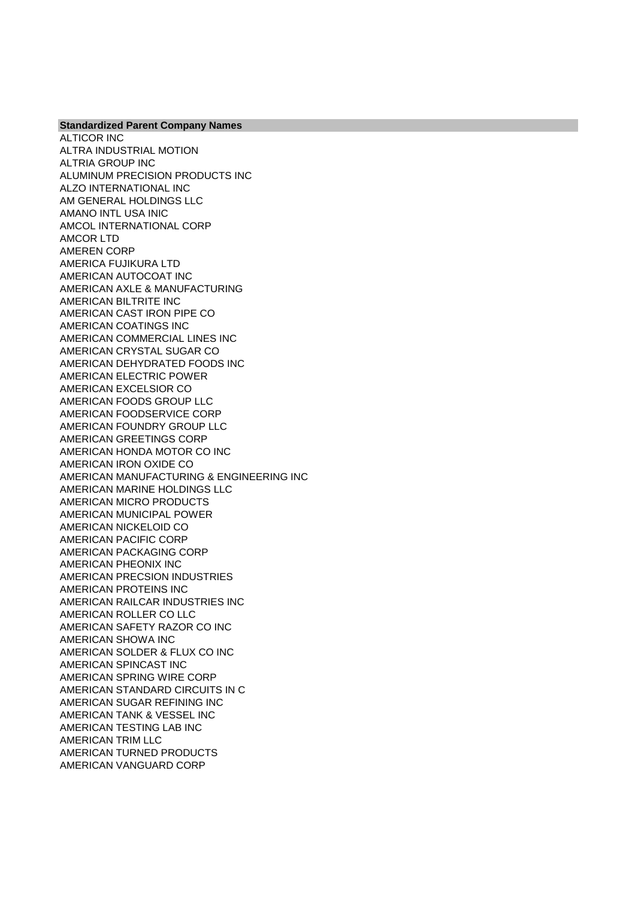| Standardized Parent Company Names |
| --- |
| ALTICOR INC |
| ALTRA INDUSTRIAL MOTION |
| ALTRIA GROUP INC |
| ALUMINUM PRECISION PRODUCTS INC |
| ALZO INTERNATIONAL INC |
| AM GENERAL HOLDINGS LLC |
| AMANO INTL USA INIC |
| AMCOL INTERNATIONAL CORP |
| AMCOR LTD |
| AMEREN CORP |
| AMERICA FUJIKURA LTD |
| AMERICAN AUTOCOAT INC |
| AMERICAN AXLE & MANUFACTURING |
| AMERICAN BILTRITE INC |
| AMERICAN CAST IRON PIPE CO |
| AMERICAN COATINGS INC |
| AMERICAN COMMERCIAL LINES INC |
| AMERICAN CRYSTAL SUGAR CO |
| AMERICAN DEHYDRATED FOODS INC |
| AMERICAN ELECTRIC POWER |
| AMERICAN EXCELSIOR CO |
| AMERICAN FOODS GROUP LLC |
| AMERICAN FOODSERVICE CORP |
| AMERICAN FOUNDRY GROUP LLC |
| AMERICAN GREETINGS CORP |
| AMERICAN HONDA MOTOR CO INC |
| AMERICAN IRON OXIDE CO |
| AMERICAN MANUFACTURING & ENGINEERING INC |
| AMERICAN MARINE HOLDINGS LLC |
| AMERICAN MICRO PRODUCTS |
| AMERICAN MUNICIPAL POWER |
| AMERICAN NICKELOID CO |
| AMERICAN PACIFIC CORP |
| AMERICAN PACKAGING CORP |
| AMERICAN PHEONIX INC |
| AMERICAN PRECSION INDUSTRIES |
| AMERICAN PROTEINS INC |
| AMERICAN RAILCAR INDUSTRIES INC |
| AMERICAN ROLLER CO LLC |
| AMERICAN SAFETY RAZOR CO INC |
| AMERICAN SHOWA INC |
| AMERICAN SOLDER & FLUX CO INC |
| AMERICAN SPINCAST INC |
| AMERICAN SPRING WIRE CORP |
| AMERICAN STANDARD CIRCUITS IN C |
| AMERICAN SUGAR REFINING INC |
| AMERICAN TANK & VESSEL INC |
| AMERICAN TESTING LAB INC |
| AMERICAN TRIM LLC |
| AMERICAN TURNED PRODUCTS |
| AMERICAN VANGUARD CORP |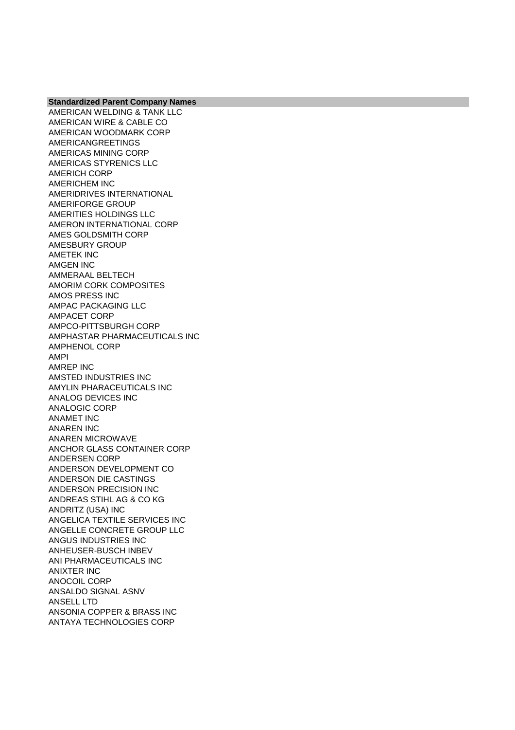| Standardized Parent Company Names |
| --- |
| AMERICAN WELDING & TANK LLC |
| AMERICAN WIRE & CABLE CO |
| AMERICAN WOODMARK CORP |
| AMERICANGREETINGS |
| AMERICAS MINING CORP |
| AMERICAS STYRENICS LLC |
| AMERICH CORP |
| AMERICHEM INC |
| AMERIDRIVES INTERNATIONAL |
| AMERIFORGE GROUP |
| AMERITIES HOLDINGS LLC |
| AMERON INTERNATIONAL CORP |
| AMES GOLDSMITH CORP |
| AMESBURY GROUP |
| AMETEK INC |
| AMGEN INC |
| AMMERAAL BELTECH |
| AMORIM CORK COMPOSITES |
| AMOS PRESS INC |
| AMPAC PACKAGING LLC |
| AMPACET CORP |
| AMPCO-PITTSBURGH CORP |
| AMPHASTAR PHARMACEUTICALS INC |
| AMPHENOL CORP |
| AMPI |
| AMREP INC |
| AMSTED INDUSTRIES INC |
| AMYLIN PHARACEUTICALS INC |
| ANALOG DEVICES INC |
| ANALOGIC CORP |
| ANAMET INC |
| ANAREN INC |
| ANAREN MICROWAVE |
| ANCHOR GLASS CONTAINER CORP |
| ANDERSEN CORP |
| ANDERSON DEVELOPMENT CO |
| ANDERSON DIE CASTINGS |
| ANDERSON PRECISION INC |
| ANDREAS STIHL AG & CO KG |
| ANDRITZ (USA) INC |
| ANGELICA TEXTILE SERVICES INC |
| ANGELLE CONCRETE GROUP LLC |
| ANGUS INDUSTRIES INC |
| ANHEUSER-BUSCH INBEV |
| ANI PHARMACEUTICALS INC |
| ANIXTER INC |
| ANOCOIL CORP |
| ANSALDO SIGNAL ASNV |
| ANSELL LTD |
| ANSONIA COPPER & BRASS INC |
| ANTAYA TECHNOLOGIES CORP |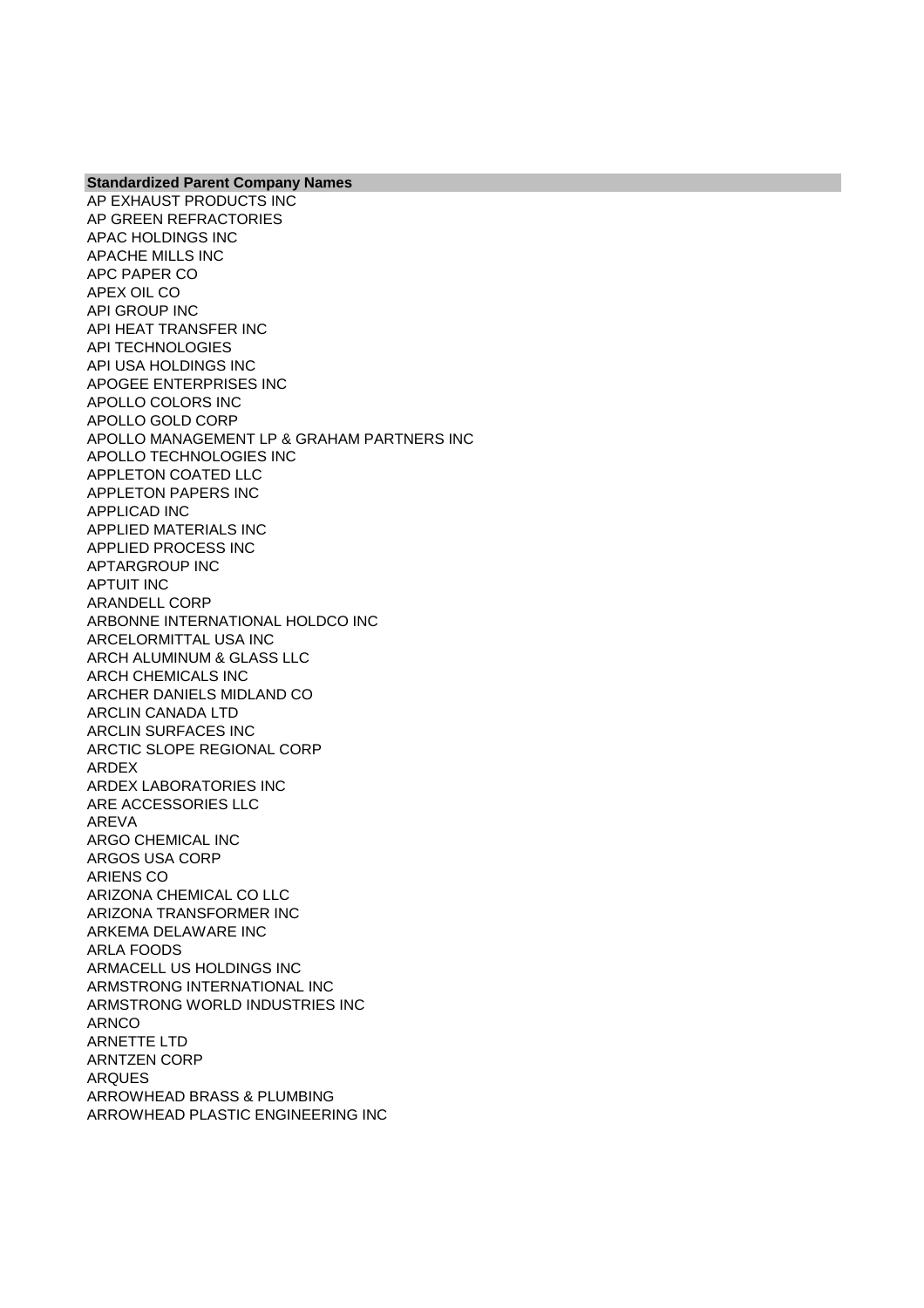| Standardized Parent Company Names |
|---|
| AP EXHAUST PRODUCTS INC |
| AP GREEN REFRACTORIES |
| APAC HOLDINGS INC |
| APACHE MILLS INC |
| APC PAPER CO |
| APEX OIL CO |
| API GROUP INC |
| API HEAT TRANSFER INC |
| API TECHNOLOGIES |
| API USA HOLDINGS INC |
| APOGEE ENTERPRISES INC |
| APOLLO COLORS INC |
| APOLLO GOLD CORP |
| APOLLO MANAGEMENT LP & GRAHAM PARTNERS INC |
| APOLLO TECHNOLOGIES INC |
| APPLETON COATED LLC |
| APPLETON PAPERS INC |
| APPLICAD INC |
| APPLIED MATERIALS INC |
| APPLIED PROCESS INC |
| APTARGROUP INC |
| APTUIT INC |
| ARANDELL CORP |
| ARBONNE INTERNATIONAL HOLDCO INC |
| ARCELORMITTAL USA INC |
| ARCH ALUMINUM & GLASS LLC |
| ARCH CHEMICALS INC |
| ARCHER DANIELS MIDLAND CO |
| ARCLIN CANADA LTD |
| ARCLIN SURFACES INC |
| ARCTIC SLOPE REGIONAL CORP |
| ARDEX |
| ARDEX LABORATORIES INC |
| ARE ACCESSORIES LLC |
| AREVA |
| ARGO CHEMICAL INC |
| ARGOS USA CORP |
| ARIENS CO |
| ARIZONA CHEMICAL CO LLC |
| ARIZONA TRANSFORMER INC |
| ARKEMA DELAWARE INC |
| ARLA FOODS |
| ARMACELL US HOLDINGS INC |
| ARMSTRONG INTERNATIONAL INC |
| ARMSTRONG WORLD INDUSTRIES INC |
| ARNCO |
| ARNETTE LTD |
| ARNTZEN CORP |
| ARQUES |
| ARROWHEAD BRASS & PLUMBING |
| ARROWHEAD PLASTIC ENGINEERING INC |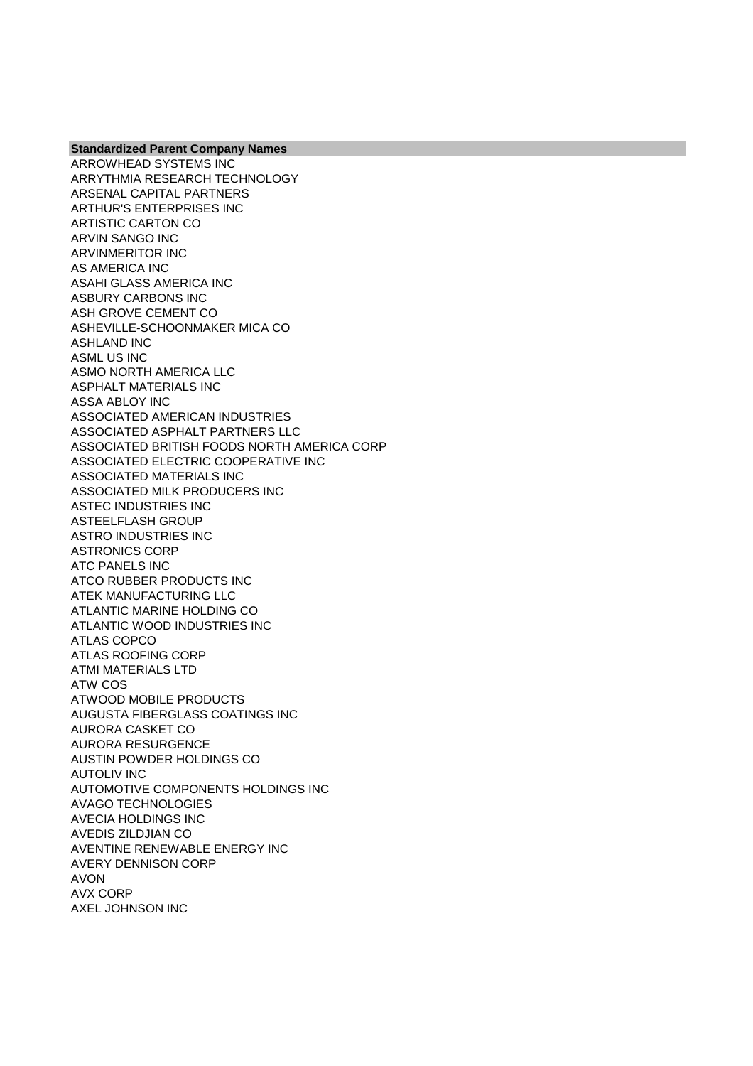| Standardized Parent Company Names |
|---|
| ARROWHEAD SYSTEMS INC |
| ARRYTHMIA RESEARCH TECHNOLOGY |
| ARSENAL CAPITAL PARTNERS |
| ARTHUR'S ENTERPRISES INC |
| ARTISTIC CARTON CO |
| ARVIN SANGO INC |
| ARVINMERITOR INC |
| AS AMERICA INC |
| ASAHI GLASS AMERICA INC |
| ASBURY CARBONS INC |
| ASH GROVE CEMENT CO |
| ASHEVILLE-SCHOONMAKER MICA CO |
| ASHLAND INC |
| ASML US INC |
| ASMO NORTH AMERICA LLC |
| ASPHALT MATERIALS INC |
| ASSA ABLOY INC |
| ASSOCIATED AMERICAN INDUSTRIES |
| ASSOCIATED ASPHALT PARTNERS LLC |
| ASSOCIATED BRITISH FOODS NORTH AMERICA CORP |
| ASSOCIATED ELECTRIC COOPERATIVE INC |
| ASSOCIATED MATERIALS INC |
| ASSOCIATED MILK PRODUCERS INC |
| ASTEC INDUSTRIES INC |
| ASTEELFLASH GROUP |
| ASTRO INDUSTRIES INC |
| ASTRONICS CORP |
| ATC PANELS INC |
| ATCO RUBBER PRODUCTS INC |
| ATEK MANUFACTURING LLC |
| ATLANTIC MARINE HOLDING CO |
| ATLANTIC WOOD INDUSTRIES INC |
| ATLAS COPCO |
| ATLAS ROOFING CORP |
| ATMI MATERIALS LTD |
| ATW COS |
| ATWOOD MOBILE PRODUCTS |
| AUGUSTA FIBERGLASS COATINGS INC |
| AURORA CASKET CO |
| AURORA RESURGENCE |
| AUSTIN POWDER HOLDINGS CO |
| AUTOLIV INC |
| AUTOMOTIVE COMPONENTS HOLDINGS INC |
| AVAGO TECHNOLOGIES |
| AVECIA HOLDINGS INC |
| AVEDIS ZILDJIAN CO |
| AVENTINE RENEWABLE ENERGY INC |
| AVERY DENNISON CORP |
| AVON |
| AVX CORP |
| AXEL JOHNSON INC |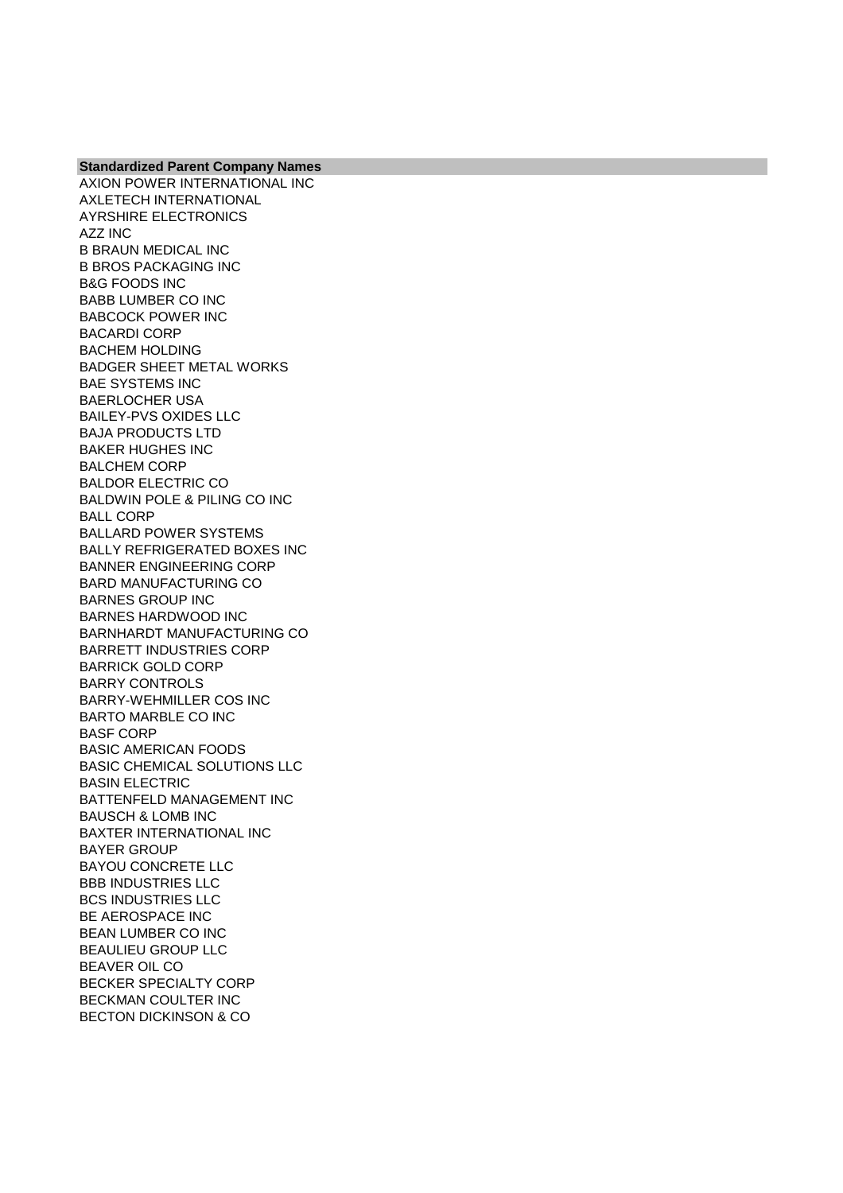| Standardized Parent Company Names |
|---|
| AXION POWER INTERNATIONAL INC |
| AXLETECH INTERNATIONAL |
| AYRSHIRE ELECTRONICS |
| AZZ INC |
| B BRAUN MEDICAL INC |
| B BROS PACKAGING INC |
| B&G FOODS INC |
| BABB LUMBER CO INC |
| BABCOCK POWER INC |
| BACARDI CORP |
| BACHEM HOLDING |
| BADGER SHEET METAL WORKS |
| BAE SYSTEMS INC |
| BAERLOCHER USA |
| BAILEY-PVS OXIDES LLC |
| BAJA PRODUCTS LTD |
| BAKER HUGHES INC |
| BALCHEM CORP |
| BALDOR ELECTRIC CO |
| BALDWIN POLE & PILING CO INC |
| BALL CORP |
| BALLARD POWER SYSTEMS |
| BALLY REFRIGERATED BOXES INC |
| BANNER ENGINEERING CORP |
| BARD MANUFACTURING CO |
| BARNES GROUP INC |
| BARNES HARDWOOD INC |
| BARNHARDT MANUFACTURING CO |
| BARRETT INDUSTRIES CORP |
| BARRICK GOLD CORP |
| BARRY CONTROLS |
| BARRY-WEHMILLER COS INC |
| BARTO MARBLE CO INC |
| BASF CORP |
| BASIC AMERICAN FOODS |
| BASIC CHEMICAL SOLUTIONS LLC |
| BASIN ELECTRIC |
| BATTENFELD MANAGEMENT INC |
| BAUSCH & LOMB INC |
| BAXTER INTERNATIONAL INC |
| BAYER GROUP |
| BAYOU CONCRETE LLC |
| BBB INDUSTRIES LLC |
| BCS INDUSTRIES LLC |
| BE AEROSPACE INC |
| BEAN LUMBER CO INC |
| BEAULIEU GROUP LLC |
| BEAVER OIL CO |
| BECKER SPECIALTY CORP |
| BECKMAN COULTER INC |
| BECTON DICKINSON & CO |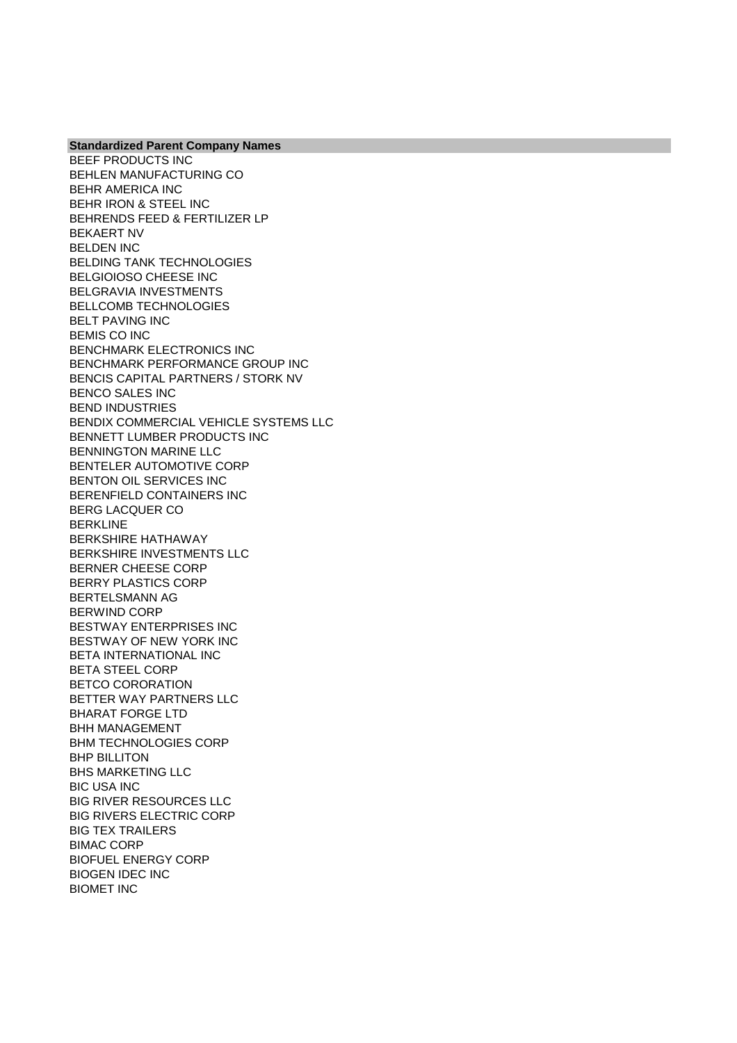| Standardized Parent Company Names |
| --- |
| BEEF PRODUCTS INC |
| BEHLEN MANUFACTURING CO |
| BEHR AMERICA INC |
| BEHR IRON & STEEL INC |
| BEHRENDS FEED & FERTILIZER LP |
| BEKAERT NV |
| BELDEN INC |
| BELDING TANK TECHNOLOGIES |
| BELGIOIOSO CHEESE INC |
| BELGRAVIA INVESTMENTS |
| BELLCOMB TECHNOLOGIES |
| BELT PAVING INC |
| BEMIS CO INC |
| BENCHMARK ELECTRONICS INC |
| BENCHMARK PERFORMANCE GROUP INC |
| BENCIS CAPITAL PARTNERS / STORK NV |
| BENCO SALES INC |
| BEND INDUSTRIES |
| BENDIX COMMERCIAL VEHICLE SYSTEMS LLC |
| BENNETT LUMBER PRODUCTS INC |
| BENNINGTON MARINE LLC |
| BENTELER AUTOMOTIVE CORP |
| BENTON OIL SERVICES INC |
| BERENFIELD CONTAINERS INC |
| BERG LACQUER CO |
| BERKLINE |
| BERKSHIRE HATHAWAY |
| BERKSHIRE INVESTMENTS LLC |
| BERNER CHEESE CORP |
| BERRY PLASTICS CORP |
| BERTELSMANN AG |
| BERWIND CORP |
| BESTWAY ENTERPRISES INC |
| BESTWAY OF NEW YORK INC |
| BETA INTERNATIONAL INC |
| BETA STEEL CORP |
| BETCO CORORATION |
| BETTER WAY PARTNERS LLC |
| BHARAT FORGE LTD |
| BHH MANAGEMENT |
| BHM TECHNOLOGIES CORP |
| BHP BILLITON |
| BHS MARKETING LLC |
| BIC USA INC |
| BIG RIVER RESOURCES LLC |
| BIG RIVERS ELECTRIC CORP |
| BIG TEX TRAILERS |
| BIMAC CORP |
| BIOFUEL ENERGY CORP |
| BIOGEN IDEC INC |
| BIOMET INC |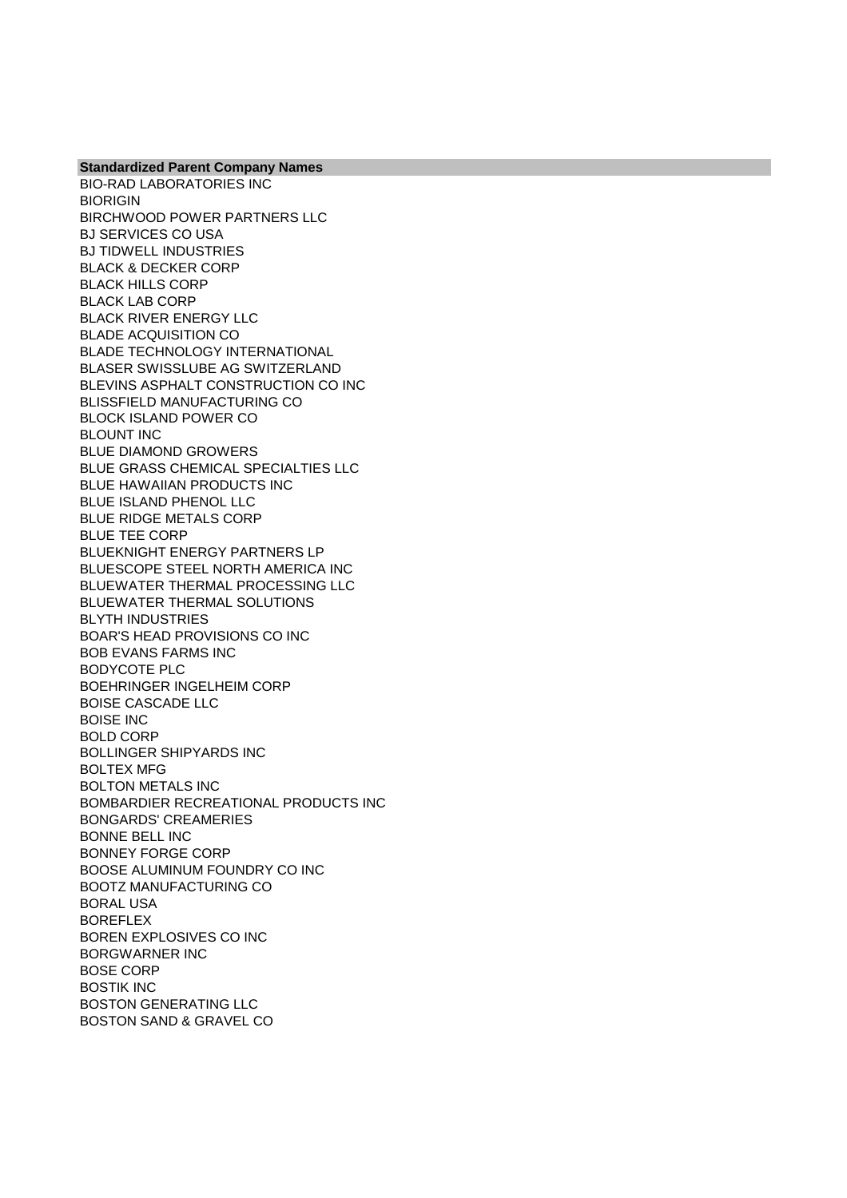| Standardized Parent Company Names |
| --- |
| BIO-RAD LABORATORIES INC |
| BIORIGIN |
| BIRCHWOOD POWER PARTNERS LLC |
| BJ SERVICES CO USA |
| BJ TIDWELL INDUSTRIES |
| BLACK & DECKER CORP |
| BLACK HILLS CORP |
| BLACK LAB CORP |
| BLACK RIVER ENERGY LLC |
| BLADE ACQUISITION CO |
| BLADE TECHNOLOGY INTERNATIONAL |
| BLASER SWISSLUBE AG SWITZERLAND |
| BLEVINS ASPHALT CONSTRUCTION CO INC |
| BLISSFIELD MANUFACTURING CO |
| BLOCK ISLAND POWER CO |
| BLOUNT INC |
| BLUE DIAMOND GROWERS |
| BLUE GRASS CHEMICAL SPECIALTIES LLC |
| BLUE HAWAIIAN PRODUCTS INC |
| BLUE ISLAND PHENOL LLC |
| BLUE RIDGE METALS CORP |
| BLUE TEE CORP |
| BLUEKNIGHT ENERGY PARTNERS LP |
| BLUESCOPE STEEL NORTH AMERICA INC |
| BLUEWATER THERMAL PROCESSING LLC |
| BLUEWATER THERMAL SOLUTIONS |
| BLYTH INDUSTRIES |
| BOAR'S HEAD PROVISIONS CO INC |
| BOB EVANS FARMS INC |
| BODYCOTE PLC |
| BOEHRINGER INGELHEIM CORP |
| BOISE CASCADE LLC |
| BOISE INC |
| BOLD CORP |
| BOLLINGER SHIPYARDS INC |
| BOLTEX MFG |
| BOLTON METALS INC |
| BOMBARDIER RECREATIONAL PRODUCTS INC |
| BONGARDS' CREAMERIES |
| BONNE BELL INC |
| BONNEY FORGE CORP |
| BOOSE ALUMINUM FOUNDRY CO INC |
| BOOTZ MANUFACTURING CO |
| BORAL USA |
| BOREFLEX |
| BOREN EXPLOSIVES CO INC |
| BORGWARNER INC |
| BOSE CORP |
| BOSTIK INC |
| BOSTON GENERATING LLC |
| BOSTON SAND & GRAVEL CO |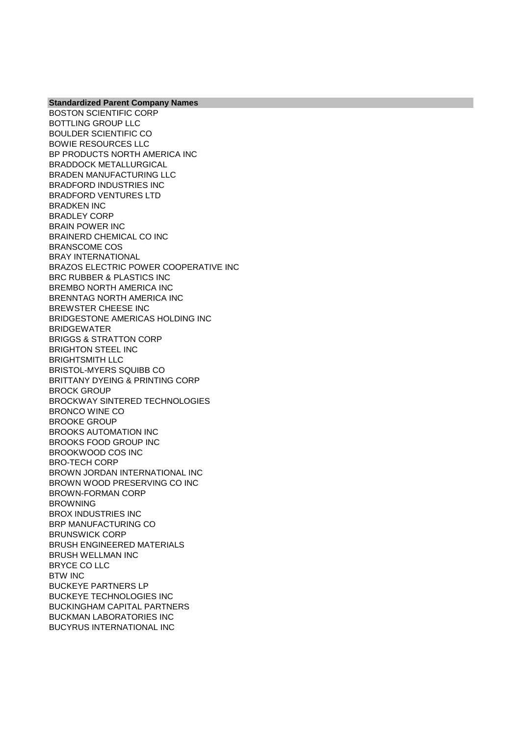| Standardized Parent Company Names |
| --- |
| BOSTON SCIENTIFIC CORP |
| BOTTLING GROUP LLC |
| BOULDER SCIENTIFIC CO |
| BOWIE RESOURCES LLC |
| BP PRODUCTS NORTH AMERICA INC |
| BRADDOCK METALLURGICAL |
| BRADEN MANUFACTURING LLC |
| BRADFORD INDUSTRIES INC |
| BRADFORD VENTURES LTD |
| BRADKEN INC |
| BRADLEY CORP |
| BRAIN POWER INC |
| BRAINERD CHEMICAL CO INC |
| BRANSCOME COS |
| BRAY INTERNATIONAL |
| BRAZOS ELECTRIC POWER COOPERATIVE INC |
| BRC RUBBER & PLASTICS INC |
| BREMBO NORTH AMERICA INC |
| BRENNTAG NORTH AMERICA INC |
| BREWSTER CHEESE INC |
| BRIDGESTONE AMERICAS HOLDING INC |
| BRIDGEWATER |
| BRIGGS & STRATTON CORP |
| BRIGHTON STEEL INC |
| BRIGHTSMITH LLC |
| BRISTOL-MYERS SQUIBB CO |
| BRITTANY DYEING & PRINTING CORP |
| BROCK GROUP |
| BROCKWAY SINTERED TECHNOLOGIES |
| BRONCO WINE CO |
| BROOKE GROUP |
| BROOKS AUTOMATION INC |
| BROOKS FOOD GROUP INC |
| BROOKWOOD COS INC |
| BRO-TECH CORP |
| BROWN JORDAN INTERNATIONAL INC |
| BROWN WOOD PRESERVING CO INC |
| BROWN-FORMAN CORP |
| BROWNING |
| BROX INDUSTRIES INC |
| BRP MANUFACTURING CO |
| BRUNSWICK CORP |
| BRUSH ENGINEERED MATERIALS |
| BRUSH WELLMAN INC |
| BRYCE CO LLC |
| BTW INC |
| BUCKEYE PARTNERS LP |
| BUCKEYE TECHNOLOGIES INC |
| BUCKINGHAM CAPITAL PARTNERS |
| BUCKMAN LABORATORIES INC |
| BUCYRUS INTERNATIONAL INC |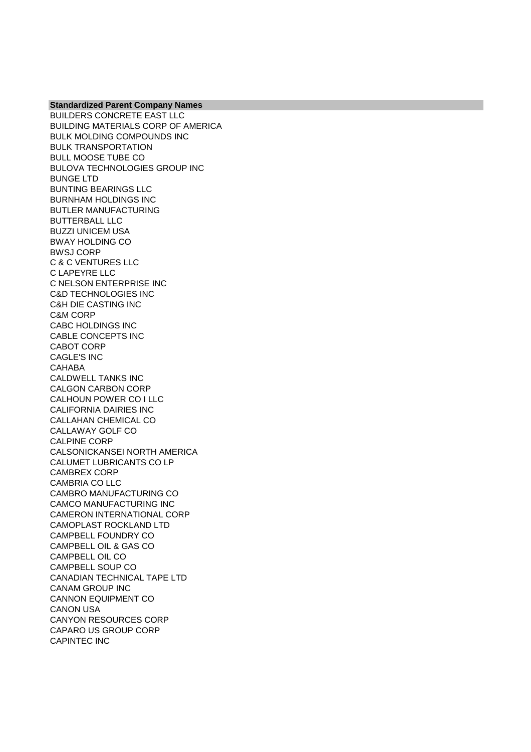| Standardized Parent Company Names |
|---|
| BUILDERS CONCRETE EAST LLC |
| BUILDING MATERIALS CORP OF AMERICA |
| BULK MOLDING COMPOUNDS INC |
| BULK TRANSPORTATION |
| BULL MOOSE TUBE CO |
| BULOVA TECHNOLOGIES GROUP INC |
| BUNGE LTD |
| BUNTING BEARINGS LLC |
| BURNHAM HOLDINGS INC |
| BUTLER MANUFACTURING |
| BUTTERBALL LLC |
| BUZZI UNICEM USA |
| BWAY HOLDING CO |
| BWSJ CORP |
| C & C VENTURES LLC |
| C LAPEYRE LLC |
| C NELSON ENTERPRISE INC |
| C&D TECHNOLOGIES INC |
| C&H DIE CASTING INC |
| C&M CORP |
| CABC HOLDINGS INC |
| CABLE CONCEPTS INC |
| CABOT CORP |
| CAGLE'S INC |
| CAHABA |
| CALDWELL TANKS INC |
| CALGON CARBON CORP |
| CALHOUN POWER CO I LLC |
| CALIFORNIA DAIRIES INC |
| CALLAHAN CHEMICAL CO |
| CALLAWAY GOLF CO |
| CALPINE CORP |
| CALSONICKANSEI NORTH AMERICA |
| CALUMET LUBRICANTS CO LP |
| CAMBREX CORP |
| CAMBRIA CO LLC |
| CAMBRO MANUFACTURING CO |
| CAMCO MANUFACTURING INC |
| CAMERON INTERNATIONAL CORP |
| CAMOPLAST ROCKLAND LTD |
| CAMPBELL FOUNDRY CO |
| CAMPBELL OIL & GAS CO |
| CAMPBELL OIL CO |
| CAMPBELL SOUP CO |
| CANADIAN TECHNICAL TAPE LTD |
| CANAM GROUP INC |
| CANNON EQUIPMENT CO |
| CANON USA |
| CANYON RESOURCES CORP |
| CAPARO US GROUP CORP |
| CAPINTEC INC |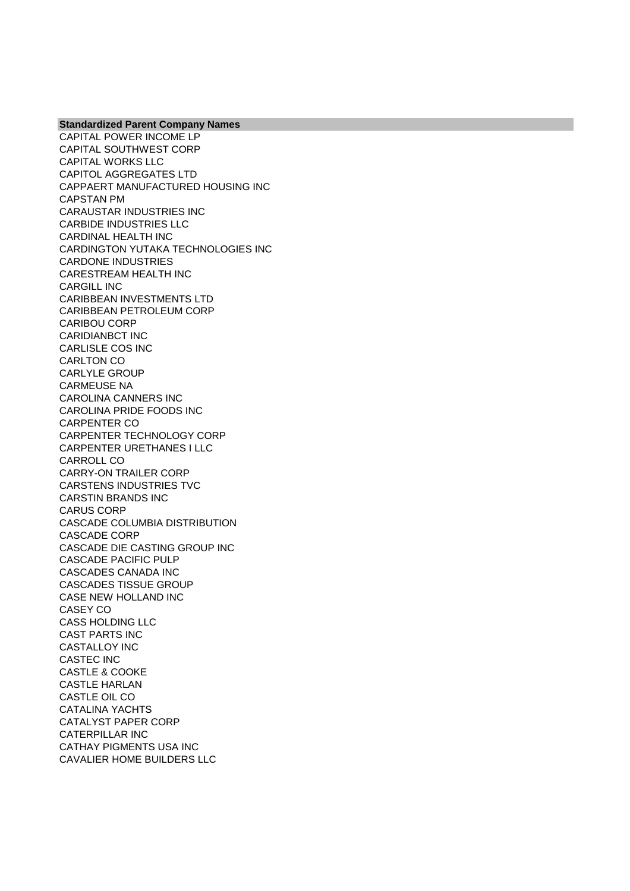| Standardized Parent Company Names |
| --- |
| CAPITAL POWER INCOME LP |
| CAPITAL SOUTHWEST CORP |
| CAPITAL WORKS LLC |
| CAPITOL AGGREGATES LTD |
| CAPPAERT MANUFACTURED HOUSING INC |
| CAPSTAN PM |
| CARAUSTAR INDUSTRIES INC |
| CARBIDE INDUSTRIES LLC |
| CARDINAL HEALTH INC |
| CARDINGTON YUTAKA TECHNOLOGIES INC |
| CARDONE INDUSTRIES |
| CARESTREAM HEALTH INC |
| CARGILL INC |
| CARIBBEAN INVESTMENTS LTD |
| CARIBBEAN PETROLEUM CORP |
| CARIBOU CORP |
| CARIDIANBCT INC |
| CARLISLE COS INC |
| CARLTON CO |
| CARLYLE GROUP |
| CARMEUSE NA |
| CAROLINA CANNERS INC |
| CAROLINA PRIDE FOODS INC |
| CARPENTER CO |
| CARPENTER TECHNOLOGY CORP |
| CARPENTER URETHANES I LLC |
| CARROLL CO |
| CARRY-ON TRAILER CORP |
| CARSTENS INDUSTRIES TVC |
| CARSTIN BRANDS INC |
| CARUS CORP |
| CASCADE COLUMBIA DISTRIBUTION |
| CASCADE CORP |
| CASCADE DIE CASTING GROUP INC |
| CASCADE PACIFIC PULP |
| CASCADES CANADA INC |
| CASCADES TISSUE GROUP |
| CASE NEW HOLLAND INC |
| CASEY CO |
| CASS HOLDING LLC |
| CAST PARTS INC |
| CASTALLOY INC |
| CASTEC INC |
| CASTLE & COOKE |
| CASTLE HARLAN |
| CASTLE OIL CO |
| CATALINA YACHTS |
| CATALYST PAPER CORP |
| CATERPILLAR INC |
| CATHAY PIGMENTS USA INC |
| CAVALIER HOME BUILDERS LLC |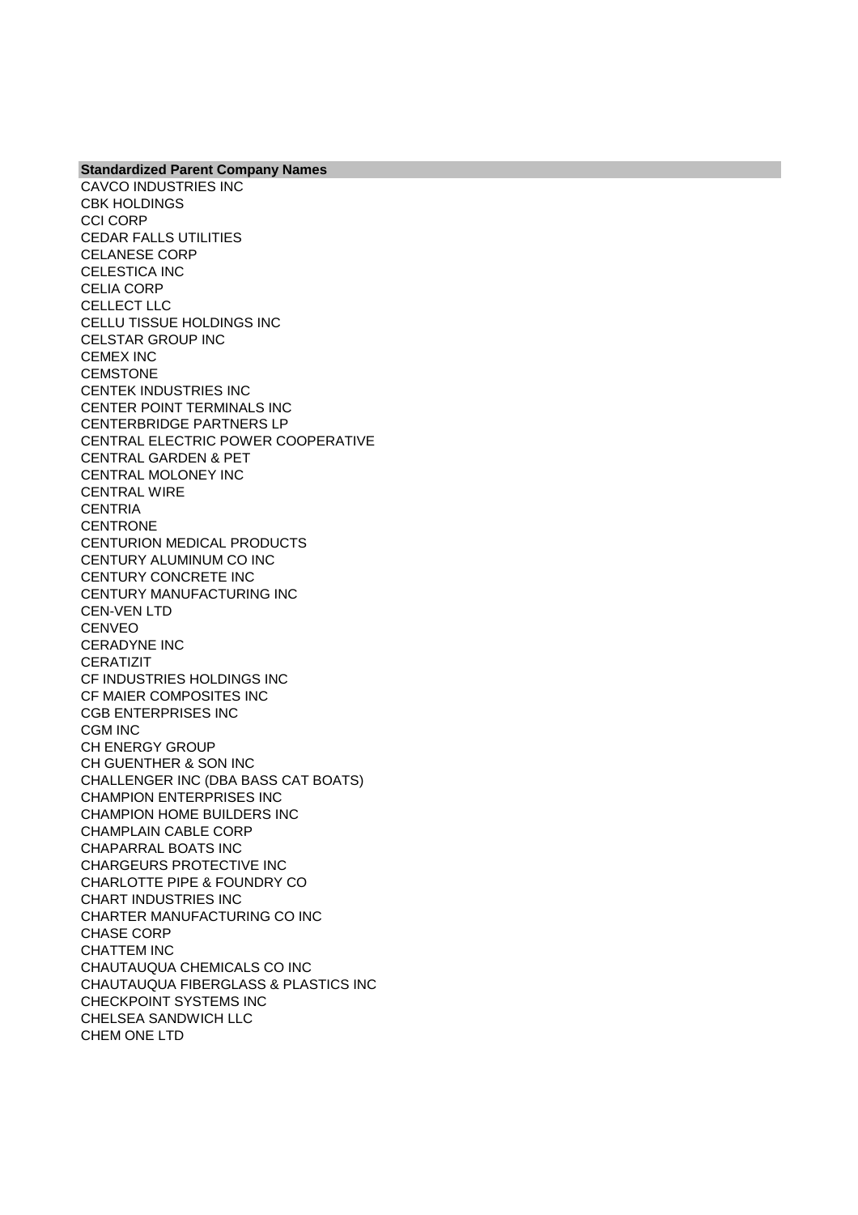| Standardized Parent Company Names |
| --- |
| CAVCO INDUSTRIES INC |
| CBK HOLDINGS |
| CCI CORP |
| CEDAR FALLS UTILITIES |
| CELANESE CORP |
| CELESTICA INC |
| CELIA CORP |
| CELLECT LLC |
| CELLU TISSUE HOLDINGS INC |
| CELSTAR GROUP INC |
| CEMEX INC |
| CEMSTONE |
| CENTEK INDUSTRIES INC |
| CENTER POINT TERMINALS INC |
| CENTERBRIDGE PARTNERS LP |
| CENTRAL ELECTRIC POWER COOPERATIVE |
| CENTRAL GARDEN & PET |
| CENTRAL MOLONEY INC |
| CENTRAL WIRE |
| CENTRIA |
| CENTRONE |
| CENTURION MEDICAL PRODUCTS |
| CENTURY ALUMINUM CO INC |
| CENTURY CONCRETE INC |
| CENTURY MANUFACTURING INC |
| CEN-VEN LTD |
| CENVEO |
| CERADYNE INC |
| CERATIZIT |
| CF INDUSTRIES HOLDINGS INC |
| CF MAIER COMPOSITES INC |
| CGB ENTERPRISES INC |
| CGM INC |
| CH ENERGY GROUP |
| CH GUENTHER & SON INC |
| CHALLENGER INC (DBA BASS CAT BOATS) |
| CHAMPION ENTERPRISES INC |
| CHAMPION HOME BUILDERS INC |
| CHAMPLAIN CABLE CORP |
| CHAPARRAL BOATS INC |
| CHARGEURS PROTECTIVE INC |
| CHARLOTTE PIPE & FOUNDRY CO |
| CHART INDUSTRIES INC |
| CHARTER MANUFACTURING CO INC |
| CHASE CORP |
| CHATTEM INC |
| CHAUTAUQUA CHEMICALS CO INC |
| CHAUTAUQUA FIBERGLASS & PLASTICS INC |
| CHECKPOINT SYSTEMS INC |
| CHELSEA SANDWICH LLC |
| CHEM ONE LTD |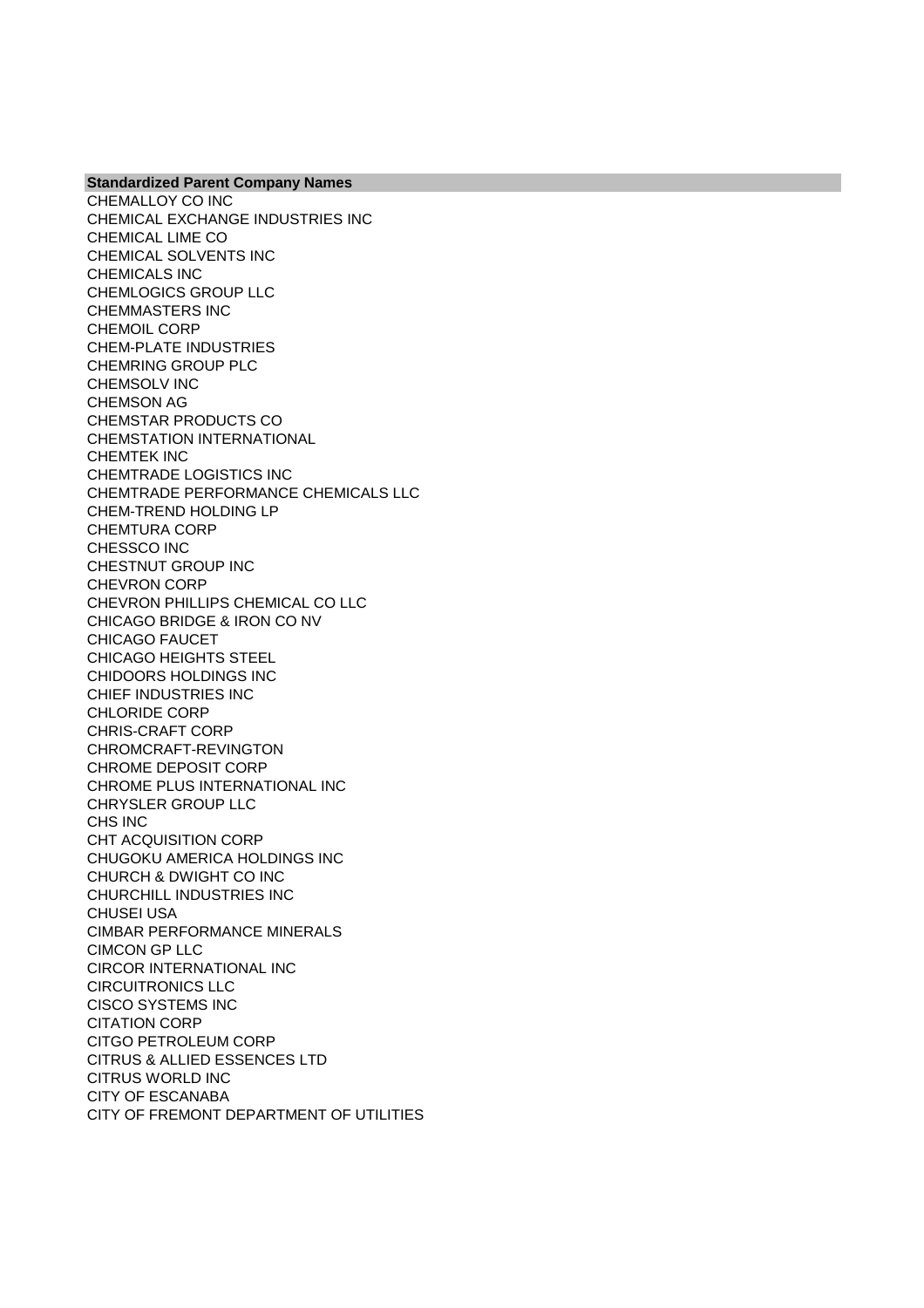| Standardized Parent Company Names |
|---|
| CHEMALLOY CO INC |
| CHEMICAL EXCHANGE INDUSTRIES INC |
| CHEMICAL LIME CO |
| CHEMICAL SOLVENTS INC |
| CHEMICALS INC |
| CHEMLOGICS GROUP LLC |
| CHEMMASTERS INC |
| CHEMOIL CORP |
| CHEM-PLATE INDUSTRIES |
| CHEMRING GROUP PLC |
| CHEMSOLV INC |
| CHEMSON AG |
| CHEMSTAR PRODUCTS CO |
| CHEMSTATION INTERNATIONAL |
| CHEMTEK INC |
| CHEMTRADE LOGISTICS INC |
| CHEMTRADE PERFORMANCE CHEMICALS LLC |
| CHEM-TREND HOLDING LP |
| CHEMTURA CORP |
| CHESSCO INC |
| CHESTNUT GROUP INC |
| CHEVRON CORP |
| CHEVRON PHILLIPS CHEMICAL CO LLC |
| CHICAGO BRIDGE & IRON CO NV |
| CHICAGO FAUCET |
| CHICAGO HEIGHTS STEEL |
| CHIDOORS HOLDINGS INC |
| CHIEF INDUSTRIES INC |
| CHLORIDE CORP |
| CHRIS-CRAFT CORP |
| CHROMCRAFT-REVINGTON |
| CHROME DEPOSIT CORP |
| CHROME PLUS INTERNATIONAL INC |
| CHRYSLER GROUP LLC |
| CHS INC |
| CHT ACQUISITION CORP |
| CHUGOKU AMERICA HOLDINGS INC |
| CHURCH & DWIGHT CO INC |
| CHURCHILL INDUSTRIES INC |
| CHUSEI USA |
| CIMBAR PERFORMANCE MINERALS |
| CIMCON GP LLC |
| CIRCOR INTERNATIONAL INC |
| CIRCUITRONICS LLC |
| CISCO SYSTEMS INC |
| CITATION CORP |
| CITGO PETROLEUM CORP |
| CITRUS & ALLIED ESSENCES LTD |
| CITRUS WORLD INC |
| CITY OF ESCANABA |
| CITY OF FREMONT DEPARTMENT OF UTILITIES |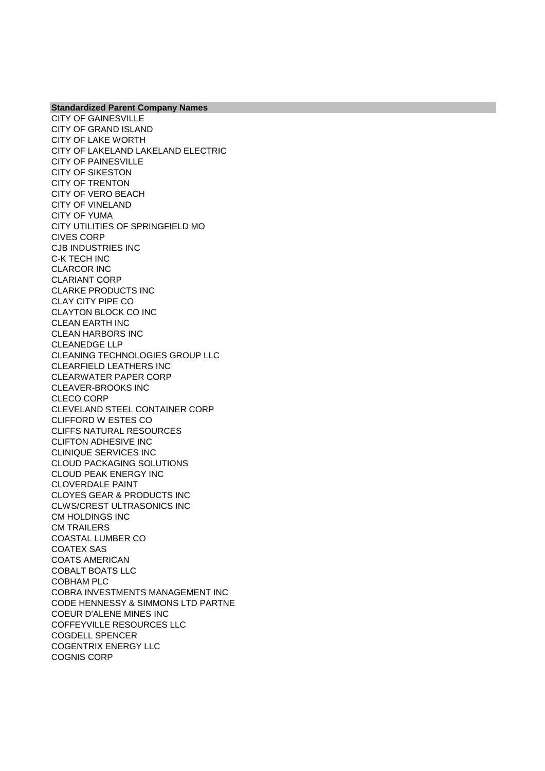| Standardized Parent Company Names |
| --- |
| CITY OF GAINESVILLE |
| CITY OF GRAND ISLAND |
| CITY OF LAKE WORTH |
| CITY OF LAKELAND LAKELAND ELECTRIC |
| CITY OF PAINESVILLE |
| CITY OF SIKESTON |
| CITY OF TRENTON |
| CITY OF VERO BEACH |
| CITY OF VINELAND |
| CITY OF YUMA |
| CITY UTILITIES OF SPRINGFIELD MO |
| CIVES CORP |
| CJB INDUSTRIES INC |
| C-K TECH INC |
| CLARCOR INC |
| CLARIANT CORP |
| CLARKE PRODUCTS INC |
| CLAY CITY PIPE CO |
| CLAYTON BLOCK CO INC |
| CLEAN EARTH INC |
| CLEAN HARBORS INC |
| CLEANEDGE LLP |
| CLEANING TECHNOLOGIES GROUP LLC |
| CLEARFIELD LEATHERS INC |
| CLEARWATER PAPER CORP |
| CLEAVER-BROOKS INC |
| CLECO CORP |
| CLEVELAND STEEL CONTAINER CORP |
| CLIFFORD W ESTES CO |
| CLIFFS NATURAL RESOURCES |
| CLIFTON ADHESIVE INC |
| CLINIQUE SERVICES INC |
| CLOUD PACKAGING SOLUTIONS |
| CLOUD PEAK ENERGY INC |
| CLOVERDALE PAINT |
| CLOYES GEAR & PRODUCTS INC |
| CLWS/CREST ULTRASONICS INC |
| CM HOLDINGS INC |
| CM TRAILERS |
| COASTAL LUMBER CO |
| COATEX SAS |
| COATS AMERICAN |
| COBALT BOATS LLC |
| COBHAM PLC |
| COBRA INVESTMENTS MANAGEMENT INC |
| CODE HENNESSY & SIMMONS LTD PARTNE |
| COEUR D'ALENE MINES INC |
| COFFEYVILLE RESOURCES LLC |
| COGDELL SPENCER |
| COGENTRIX ENERGY LLC |
| COGNIS CORP |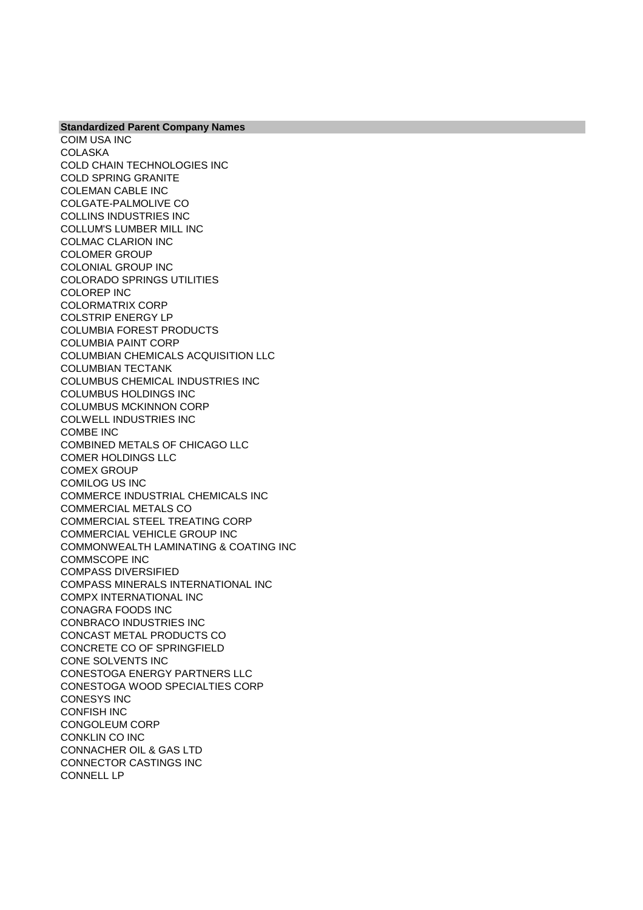| Standardized Parent Company Names |
| --- |
| COIM USA INC |
| COLASKA |
| COLD CHAIN TECHNOLOGIES INC |
| COLD SPRING GRANITE |
| COLEMAN CABLE INC |
| COLGATE-PALMOLIVE CO |
| COLLINS INDUSTRIES INC |
| COLLUM'S LUMBER MILL INC |
| COLMAC CLARION INC |
| COLOMER GROUP |
| COLONIAL GROUP INC |
| COLORADO SPRINGS UTILITIES |
| COLOREP INC |
| COLORMATRIX CORP |
| COLSTRIP ENERGY LP |
| COLUMBIA FOREST PRODUCTS |
| COLUMBIA PAINT CORP |
| COLUMBIAN CHEMICALS ACQUISITION LLC |
| COLUMBIAN TECTANK |
| COLUMBUS CHEMICAL INDUSTRIES INC |
| COLUMBUS HOLDINGS INC |
| COLUMBUS MCKINNON CORP |
| COLWELL INDUSTRIES INC |
| COMBE INC |
| COMBINED METALS OF CHICAGO LLC |
| COMER HOLDINGS LLC |
| COMEX GROUP |
| COMILOG US INC |
| COMMERCE INDUSTRIAL CHEMICALS INC |
| COMMERCIAL METALS CO |
| COMMERCIAL STEEL TREATING CORP |
| COMMERCIAL VEHICLE GROUP INC |
| COMMONWEALTH LAMINATING & COATING INC |
| COMMSCOPE INC |
| COMPASS DIVERSIFIED |
| COMPASS MINERALS INTERNATIONAL INC |
| COMPX INTERNATIONAL INC |
| CONAGRA FOODS INC |
| CONBRACO INDUSTRIES INC |
| CONCAST METAL PRODUCTS CO |
| CONCRETE CO OF SPRINGFIELD |
| CONE SOLVENTS INC |
| CONESTOGA ENERGY PARTNERS LLC |
| CONESTOGA WOOD SPECIALTIES CORP |
| CONESYS INC |
| CONFISH INC |
| CONGOLEUM CORP |
| CONKLIN CO INC |
| CONNACHER OIL & GAS LTD |
| CONNECTOR CASTINGS INC |
| CONNELL LP |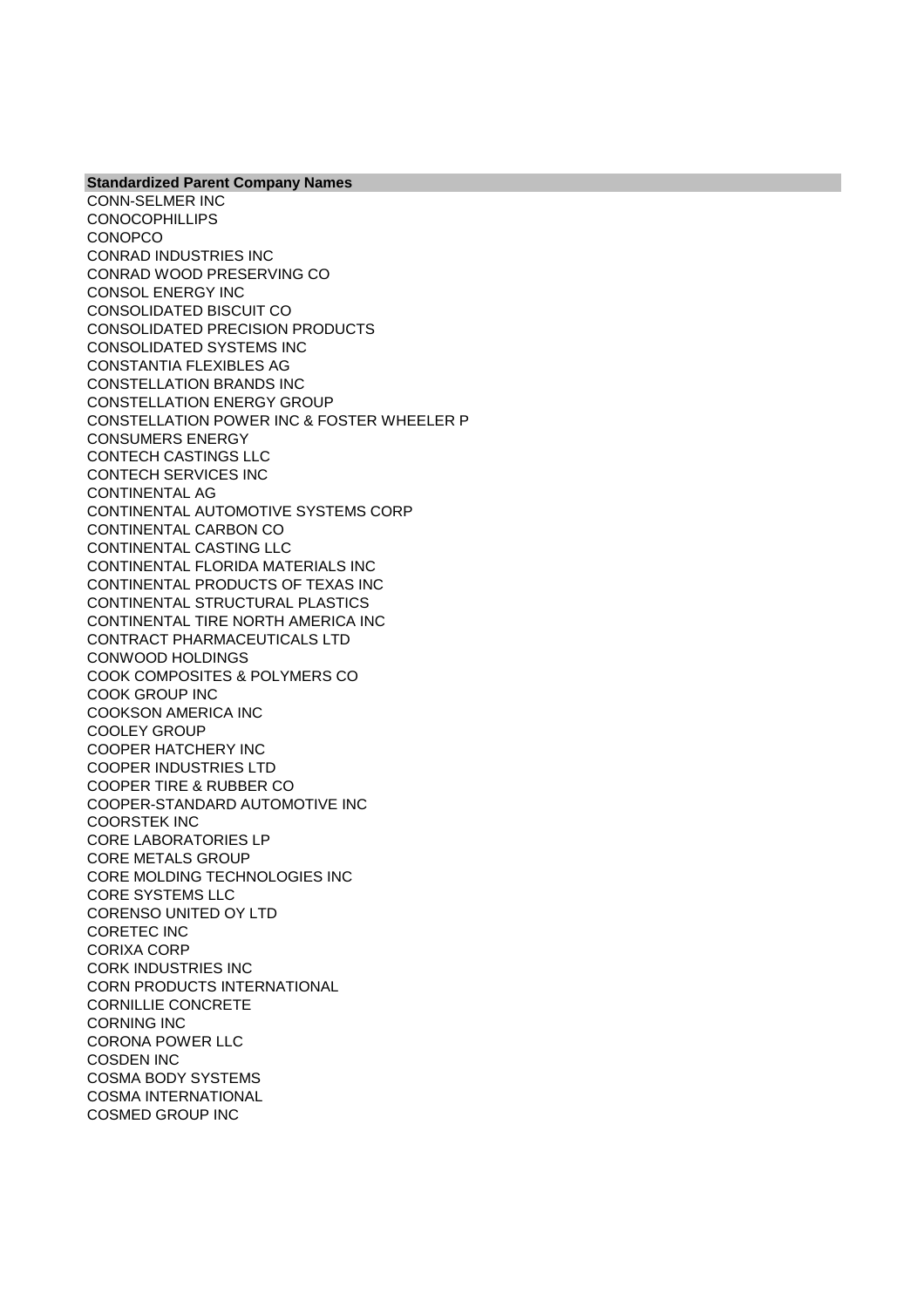| Standardized Parent Company Names |
| --- |
| CONN-SELMER INC |
| CONOCOPHILLIPS |
| CONOPCO |
| CONRAD INDUSTRIES INC |
| CONRAD WOOD PRESERVING CO |
| CONSOL ENERGY INC |
| CONSOLIDATED BISCUIT CO |
| CONSOLIDATED PRECISION PRODUCTS |
| CONSOLIDATED SYSTEMS INC |
| CONSTANTIA FLEXIBLES AG |
| CONSTELLATION BRANDS INC |
| CONSTELLATION ENERGY GROUP |
| CONSTELLATION POWER INC & FOSTER WHEELER P |
| CONSUMERS ENERGY |
| CONTECH CASTINGS LLC |
| CONTECH SERVICES INC |
| CONTINENTAL AG |
| CONTINENTAL AUTOMOTIVE SYSTEMS CORP |
| CONTINENTAL CARBON CO |
| CONTINENTAL CASTING LLC |
| CONTINENTAL FLORIDA MATERIALS INC |
| CONTINENTAL PRODUCTS OF TEXAS INC |
| CONTINENTAL STRUCTURAL PLASTICS |
| CONTINENTAL TIRE NORTH AMERICA INC |
| CONTRACT PHARMACEUTICALS LTD |
| CONWOOD HOLDINGS |
| COOK COMPOSITES & POLYMERS CO |
| COOK GROUP INC |
| COOKSON AMERICA INC |
| COOLEY GROUP |
| COOPER HATCHERY INC |
| COOPER INDUSTRIES LTD |
| COOPER TIRE & RUBBER CO |
| COOPER-STANDARD AUTOMOTIVE INC |
| COORSTEK INC |
| CORE LABORATORIES LP |
| CORE METALS GROUP |
| CORE MOLDING TECHNOLOGIES INC |
| CORE SYSTEMS LLC |
| CORENSO UNITED OY LTD |
| CORETEC INC |
| CORIXA CORP |
| CORK INDUSTRIES INC |
| CORN PRODUCTS INTERNATIONAL |
| CORNILLIE CONCRETE |
| CORNING INC |
| CORONA POWER LLC |
| COSDEN INC |
| COSMA BODY SYSTEMS |
| COSMA INTERNATIONAL |
| COSMED GROUP INC |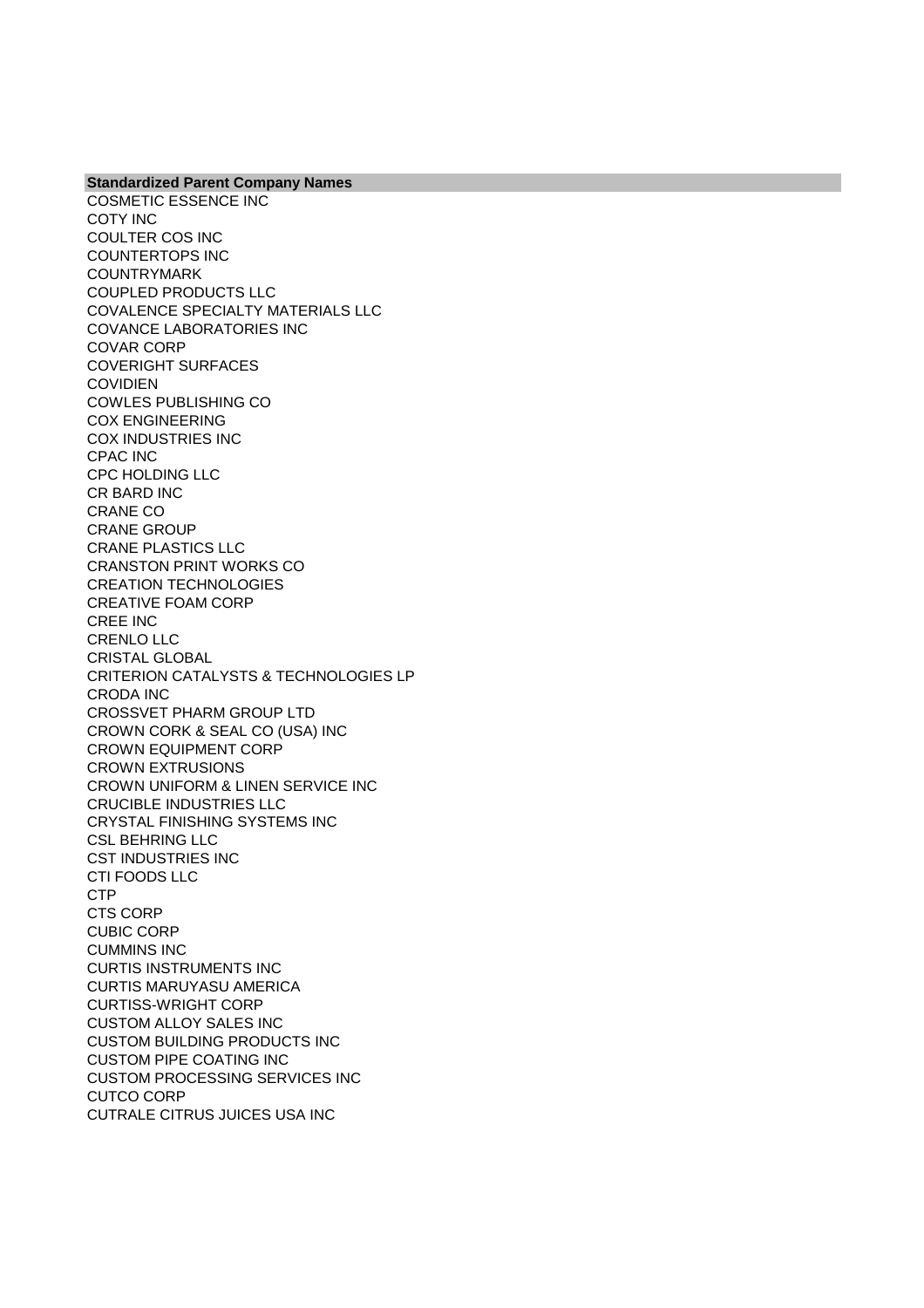| Standardized Parent Company Names |
| --- |
| COSMETIC ESSENCE INC |
| COTY INC |
| COULTER COS INC |
| COUNTERTOPS INC |
| COUNTRYMARK |
| COUPLED PRODUCTS LLC |
| COVALENCE SPECIALTY MATERIALS LLC |
| COVANCE LABORATORIES INC |
| COVAR CORP |
| COVERIGHT SURFACES |
| COVIDIEN |
| COWLES PUBLISHING CO |
| COX ENGINEERING |
| COX INDUSTRIES INC |
| CPAC INC |
| CPC HOLDING LLC |
| CR BARD INC |
| CRANE CO |
| CRANE GROUP |
| CRANE PLASTICS LLC |
| CRANSTON PRINT WORKS CO |
| CREATION TECHNOLOGIES |
| CREATIVE FOAM CORP |
| CREE INC |
| CRENLO LLC |
| CRISTAL GLOBAL |
| CRITERION CATALYSTS & TECHNOLOGIES LP |
| CRODA INC |
| CROSSVET PHARM GROUP LTD |
| CROWN CORK & SEAL CO (USA) INC |
| CROWN EQUIPMENT CORP |
| CROWN EXTRUSIONS |
| CROWN UNIFORM & LINEN SERVICE INC |
| CRUCIBLE INDUSTRIES LLC |
| CRYSTAL FINISHING SYSTEMS INC |
| CSL BEHRING LLC |
| CST INDUSTRIES INC |
| CTI FOODS LLC |
| CTP |
| CTS CORP |
| CUBIC CORP |
| CUMMINS INC |
| CURTIS INSTRUMENTS INC |
| CURTIS MARUYASU AMERICA |
| CURTISS-WRIGHT CORP |
| CUSTOM ALLOY SALES INC |
| CUSTOM BUILDING PRODUCTS INC |
| CUSTOM PIPE COATING INC |
| CUSTOM PROCESSING SERVICES INC |
| CUTCO CORP |
| CUTRALE CITRUS JUICES USA INC |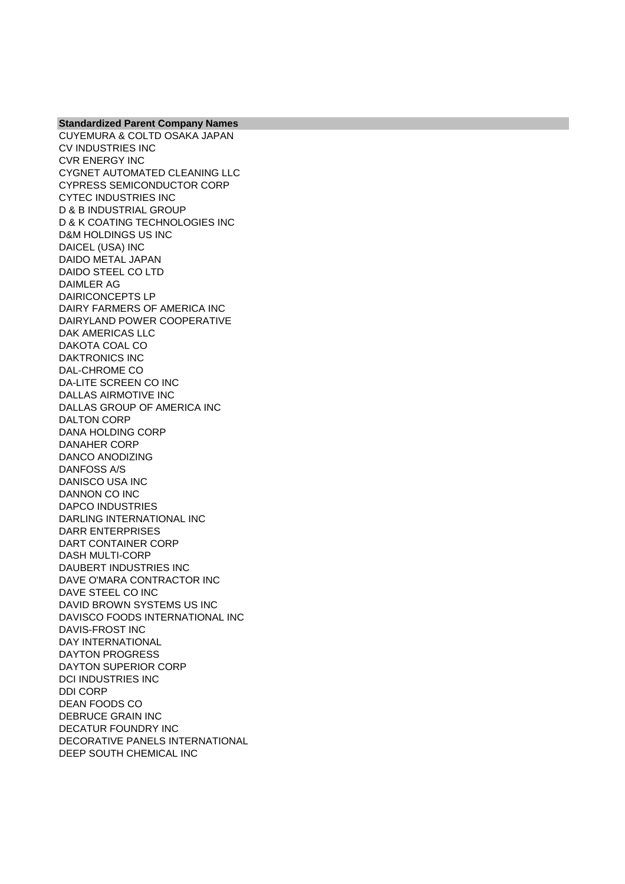| Standardized Parent Company Names |
| --- |
| CUYEMURA & COLTD OSAKA JAPAN |
| CV INDUSTRIES INC |
| CVR ENERGY INC |
| CYGNET AUTOMATED CLEANING LLC |
| CYPRESS SEMICONDUCTOR CORP |
| CYTEC INDUSTRIES INC |
| D & B INDUSTRIAL GROUP |
| D & K COATING TECHNOLOGIES INC |
| D&M HOLDINGS US INC |
| DAICEL (USA) INC |
| DAIDO METAL JAPAN |
| DAIDO STEEL CO LTD |
| DAIMLER AG |
| DAIRICONCEPTS LP |
| DAIRY FARMERS OF AMERICA INC |
| DAIRYLAND POWER COOPERATIVE |
| DAK AMERICAS LLC |
| DAKOTA COAL CO |
| DAKTRONICS INC |
| DAL-CHROME CO |
| DA-LITE SCREEN CO INC |
| DALLAS AIRMOTIVE INC |
| DALLAS GROUP OF AMERICA INC |
| DALTON CORP |
| DANA HOLDING CORP |
| DANAHER CORP |
| DANCO ANODIZING |
| DANFOSS A/S |
| DANISCO USA INC |
| DANNON CO INC |
| DAPCO INDUSTRIES |
| DARLING INTERNATIONAL INC |
| DARR ENTERPRISES |
| DART CONTAINER CORP |
| DASH MULTI-CORP |
| DAUBERT INDUSTRIES INC |
| DAVE O'MARA CONTRACTOR INC |
| DAVE STEEL CO INC |
| DAVID BROWN SYSTEMS US INC |
| DAVISCO FOODS INTERNATIONAL INC |
| DAVIS-FROST INC |
| DAY INTERNATIONAL |
| DAYTON PROGRESS |
| DAYTON SUPERIOR CORP |
| DCI INDUSTRIES INC |
| DDI CORP |
| DEAN FOODS CO |
| DEBRUCE GRAIN INC |
| DECATUR FOUNDRY INC |
| DECORATIVE PANELS INTERNATIONAL |
| DEEP SOUTH CHEMICAL INC |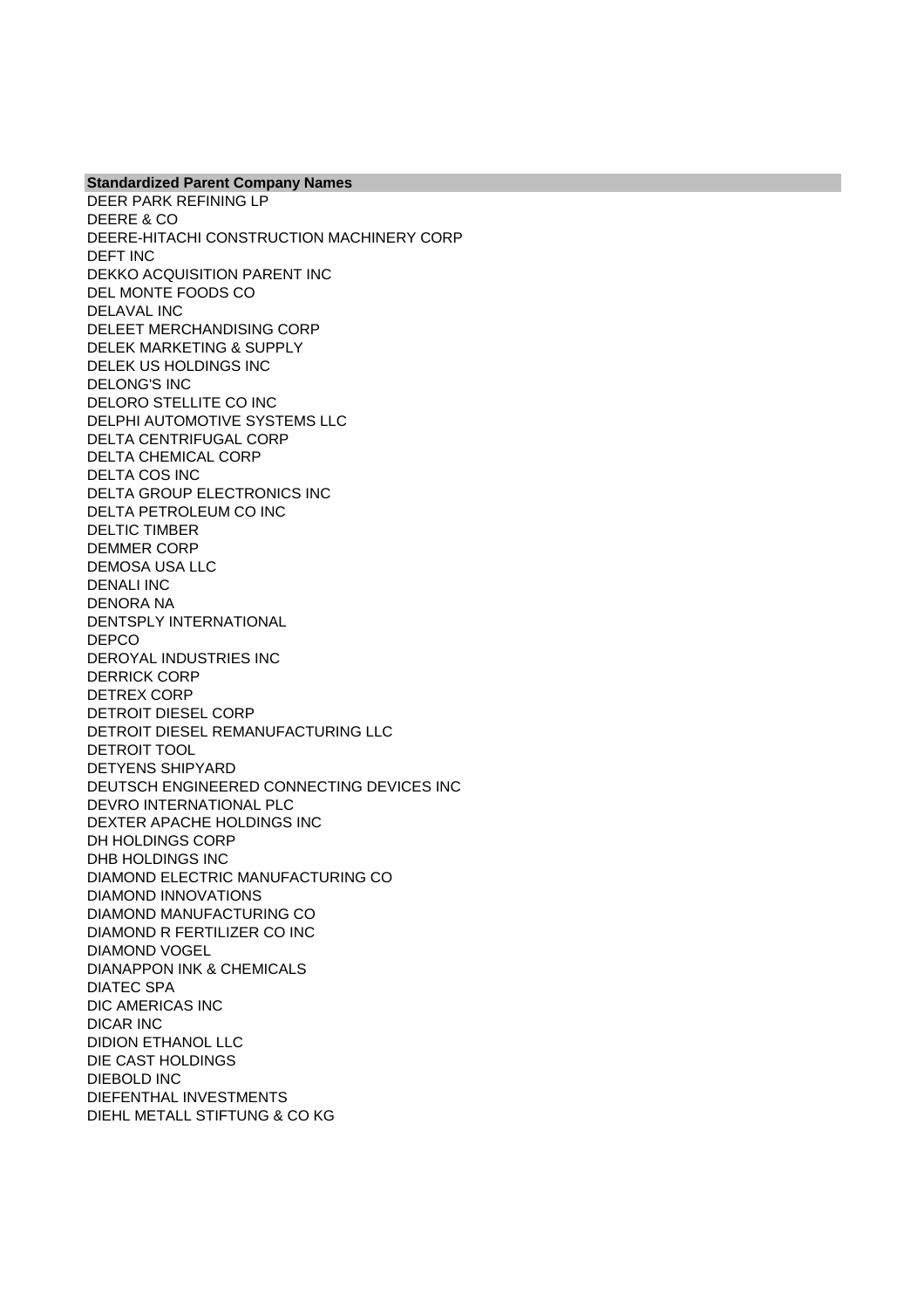| Standardized Parent Company Names |
| --- |
| DEER PARK REFINING LP |
| DEERE & CO |
| DEERE-HITACHI CONSTRUCTION MACHINERY CORP |
| DEFT INC |
| DEKKO ACQUISITION PARENT INC |
| DEL MONTE FOODS CO |
| DELAVAL INC |
| DELEET MERCHANDISING CORP |
| DELEK MARKETING & SUPPLY |
| DELEK US HOLDINGS INC |
| DELONG'S INC |
| DELORO STELLITE CO INC |
| DELPHI AUTOMOTIVE SYSTEMS LLC |
| DELTA CENTRIFUGAL CORP |
| DELTA CHEMICAL CORP |
| DELTA COS INC |
| DELTA GROUP ELECTRONICS INC |
| DELTA PETROLEUM CO INC |
| DELTIC TIMBER |
| DEMMER CORP |
| DEMOSA USA LLC |
| DENALI INC |
| DENORA NA |
| DENTSPLY INTERNATIONAL |
| DEPCO |
| DEROYAL INDUSTRIES INC |
| DERRICK CORP |
| DETREX CORP |
| DETROIT DIESEL CORP |
| DETROIT DIESEL REMANUFACTURING LLC |
| DETROIT TOOL |
| DETYENS SHIPYARD |
| DEUTSCH ENGINEERED CONNECTING DEVICES INC |
| DEVRO INTERNATIONAL PLC |
| DEXTER APACHE HOLDINGS INC |
| DH HOLDINGS CORP |
| DHB HOLDINGS INC |
| DIAMOND ELECTRIC MANUFACTURING CO |
| DIAMOND INNOVATIONS |
| DIAMOND MANUFACTURING CO |
| DIAMOND R FERTILIZER CO INC |
| DIAMOND VOGEL |
| DIANAPPON INK & CHEMICALS |
| DIATEC SPA |
| DIC AMERICAS INC |
| DICAR INC |
| DIDION ETHANOL LLC |
| DIE CAST HOLDINGS |
| DIEBOLD INC |
| DIEFENTHAL INVESTMENTS |
| DIEHL METALL STIFTUNG & CO KG |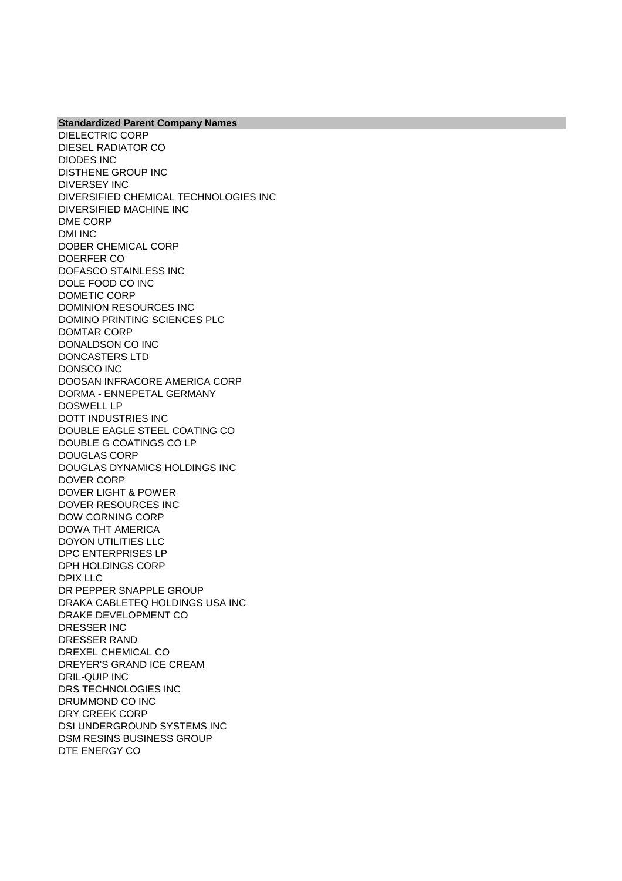| Standardized Parent Company Names |
|---|
| DIELECTRIC CORP |
| DIESEL RADIATOR CO |
| DIODES INC |
| DISTHENE GROUP INC |
| DIVERSEY INC |
| DIVERSIFIED CHEMICAL TECHNOLOGIES INC |
| DIVERSIFIED MACHINE INC |
| DME CORP |
| DMI INC |
| DOBER CHEMICAL CORP |
| DOERFER CO |
| DOFASCO STAINLESS INC |
| DOLE FOOD CO INC |
| DOMETIC CORP |
| DOMINION RESOURCES INC |
| DOMINO PRINTING SCIENCES PLC |
| DOMTAR CORP |
| DONALDSON CO INC |
| DONCASTERS LTD |
| DONSCO INC |
| DOOSAN INFRACORE AMERICA CORP |
| DORMA - ENNEPETAL GERMANY |
| DOSWELL LP |
| DOTT INDUSTRIES INC |
| DOUBLE EAGLE STEEL COATING CO |
| DOUBLE G COATINGS CO LP |
| DOUGLAS CORP |
| DOUGLAS DYNAMICS HOLDINGS INC |
| DOVER CORP |
| DOVER LIGHT & POWER |
| DOVER RESOURCES INC |
| DOW CORNING CORP |
| DOWA THT AMERICA |
| DOYON UTILITIES LLC |
| DPC ENTERPRISES LP |
| DPH HOLDINGS CORP |
| DPIX LLC |
| DR PEPPER SNAPPLE GROUP |
| DRAKA CABLETEQ HOLDINGS USA INC |
| DRAKE DEVELOPMENT CO |
| DRESSER INC |
| DRESSER RAND |
| DREXEL CHEMICAL CO |
| DREYER'S GRAND ICE CREAM |
| DRIL-QUIP INC |
| DRS TECHNOLOGIES INC |
| DRUMMOND CO INC |
| DRY CREEK CORP |
| DSI UNDERGROUND SYSTEMS INC |
| DSM RESINS BUSINESS GROUP |
| DTE ENERGY CO |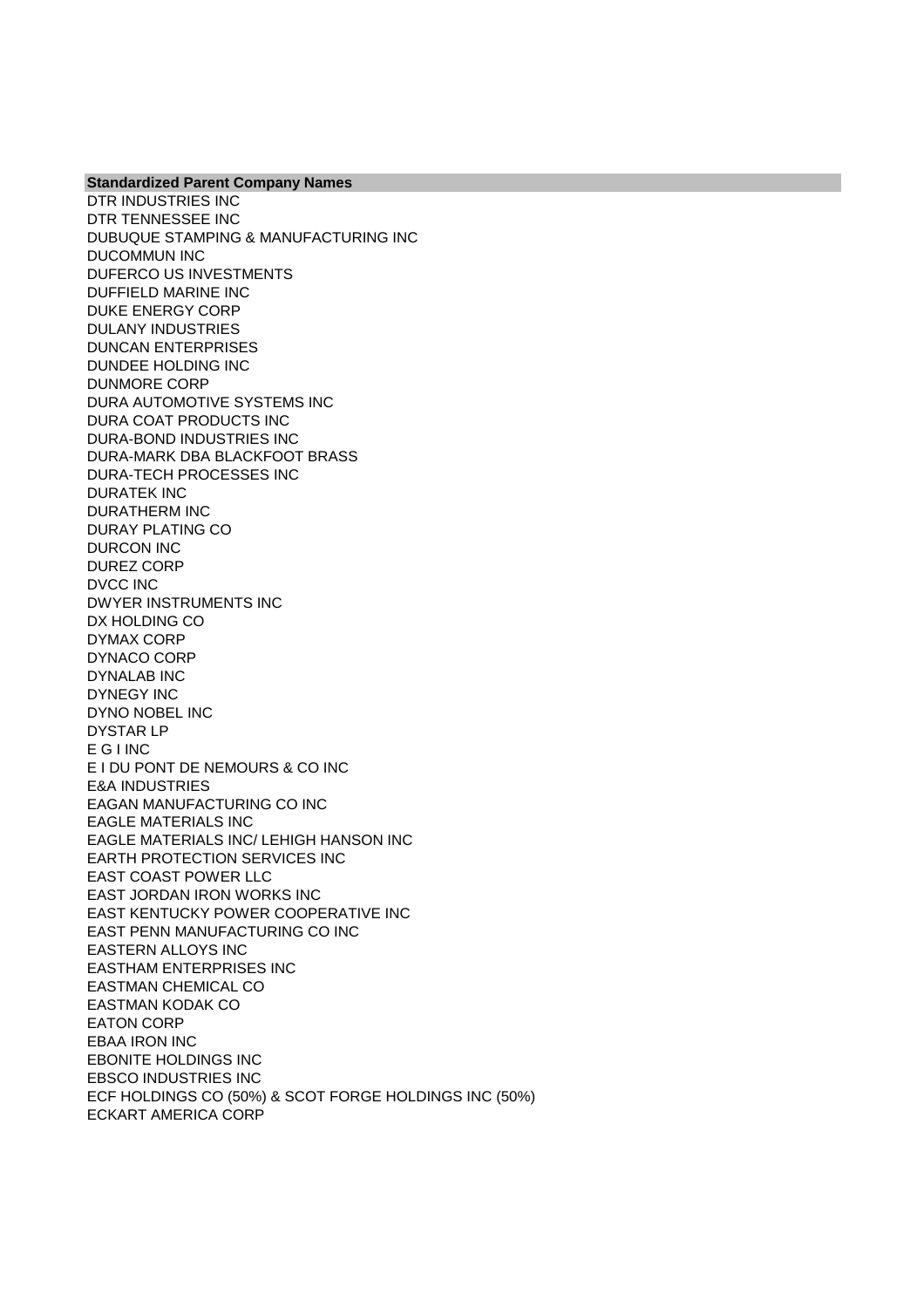| Standardized Parent Company Names |
| --- |
| DTR INDUSTRIES INC |
| DTR TENNESSEE INC |
| DUBUQUE STAMPING & MANUFACTURING INC |
| DUCOMMUN INC |
| DUFERCO US INVESTMENTS |
| DUFFIELD MARINE INC |
| DUKE ENERGY CORP |
| DULANY INDUSTRIES |
| DUNCAN ENTERPRISES |
| DUNDEE HOLDING INC |
| DUNMORE CORP |
| DURA AUTOMOTIVE SYSTEMS INC |
| DURA COAT PRODUCTS INC |
| DURA-BOND INDUSTRIES INC |
| DURA-MARK DBA BLACKFOOT BRASS |
| DURA-TECH PROCESSES INC |
| DURATEK INC |
| DURATHERM INC |
| DURAY PLATING CO |
| DURCON INC |
| DUREZ CORP |
| DVCC INC |
| DWYER INSTRUMENTS INC |
| DX HOLDING CO |
| DYMAX CORP |
| DYNACO CORP |
| DYNALAB INC |
| DYNEGY INC |
| DYNO NOBEL INC |
| DYSTAR LP |
| E G I INC |
| E I DU PONT DE NEMOURS & CO INC |
| E&A INDUSTRIES |
| EAGAN MANUFACTURING CO INC |
| EAGLE MATERIALS INC |
| EAGLE MATERIALS INC/ LEHIGH HANSON INC |
| EARTH PROTECTION SERVICES INC |
| EAST COAST POWER LLC |
| EAST JORDAN IRON WORKS INC |
| EAST KENTUCKY POWER COOPERATIVE INC |
| EAST PENN MANUFACTURING CO INC |
| EASTERN ALLOYS INC |
| EASTHAM ENTERPRISES INC |
| EASTMAN CHEMICAL CO |
| EASTMAN KODAK CO |
| EATON CORP |
| EBAA IRON INC |
| EBONITE HOLDINGS INC |
| EBSCO INDUSTRIES INC |
| ECF HOLDINGS CO (50%) & SCOT FORGE HOLDINGS INC (50%) |
| ECKART AMERICA CORP |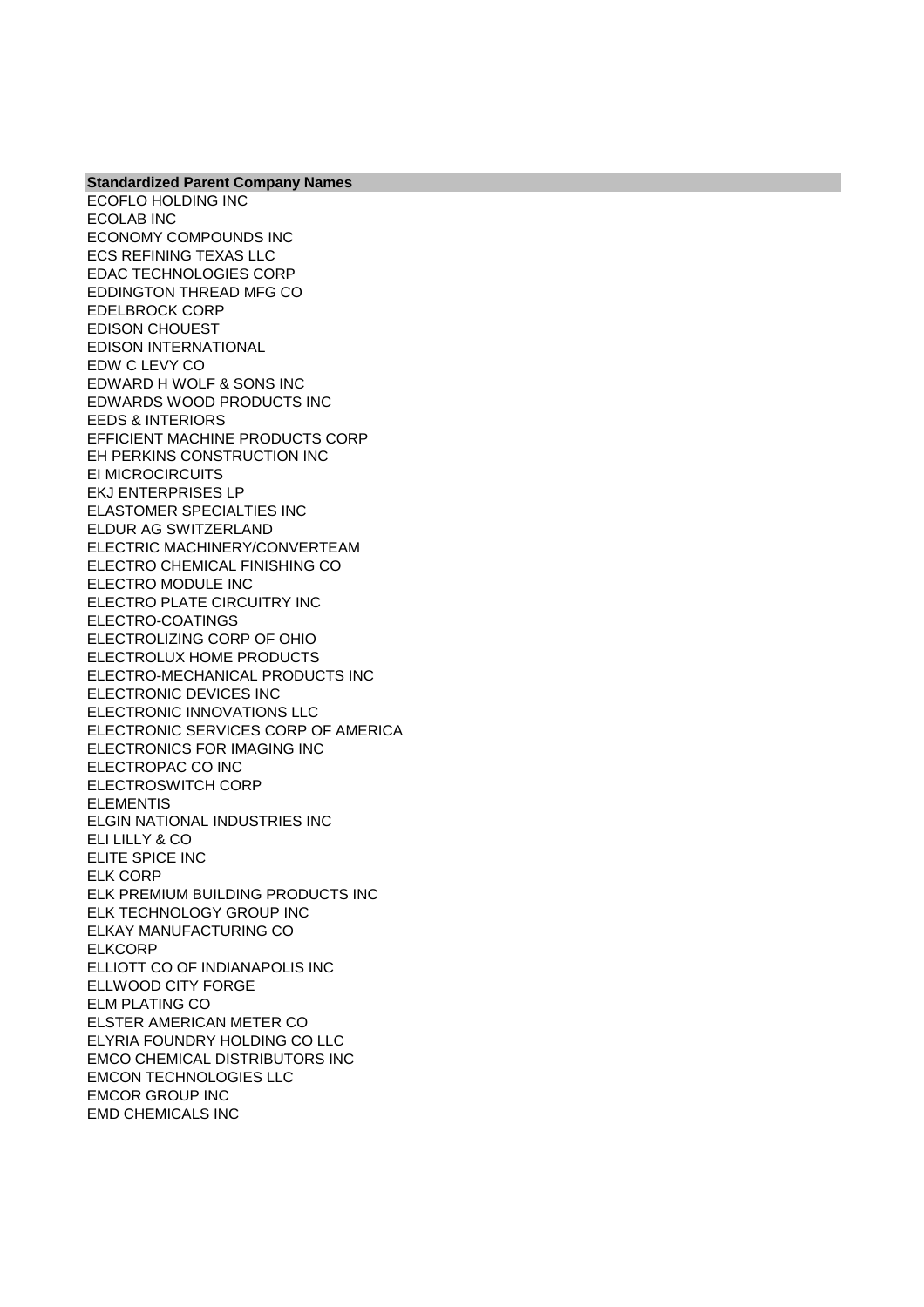| Standardized Parent Company Names |
| --- |
| ECOFLO HOLDING INC |
| ECOLAB INC |
| ECONOMY COMPOUNDS INC |
| ECS REFINING TEXAS LLC |
| EDAC TECHNOLOGIES CORP |
| EDDINGTON THREAD MFG CO |
| EDELBROCK CORP |
| EDISON CHOUEST |
| EDISON INTERNATIONAL |
| EDW C LEVY CO |
| EDWARD H WOLF & SONS INC |
| EDWARDS WOOD PRODUCTS INC |
| EEDS & INTERIORS |
| EFFICIENT MACHINE PRODUCTS CORP |
| EH PERKINS CONSTRUCTION INC |
| EI MICROCIRCUITS |
| EKJ ENTERPRISES LP |
| ELASTOMER SPECIALTIES INC |
| ELDUR AG SWITZERLAND |
| ELECTRIC MACHINERY/CONVERTEAM |
| ELECTRO CHEMICAL FINISHING CO |
| ELECTRO MODULE INC |
| ELECTRO PLATE CIRCUITRY INC |
| ELECTRO-COATINGS |
| ELECTROLIZING CORP OF OHIO |
| ELECTROLUX HOME PRODUCTS |
| ELECTRO-MECHANICAL PRODUCTS INC |
| ELECTRONIC DEVICES INC |
| ELECTRONIC INNOVATIONS LLC |
| ELECTRONIC SERVICES CORP OF AMERICA |
| ELECTRONICS FOR IMAGING INC |
| ELECTROPAC CO INC |
| ELECTROSWITCH CORP |
| ELEMENTIS |
| ELGIN NATIONAL INDUSTRIES INC |
| ELI LILLY & CO |
| ELITE SPICE INC |
| ELK CORP |
| ELK PREMIUM BUILDING PRODUCTS INC |
| ELK TECHNOLOGY GROUP INC |
| ELKAY MANUFACTURING CO |
| ELKCORP |
| ELLIOTT CO OF INDIANAPOLIS INC |
| ELLWOOD CITY FORGE |
| ELM PLATING CO |
| ELSTER AMERICAN METER CO |
| ELYRIA FOUNDRY HOLDING CO LLC |
| EMCO CHEMICAL DISTRIBUTORS INC |
| EMCON TECHNOLOGIES LLC |
| EMCOR GROUP INC |
| EMD CHEMICALS INC |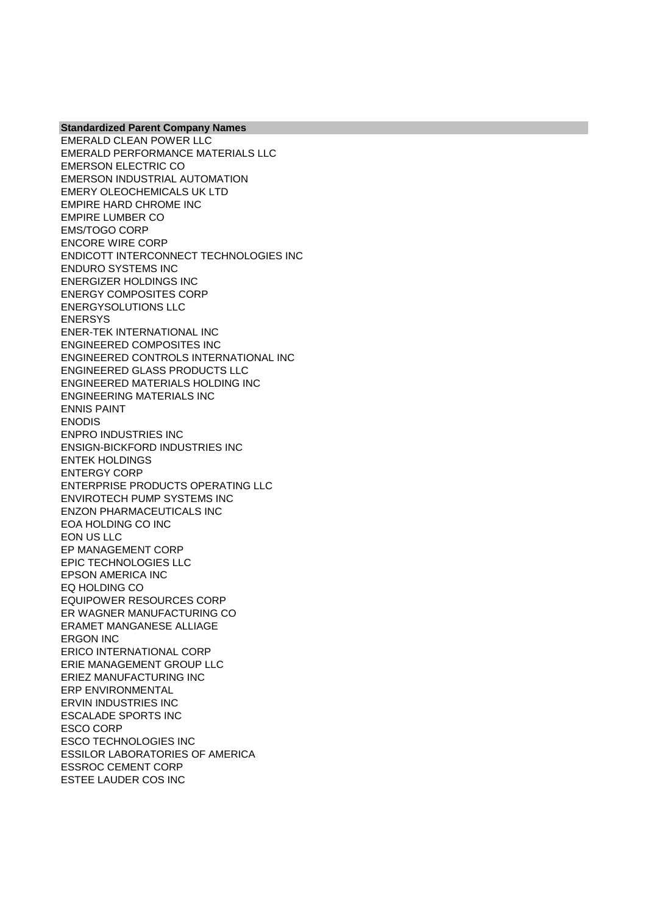| Standardized Parent Company Names |
|---|
| EMERALD CLEAN POWER LLC |
| EMERALD PERFORMANCE MATERIALS LLC |
| EMERSON ELECTRIC CO |
| EMERSON INDUSTRIAL AUTOMATION |
| EMERY OLEOCHEMICALS UK LTD |
| EMPIRE HARD CHROME INC |
| EMPIRE LUMBER CO |
| EMS/TOGO CORP |
| ENCORE WIRE CORP |
| ENDICOTT INTERCONNECT TECHNOLOGIES INC |
| ENDURO SYSTEMS INC |
| ENERGIZER HOLDINGS INC |
| ENERGY COMPOSITES CORP |
| ENERGYSOLUTIONS LLC |
| ENERSYS |
| ENER-TEK INTERNATIONAL INC |
| ENGINEERED COMPOSITES INC |
| ENGINEERED CONTROLS INTERNATIONAL INC |
| ENGINEERED GLASS PRODUCTS LLC |
| ENGINEERED MATERIALS HOLDING INC |
| ENGINEERING MATERIALS INC |
| ENNIS PAINT |
| ENODIS |
| ENPRO INDUSTRIES INC |
| ENSIGN-BICKFORD INDUSTRIES INC |
| ENTEK HOLDINGS |
| ENTERGY CORP |
| ENTERPRISE PRODUCTS OPERATING LLC |
| ENVIROTECH PUMP SYSTEMS INC |
| ENZON PHARMACEUTICALS INC |
| EOA HOLDING CO INC |
| EON US LLC |
| EP MANAGEMENT CORP |
| EPIC TECHNOLOGIES LLC |
| EPSON AMERICA INC |
| EQ HOLDING CO |
| EQUIPOWER RESOURCES CORP |
| ER WAGNER MANUFACTURING CO |
| ERAMET MANGANESE ALLIAGE |
| ERGON INC |
| ERICO INTERNATIONAL CORP |
| ERIE MANAGEMENT GROUP LLC |
| ERIEZ MANUFACTURING INC |
| ERP ENVIRONMENTAL |
| ERVIN INDUSTRIES INC |
| ESCALADE SPORTS INC |
| ESCO CORP |
| ESCO TECHNOLOGIES INC |
| ESSILOR LABORATORIES OF AMERICA |
| ESSROC CEMENT CORP |
| ESTEE LAUDER COS INC |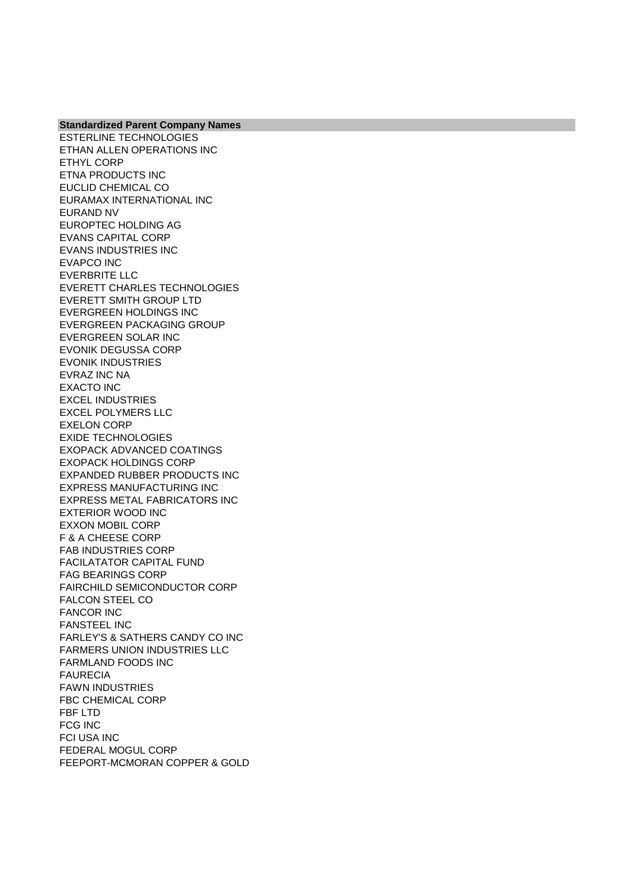| Standardized Parent Company Names |
| --- |
| ESTERLINE TECHNOLOGIES |
| ETHAN ALLEN OPERATIONS INC |
| ETHYL CORP |
| ETNA PRODUCTS INC |
| EUCLID CHEMICAL CO |
| EURAMAX INTERNATIONAL INC |
| EURAND NV |
| EUROPTEC HOLDING AG |
| EVANS CAPITAL CORP |
| EVANS INDUSTRIES INC |
| EVAPCO INC |
| EVERBRITE LLC |
| EVERETT CHARLES TECHNOLOGIES |
| EVERETT SMITH GROUP LTD |
| EVERGREEN HOLDINGS INC |
| EVERGREEN PACKAGING GROUP |
| EVERGREEN SOLAR INC |
| EVONIK DEGUSSA CORP |
| EVONIK INDUSTRIES |
| EVRAZ INC NA |
| EXACTO INC |
| EXCEL INDUSTRIES |
| EXCEL POLYMERS LLC |
| EXELON CORP |
| EXIDE TECHNOLOGIES |
| EXOPACK ADVANCED COATINGS |
| EXOPACK HOLDINGS CORP |
| EXPANDED RUBBER PRODUCTS INC |
| EXPRESS MANUFACTURING INC |
| EXPRESS METAL FABRICATORS INC |
| EXTERIOR WOOD INC |
| EXXON MOBIL CORP |
| F & A CHEESE CORP |
| FAB INDUSTRIES CORP |
| FACILATATOR CAPITAL FUND |
| FAG BEARINGS CORP |
| FAIRCHILD SEMICONDUCTOR CORP |
| FALCON STEEL CO |
| FANCOR INC |
| FANSTEEL INC |
| FARLEY'S & SATHERS CANDY CO INC |
| FARMERS UNION INDUSTRIES LLC |
| FARMLAND FOODS INC |
| FAURECIA |
| FAWN INDUSTRIES |
| FBC CHEMICAL CORP |
| FBF LTD |
| FCG INC |
| FCI USA INC |
| FEDERAL MOGUL CORP |
| FEEPORT-MCMORAN COPPER & GOLD |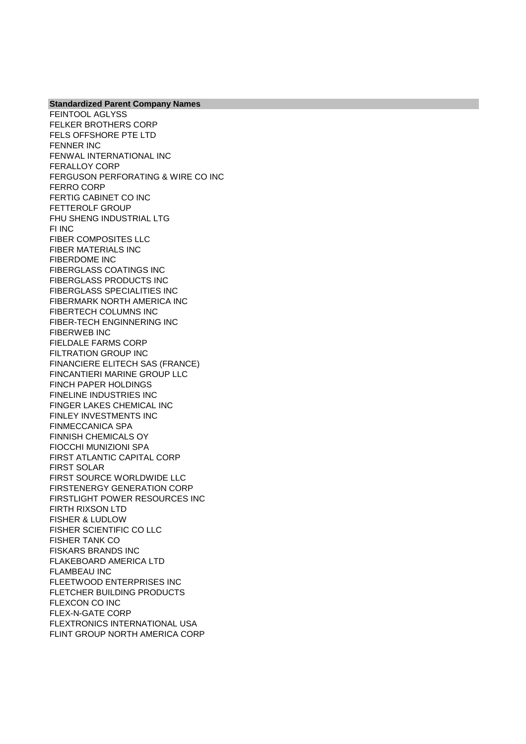| Standardized Parent Company Names |
| --- |
| FEINTOOL AGLYSS |
| FELKER BROTHERS CORP |
| FELS OFFSHORE PTE LTD |
| FENNER INC |
| FENWAL INTERNATIONAL INC |
| FERALLOY CORP |
| FERGUSON PERFORATING & WIRE CO INC |
| FERRO CORP |
| FERTIG CABINET CO INC |
| FETTEROLF GROUP |
| FHU SHENG INDUSTRIAL LTG |
| FI INC |
| FIBER COMPOSITES LLC |
| FIBER MATERIALS INC |
| FIBERDOME INC |
| FIBERGLASS COATINGS INC |
| FIBERGLASS PRODUCTS INC |
| FIBERGLASS SPECIALITIES INC |
| FIBERMARK NORTH AMERICA INC |
| FIBERTECH COLUMNS INC |
| FIBER-TECH ENGINNERING INC |
| FIBERWEB INC |
| FIELDALE FARMS CORP |
| FILTRATION GROUP INC |
| FINANCIERE ELITECH SAS (FRANCE) |
| FINCANTIERI MARINE GROUP LLC |
| FINCH PAPER HOLDINGS |
| FINELINE INDUSTRIES INC |
| FINGER LAKES CHEMICAL INC |
| FINLEY INVESTMENTS INC |
| FINMECCANICA SPA |
| FINNISH CHEMICALS OY |
| FIOCCHI MUNIZIONI SPA |
| FIRST ATLANTIC CAPITAL CORP |
| FIRST SOLAR |
| FIRST SOURCE WORLDWIDE LLC |
| FIRSTENERGY GENERATION CORP |
| FIRSTLIGHT POWER RESOURCES INC |
| FIRTH RIXSON LTD |
| FISHER & LUDLOW |
| FISHER SCIENTIFIC CO LLC |
| FISHER TANK CO |
| FISKARS BRANDS INC |
| FLAKEBOARD AMERICA LTD |
| FLAMBEAU INC |
| FLEETWOOD ENTERPRISES INC |
| FLETCHER BUILDING PRODUCTS |
| FLEXCON CO INC |
| FLEX-N-GATE CORP |
| FLEXTRONICS INTERNATIONAL USA |
| FLINT GROUP NORTH AMERICA CORP |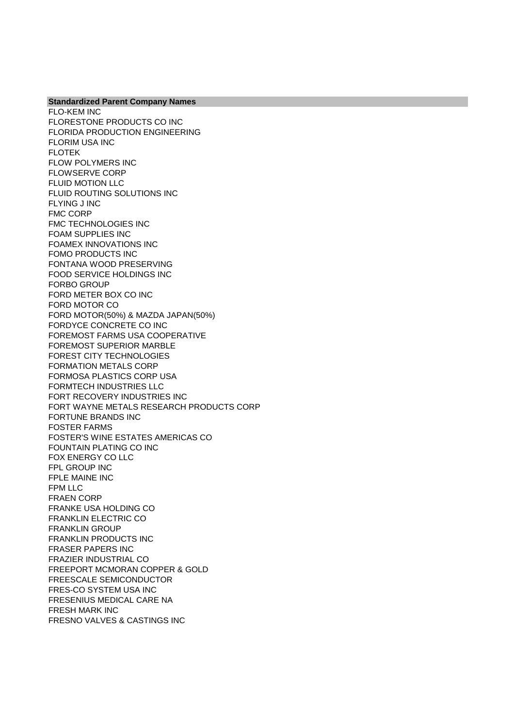| Standardized Parent Company Names |
| --- |
| FLO-KEM INC |
| FLORESTONE PRODUCTS CO INC |
| FLORIDA PRODUCTION ENGINEERING |
| FLORIM USA INC |
| FLOTEK |
| FLOW POLYMERS INC |
| FLOWSERVE CORP |
| FLUID MOTION LLC |
| FLUID ROUTING SOLUTIONS INC |
| FLYING J INC |
| FMC CORP |
| FMC TECHNOLOGIES INC |
| FOAM SUPPLIES INC |
| FOAMEX INNOVATIONS INC |
| FOMO PRODUCTS INC |
| FONTANA WOOD PRESERVING |
| FOOD SERVICE HOLDINGS INC |
| FORBO GROUP |
| FORD METER BOX CO INC |
| FORD MOTOR CO |
| FORD MOTOR(50%) & MAZDA JAPAN(50%) |
| FORDYCE CONCRETE CO INC |
| FOREMOST FARMS USA COOPERATIVE |
| FOREMOST SUPERIOR MARBLE |
| FOREST CITY TECHNOLOGIES |
| FORMATION METALS CORP |
| FORMOSA PLASTICS CORP USA |
| FORMTECH INDUSTRIES LLC |
| FORT RECOVERY INDUSTRIES INC |
| FORT WAYNE METALS RESEARCH PRODUCTS CORP |
| FORTUNE BRANDS INC |
| FOSTER FARMS |
| FOSTER'S WINE ESTATES AMERICAS CO |
| FOUNTAIN PLATING CO INC |
| FOX ENERGY CO LLC |
| FPL GROUP INC |
| FPLE MAINE INC |
| FPM LLC |
| FRAEN CORP |
| FRANKE USA HOLDING CO |
| FRANKLIN ELECTRIC CO |
| FRANKLIN GROUP |
| FRANKLIN PRODUCTS INC |
| FRASER PAPERS INC |
| FRAZIER INDUSTRIAL CO |
| FREEPORT MCMORAN COPPER & GOLD |
| FREESCALE SEMICONDUCTOR |
| FRES-CO SYSTEM USA INC |
| FRESENIUS MEDICAL CARE NA |
| FRESH MARK INC |
| FRESNO VALVES & CASTINGS INC |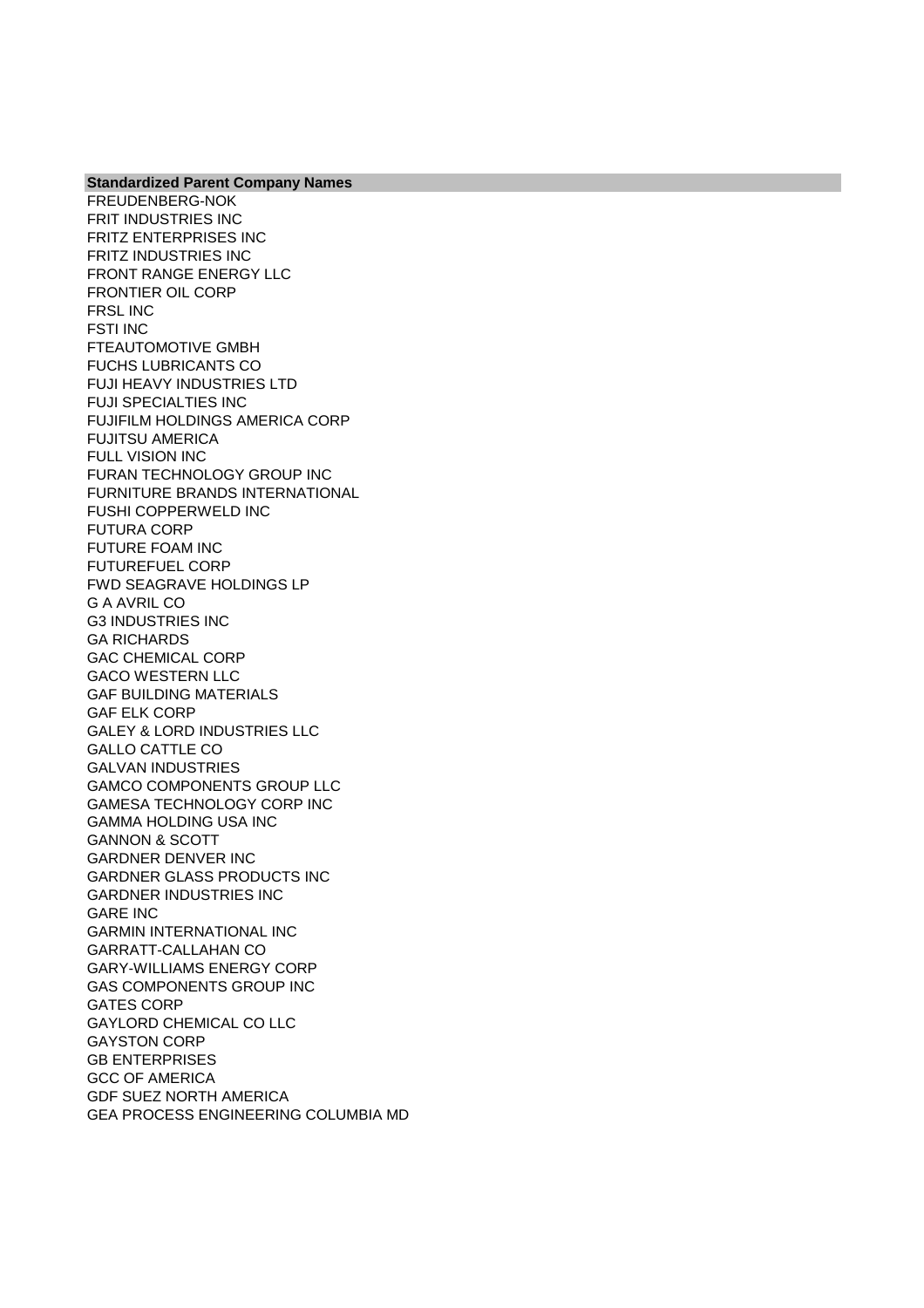| Standardized Parent Company Names |
|---|
| FREUDENBERG-NOK |
| FRIT INDUSTRIES INC |
| FRITZ ENTERPRISES INC |
| FRITZ INDUSTRIES INC |
| FRONT RANGE ENERGY LLC |
| FRONTIER OIL CORP |
| FRSL INC |
| FSTI INC |
| FTEAUTOMOTIVE GMBH |
| FUCHS LUBRICANTS CO |
| FUJI HEAVY INDUSTRIES LTD |
| FUJI SPECIALTIES INC |
| FUJIFILM HOLDINGS AMERICA CORP |
| FUJITSU AMERICA |
| FULL VISION INC |
| FURAN TECHNOLOGY GROUP INC |
| FURNITURE BRANDS INTERNATIONAL |
| FUSHI COPPERWELD INC |
| FUTURA CORP |
| FUTURE FOAM INC |
| FUTUREFUEL CORP |
| FWD SEAGRAVE HOLDINGS LP |
| G A AVRIL CO |
| G3 INDUSTRIES INC |
| GA RICHARDS |
| GAC CHEMICAL CORP |
| GACO WESTERN LLC |
| GAF BUILDING MATERIALS |
| GAF ELK CORP |
| GALEY & LORD INDUSTRIES LLC |
| GALLO CATTLE CO |
| GALVAN INDUSTRIES |
| GAMCO COMPONENTS GROUP LLC |
| GAMESA TECHNOLOGY CORP INC |
| GAMMA HOLDING USA INC |
| GANNON & SCOTT |
| GARDNER DENVER INC |
| GARDNER GLASS PRODUCTS INC |
| GARDNER INDUSTRIES INC |
| GARE INC |
| GARMIN INTERNATIONAL INC |
| GARRATT-CALLAHAN CO |
| GARY-WILLIAMS ENERGY CORP |
| GAS COMPONENTS GROUP INC |
| GATES CORP |
| GAYLORD CHEMICAL CO LLC |
| GAYSTON CORP |
| GB ENTERPRISES |
| GCC OF AMERICA |
| GDF SUEZ NORTH AMERICA |
| GEA PROCESS ENGINEERING COLUMBIA MD |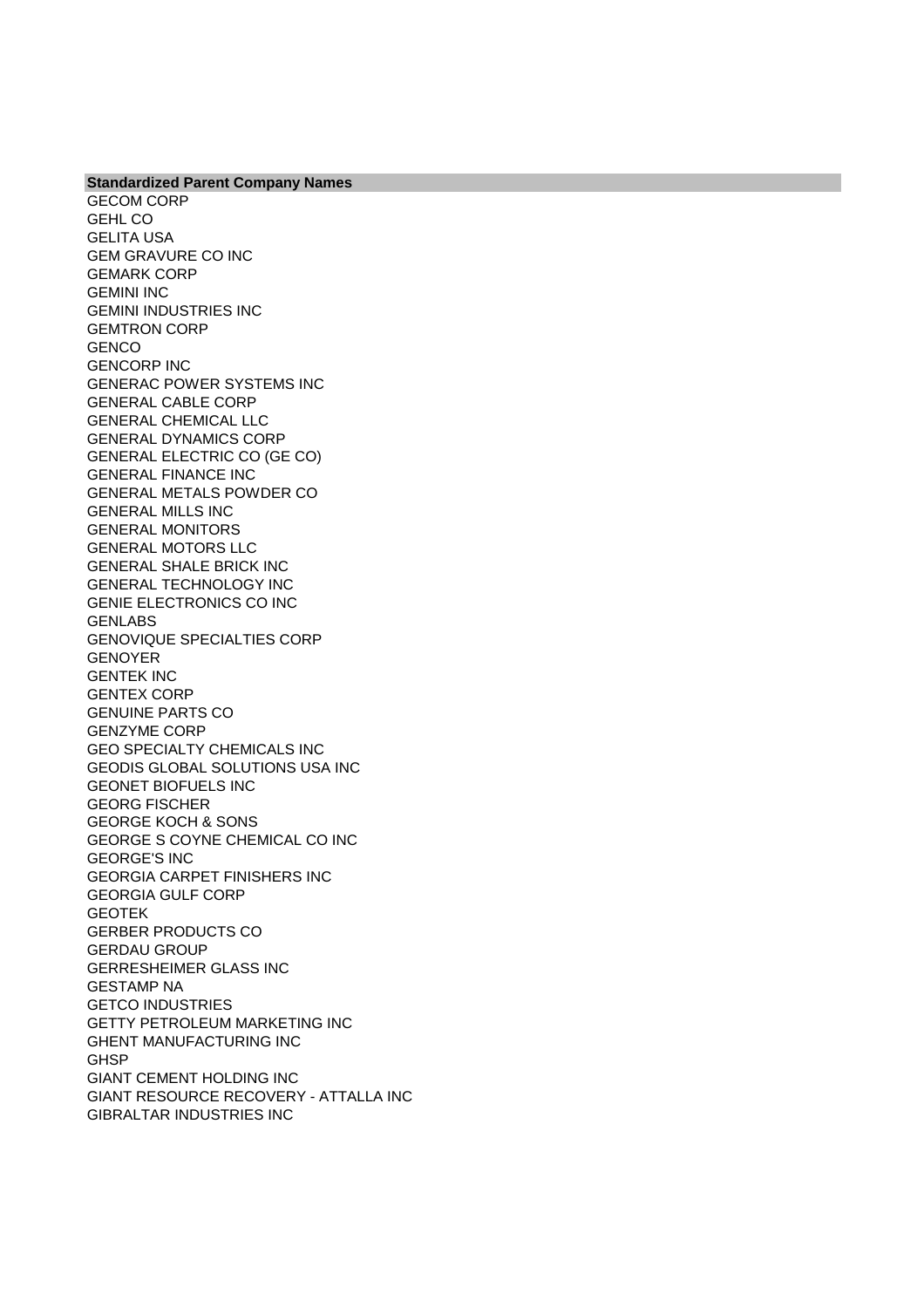| Standardized Parent Company Names |
|---|
| GECOM CORP |
| GEHL CO |
| GELITA USA |
| GEM GRAVURE CO INC |
| GEMARK CORP |
| GEMINI INC |
| GEMINI INDUSTRIES INC |
| GEMTRON CORP |
| GENCO |
| GENCORP INC |
| GENERAC POWER SYSTEMS INC |
| GENERAL CABLE CORP |
| GENERAL CHEMICAL LLC |
| GENERAL DYNAMICS CORP |
| GENERAL ELECTRIC CO (GE CO) |
| GENERAL FINANCE INC |
| GENERAL METALS POWDER CO |
| GENERAL MILLS INC |
| GENERAL MONITORS |
| GENERAL MOTORS LLC |
| GENERAL SHALE BRICK INC |
| GENERAL TECHNOLOGY INC |
| GENIE ELECTRONICS CO INC |
| GENLABS |
| GENOVIQUE SPECIALTIES CORP |
| GENOYER |
| GENTEK INC |
| GENTEX CORP |
| GENUINE PARTS CO |
| GENZYME CORP |
| GEO SPECIALTY CHEMICALS INC |
| GEODIS GLOBAL SOLUTIONS USA INC |
| GEONET BIOFUELS INC |
| GEORG FISCHER |
| GEORGE KOCH & SONS |
| GEORGE S COYNE CHEMICAL CO INC |
| GEORGE'S INC |
| GEORGIA CARPET FINISHERS INC |
| GEORGIA GULF CORP |
| GEOTEK |
| GERBER PRODUCTS CO |
| GERDAU GROUP |
| GERRESHEIMER GLASS INC |
| GESTAMP NA |
| GETCO INDUSTRIES |
| GETTY PETROLEUM MARKETING INC |
| GHENT MANUFACTURING INC |
| GHSP |
| GIANT CEMENT HOLDING INC |
| GIANT RESOURCE RECOVERY - ATTALLA INC |
| GIBRALTAR INDUSTRIES INC |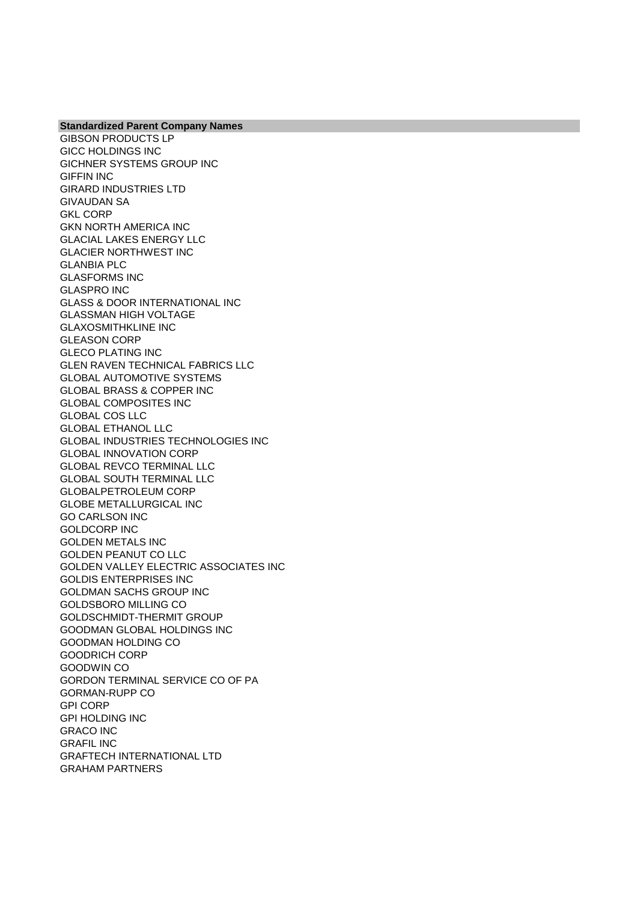| Standardized Parent Company Names |
| --- |
| GIBSON PRODUCTS LP |
| GICC HOLDINGS INC |
| GICHNER SYSTEMS GROUP INC |
| GIFFIN INC |
| GIRARD INDUSTRIES LTD |
| GIVAUDAN SA |
| GKL CORP |
| GKN NORTH AMERICA INC |
| GLACIAL LAKES ENERGY LLC |
| GLACIER NORTHWEST INC |
| GLANBIA PLC |
| GLASFORMS INC |
| GLASPRO INC |
| GLASS & DOOR INTERNATIONAL INC |
| GLASSMAN HIGH VOLTAGE |
| GLAXOSMITHKLINE INC |
| GLEASON CORP |
| GLECO PLATING INC |
| GLEN RAVEN TECHNICAL FABRICS LLC |
| GLOBAL AUTOMOTIVE SYSTEMS |
| GLOBAL BRASS & COPPER INC |
| GLOBAL COMPOSITES INC |
| GLOBAL COS LLC |
| GLOBAL ETHANOL LLC |
| GLOBAL INDUSTRIES TECHNOLOGIES INC |
| GLOBAL INNOVATION CORP |
| GLOBAL REVCO TERMINAL LLC |
| GLOBAL SOUTH TERMINAL LLC |
| GLOBALPETROLEUM CORP |
| GLOBE METALLURGICAL INC |
| GO CARLSON INC |
| GOLDCORP INC |
| GOLDEN METALS INC |
| GOLDEN PEANUT CO LLC |
| GOLDEN VALLEY ELECTRIC ASSOCIATES INC |
| GOLDIS ENTERPRISES INC |
| GOLDMAN SACHS GROUP INC |
| GOLDSBORO MILLING CO |
| GOLDSCHMIDT-THERMIT GROUP |
| GOODMAN GLOBAL HOLDINGS INC |
| GOODMAN HOLDING CO |
| GOODRICH CORP |
| GOODWIN CO |
| GORDON TERMINAL SERVICE CO OF PA |
| GORMAN-RUPP CO |
| GPI CORP |
| GPI HOLDING INC |
| GRACO INC |
| GRAFIL INC |
| GRAFTECH INTERNATIONAL LTD |
| GRAHAM PARTNERS |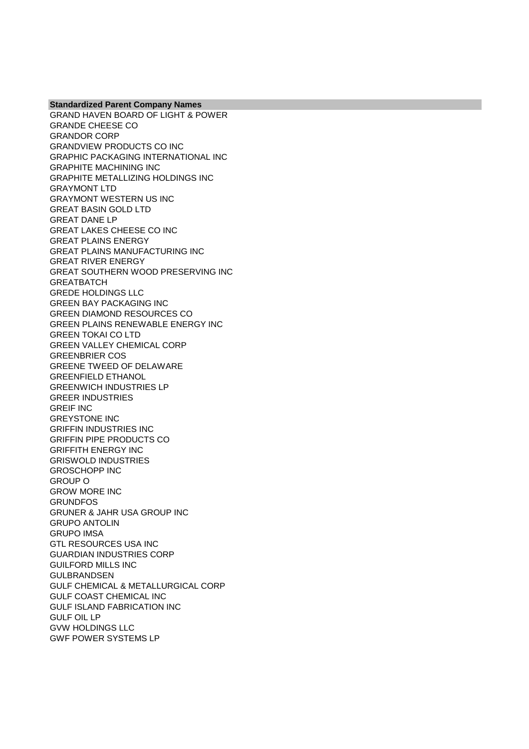| Standardized Parent Company Names |
|---|
| GRAND HAVEN BOARD OF LIGHT & POWER |
| GRANDE CHEESE CO |
| GRANDOR CORP |
| GRANDVIEW PRODUCTS CO INC |
| GRAPHIC PACKAGING INTERNATIONAL INC |
| GRAPHITE MACHINING INC |
| GRAPHITE METALLIZING HOLDINGS INC |
| GRAYMONT LTD |
| GRAYMONT WESTERN US INC |
| GREAT BASIN GOLD LTD |
| GREAT DANE LP |
| GREAT LAKES CHEESE CO INC |
| GREAT PLAINS ENERGY |
| GREAT PLAINS MANUFACTURING INC |
| GREAT RIVER ENERGY |
| GREAT SOUTHERN WOOD PRESERVING INC |
| GREATBATCH |
| GREDE HOLDINGS LLC |
| GREEN BAY PACKAGING INC |
| GREEN DIAMOND RESOURCES CO |
| GREEN PLAINS RENEWABLE ENERGY INC |
| GREEN TOKAI CO LTD |
| GREEN VALLEY CHEMICAL CORP |
| GREENBRIER COS |
| GREENE TWEED OF DELAWARE |
| GREENFIELD ETHANOL |
| GREENWICH INDUSTRIES LP |
| GREER INDUSTRIES |
| GREIF INC |
| GREYSTONE INC |
| GRIFFIN INDUSTRIES INC |
| GRIFFIN PIPE PRODUCTS CO |
| GRIFFITH ENERGY INC |
| GRISWOLD INDUSTRIES |
| GROSCHOPP INC |
| GROUP O |
| GROW MORE INC |
| GRUNDFOS |
| GRUNER & JAHR USA GROUP INC |
| GRUPO ANTOLIN |
| GRUPO IMSA |
| GTL RESOURCES USA INC |
| GUARDIAN INDUSTRIES CORP |
| GUILFORD MILLS INC |
| GULBRANDSEN |
| GULF CHEMICAL & METALLURGICAL CORP |
| GULF COAST CHEMICAL INC |
| GULF ISLAND FABRICATION INC |
| GULF OIL LP |
| GVW HOLDINGS LLC |
| GWF POWER SYSTEMS LP |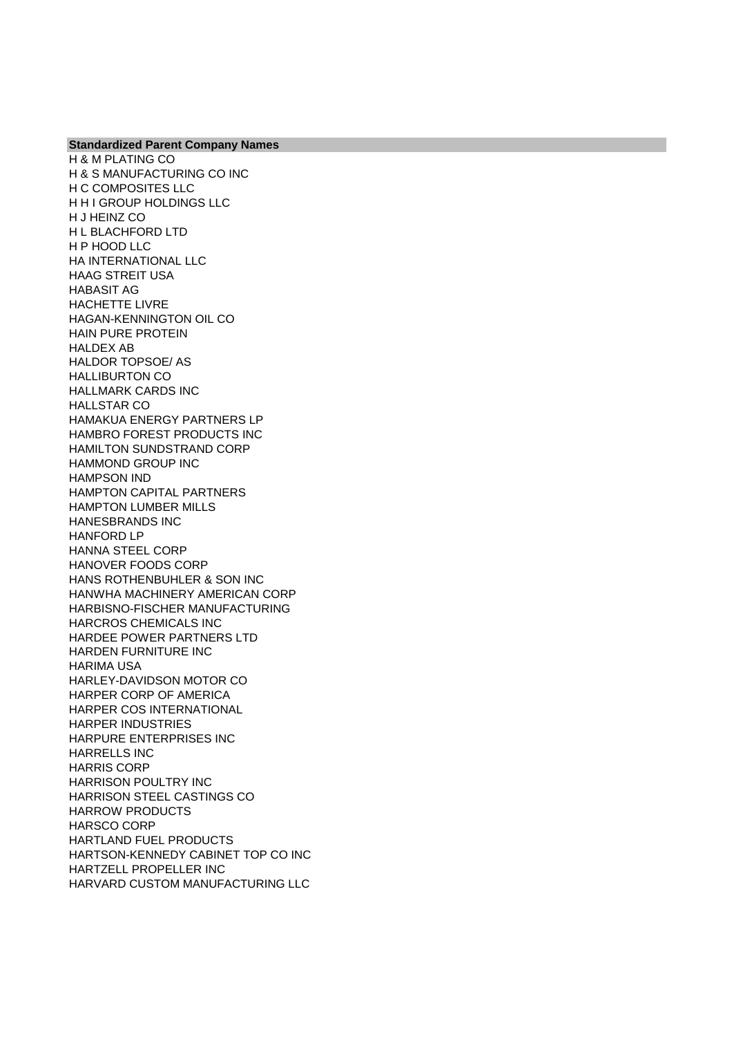| Standardized Parent Company Names |
|---|
| H & M PLATING CO |
| H & S MANUFACTURING CO INC |
| H C COMPOSITES LLC |
| H H I GROUP HOLDINGS LLC |
| H J HEINZ CO |
| H L BLACHFORD LTD |
| H P HOOD LLC |
| HA INTERNATIONAL LLC |
| HAAG STREIT USA |
| HABASIT AG |
| HACHETTE LIVRE |
| HAGAN-KENNINGTON OIL CO |
| HAIN PURE PROTEIN |
| HALDEX AB |
| HALDOR TOPSOE/ AS |
| HALLIBURTON CO |
| HALLMARK CARDS INC |
| HALLSTAR CO |
| HAMAKUA ENERGY PARTNERS LP |
| HAMBRO FOREST PRODUCTS INC |
| HAMILTON SUNDSTRAND CORP |
| HAMMOND GROUP INC |
| HAMPSON IND |
| HAMPTON CAPITAL PARTNERS |
| HAMPTON LUMBER MILLS |
| HANESBRANDS INC |
| HANFORD LP |
| HANNA STEEL CORP |
| HANOVER FOODS CORP |
| HANS ROTHENBUHLER & SON INC |
| HANWHA MACHINERY AMERICAN CORP |
| HARBISNO-FISCHER MANUFACTURING |
| HARCROS CHEMICALS INC |
| HARDEE POWER PARTNERS LTD |
| HARDEN FURNITURE INC |
| HARIMA USA |
| HARLEY-DAVIDSON MOTOR CO |
| HARPER CORP OF AMERICA |
| HARPER COS INTERNATIONAL |
| HARPER INDUSTRIES |
| HARPURE ENTERPRISES INC |
| HARRELLS INC |
| HARRIS CORP |
| HARRISON POULTRY INC |
| HARRISON STEEL CASTINGS CO |
| HARROW PRODUCTS |
| HARSCO CORP |
| HARTLAND FUEL PRODUCTS |
| HARTSON-KENNEDY CABINET TOP CO INC |
| HARTZELL PROPELLER INC |
| HARVARD CUSTOM MANUFACTURING LLC |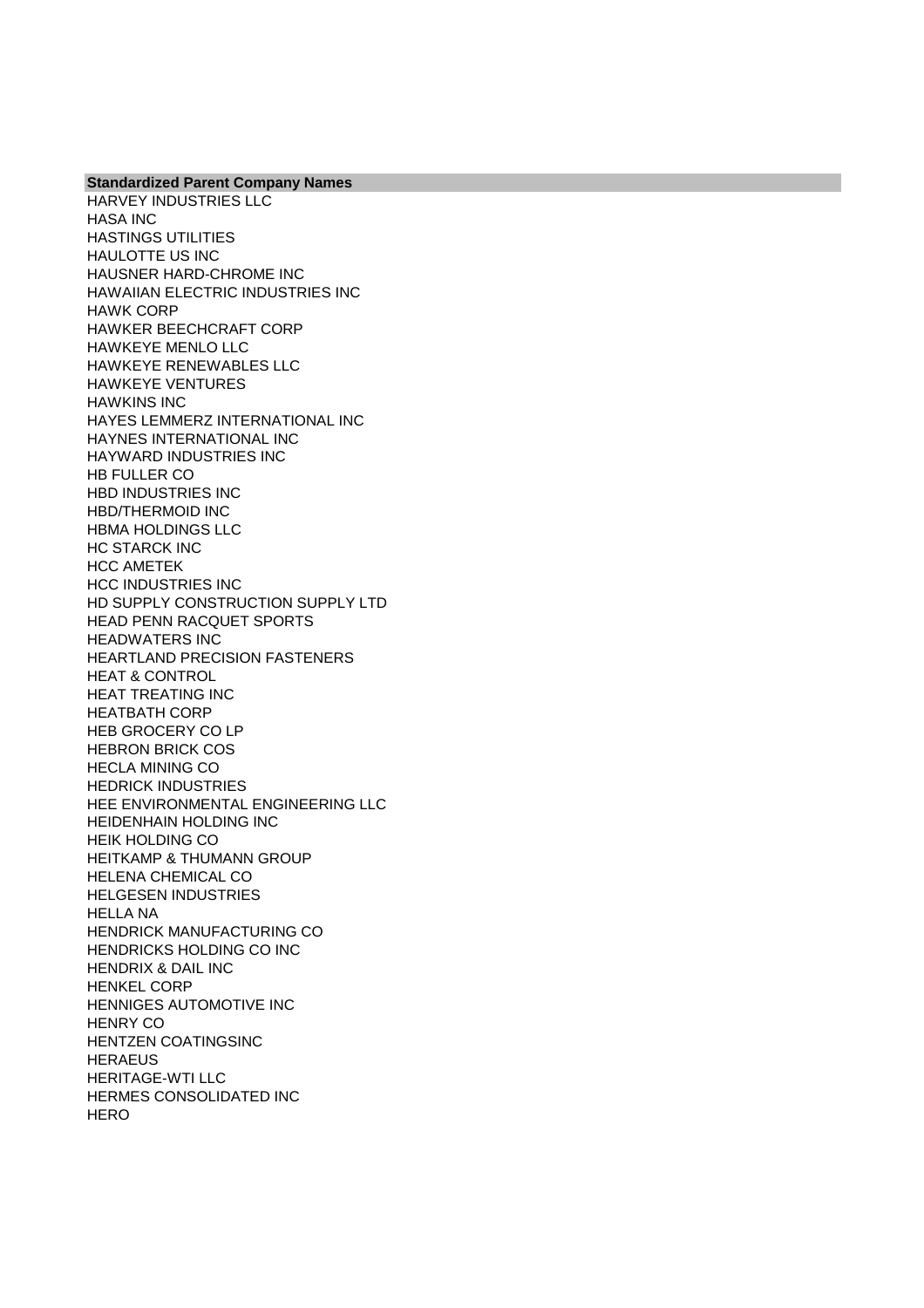| Standardized Parent Company Names |
| --- |
| HARVEY INDUSTRIES LLC |
| HASA INC |
| HASTINGS UTILITIES |
| HAULOTTE US INC |
| HAUSNER HARD-CHROME INC |
| HAWAIIAN ELECTRIC INDUSTRIES INC |
| HAWK CORP |
| HAWKER BEECHCRAFT CORP |
| HAWKEYE MENLO LLC |
| HAWKEYE RENEWABLES LLC |
| HAWKEYE VENTURES |
| HAWKINS INC |
| HAYES LEMMERZ INTERNATIONAL INC |
| HAYNES INTERNATIONAL INC |
| HAYWARD INDUSTRIES INC |
| HB FULLER CO |
| HBD INDUSTRIES INC |
| HBD/THERMOID INC |
| HBMA HOLDINGS LLC |
| HC STARCK INC |
| HCC AMETEK |
| HCC INDUSTRIES INC |
| HD SUPPLY CONSTRUCTION SUPPLY LTD |
| HEAD PENN RACQUET SPORTS |
| HEADWATERS INC |
| HEARTLAND PRECISION FASTENERS |
| HEAT & CONTROL |
| HEAT TREATING INC |
| HEATBATH CORP |
| HEB GROCERY CO LP |
| HEBRON BRICK COS |
| HECLA MINING CO |
| HEDRICK INDUSTRIES |
| HEE ENVIRONMENTAL ENGINEERING LLC |
| HEIDENHAIN HOLDING INC |
| HEIK HOLDING CO |
| HEITKAMP & THUMANN GROUP |
| HELENA CHEMICAL CO |
| HELGESEN INDUSTRIES |
| HELLA NA |
| HENDRICK MANUFACTURING CO |
| HENDRICKS HOLDING CO INC |
| HENDRIX & DAIL INC |
| HENKEL CORP |
| HENNIGES AUTOMOTIVE INC |
| HENRY CO |
| HENTZEN COATINGSINC |
| HERAEUS |
| HERITAGE-WTI LLC |
| HERMES CONSOLIDATED INC |
| HERO |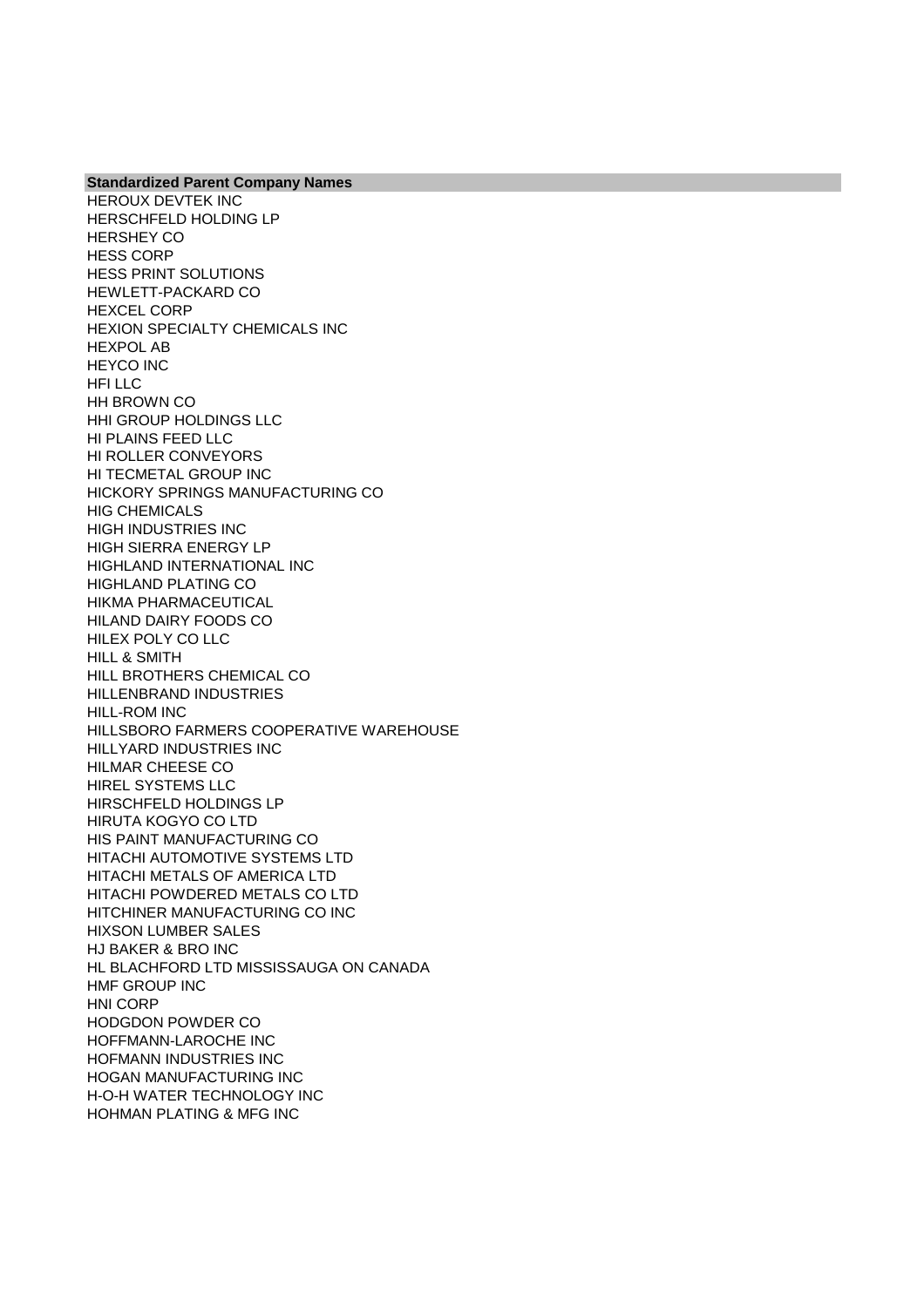| Standardized Parent Company Names |
| --- |
| HEROUX DEVTEK INC |
| HERSCHFELD HOLDING LP |
| HERSHEY CO |
| HESS CORP |
| HESS PRINT SOLUTIONS |
| HEWLETT-PACKARD CO |
| HEXCEL CORP |
| HEXION SPECIALTY CHEMICALS INC |
| HEXPOL AB |
| HEYCO INC |
| HFI LLC |
| HH BROWN CO |
| HHI GROUP HOLDINGS LLC |
| HI PLAINS FEED LLC |
| HI ROLLER CONVEYORS |
| HI TECMETAL GROUP INC |
| HICKORY SPRINGS MANUFACTURING CO |
| HIG CHEMICALS |
| HIGH INDUSTRIES INC |
| HIGH SIERRA ENERGY LP |
| HIGHLAND INTERNATIONAL INC |
| HIGHLAND PLATING CO |
| HIKMA PHARMACEUTICAL |
| HILAND DAIRY FOODS CO |
| HILEX POLY CO LLC |
| HILL & SMITH |
| HILL BROTHERS CHEMICAL CO |
| HILLENBRAND INDUSTRIES |
| HILL-ROM INC |
| HILLSBORO FARMERS COOPERATIVE WAREHOUSE |
| HILLYARD INDUSTRIES INC |
| HILMAR CHEESE CO |
| HIREL SYSTEMS LLC |
| HIRSCHFELD HOLDINGS LP |
| HIRUTA KOGYO CO LTD |
| HIS PAINT MANUFACTURING CO |
| HITACHI AUTOMOTIVE SYSTEMS LTD |
| HITACHI METALS OF AMERICA LTD |
| HITACHI POWDERED METALS CO LTD |
| HITCHINER MANUFACTURING CO INC |
| HIXSON LUMBER SALES |
| HJ BAKER & BRO INC |
| HL BLACHFORD LTD MISSISSAUGA ON CANADA |
| HMF GROUP INC |
| HNI CORP |
| HODGDON POWDER CO |
| HOFFMANN-LAROCHE INC |
| HOFMANN INDUSTRIES INC |
| HOGAN MANUFACTURING INC |
| H-O-H WATER TECHNOLOGY INC |
| HOHMAN PLATING & MFG INC |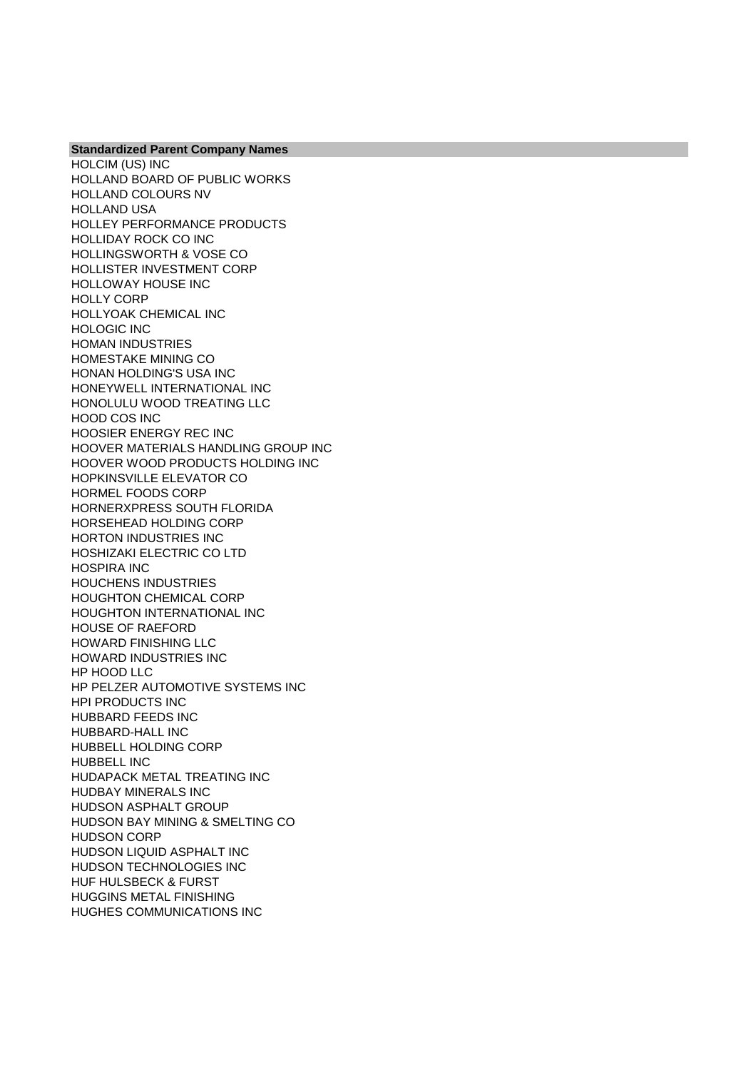| Standardized Parent Company Names |
| --- |
| HOLCIM (US) INC |
| HOLLAND BOARD OF PUBLIC WORKS |
| HOLLAND COLOURS NV |
| HOLLAND USA |
| HOLLEY PERFORMANCE PRODUCTS |
| HOLLIDAY ROCK CO INC |
| HOLLINGSWORTH & VOSE CO |
| HOLLISTER INVESTMENT CORP |
| HOLLOWAY HOUSE INC |
| HOLLY CORP |
| HOLLYOAK CHEMICAL INC |
| HOLOGIC INC |
| HOMAN INDUSTRIES |
| HOMESTAKE MINING CO |
| HONAN HOLDING'S USA INC |
| HONEYWELL INTERNATIONAL INC |
| HONOLULU WOOD TREATING LLC |
| HOOD COS INC |
| HOOSIER ENERGY REC INC |
| HOOVER MATERIALS HANDLING GROUP INC |
| HOOVER WOOD PRODUCTS HOLDING INC |
| HOPKINSVILLE ELEVATOR CO |
| HORMEL FOODS CORP |
| HORNERXPRESS SOUTH FLORIDA |
| HORSEHEAD HOLDING CORP |
| HORTON INDUSTRIES INC |
| HOSHIZAKI ELECTRIC CO LTD |
| HOSPIRA INC |
| HOUCHENS INDUSTRIES |
| HOUGHTON CHEMICAL CORP |
| HOUGHTON INTERNATIONAL INC |
| HOUSE OF RAEFORD |
| HOWARD FINISHING LLC |
| HOWARD INDUSTRIES INC |
| HP HOOD LLC |
| HP PELZER AUTOMOTIVE SYSTEMS INC |
| HPI PRODUCTS INC |
| HUBBARD FEEDS INC |
| HUBBARD-HALL INC |
| HUBBELL HOLDING CORP |
| HUBBELL INC |
| HUDAPACK METAL TREATING INC |
| HUDBAY MINERALS INC |
| HUDSON ASPHALT GROUP |
| HUDSON BAY MINING & SMELTING CO |
| HUDSON CORP |
| HUDSON LIQUID ASPHALT INC |
| HUDSON TECHNOLOGIES INC |
| HUF HULSBECK & FURST |
| HUGGINS METAL FINISHING |
| HUGHES COMMUNICATIONS INC |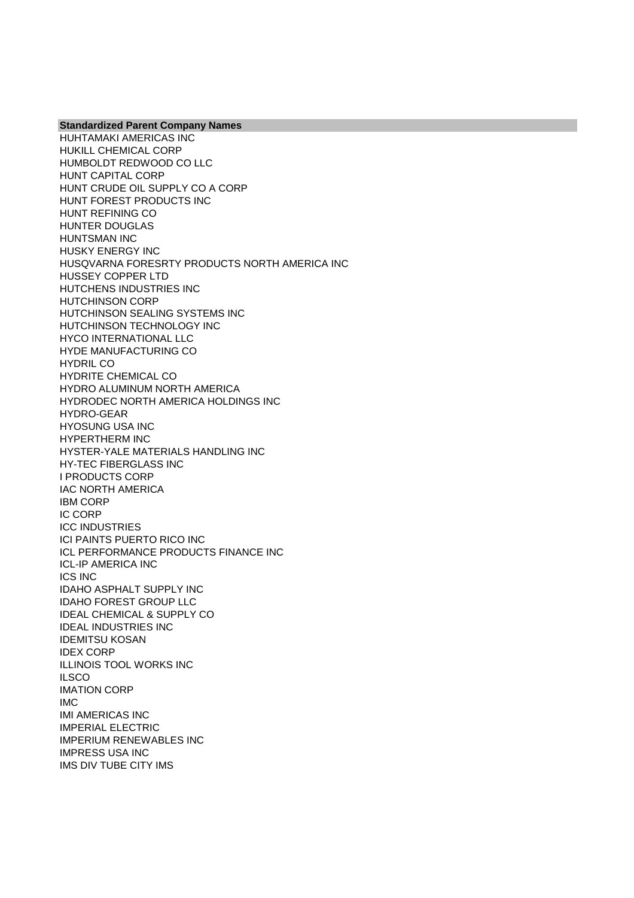| Standardized Parent Company Names |
| --- |
| HUHTAMAKI AMERICAS INC |
| HUKILL CHEMICAL CORP |
| HUMBOLDT REDWOOD CO LLC |
| HUNT CAPITAL CORP |
| HUNT CRUDE OIL SUPPLY CO A CORP |
| HUNT FOREST PRODUCTS INC |
| HUNT REFINING CO |
| HUNTER DOUGLAS |
| HUNTSMAN INC |
| HUSKY ENERGY INC |
| HUSQVARNA FORESRTY PRODUCTS NORTH AMERICA INC |
| HUSSEY COPPER LTD |
| HUTCHENS INDUSTRIES INC |
| HUTCHINSON CORP |
| HUTCHINSON SEALING SYSTEMS INC |
| HUTCHINSON TECHNOLOGY INC |
| HYCO INTERNATIONAL LLC |
| HYDE MANUFACTURING CO |
| HYDRIL CO |
| HYDRITE CHEMICAL CO |
| HYDRO ALUMINUM NORTH AMERICA |
| HYDRODEC NORTH AMERICA HOLDINGS INC |
| HYDRO-GEAR |
| HYOSUNG USA INC |
| HYPERTHERM INC |
| HYSTER-YALE MATERIALS HANDLING INC |
| HY-TEC FIBERGLASS INC |
| I PRODUCTS CORP |
| IAC NORTH AMERICA |
| IBM CORP |
| IC CORP |
| ICC INDUSTRIES |
| ICI PAINTS PUERTO RICO INC |
| ICL PERFORMANCE PRODUCTS FINANCE INC |
| ICL-IP AMERICA INC |
| ICS INC |
| IDAHO ASPHALT SUPPLY INC |
| IDAHO FOREST GROUP LLC |
| IDEAL CHEMICAL & SUPPLY CO |
| IDEAL INDUSTRIES INC |
| IDEMITSU KOSAN |
| IDEX CORP |
| ILLINOIS TOOL WORKS INC |
| ILSCO |
| IMATION CORP |
| IMC |
| IMI AMERICAS INC |
| IMPERIAL ELECTRIC |
| IMPERIUM RENEWABLES INC |
| IMPRESS USA INC |
| IMS DIV TUBE CITY IMS |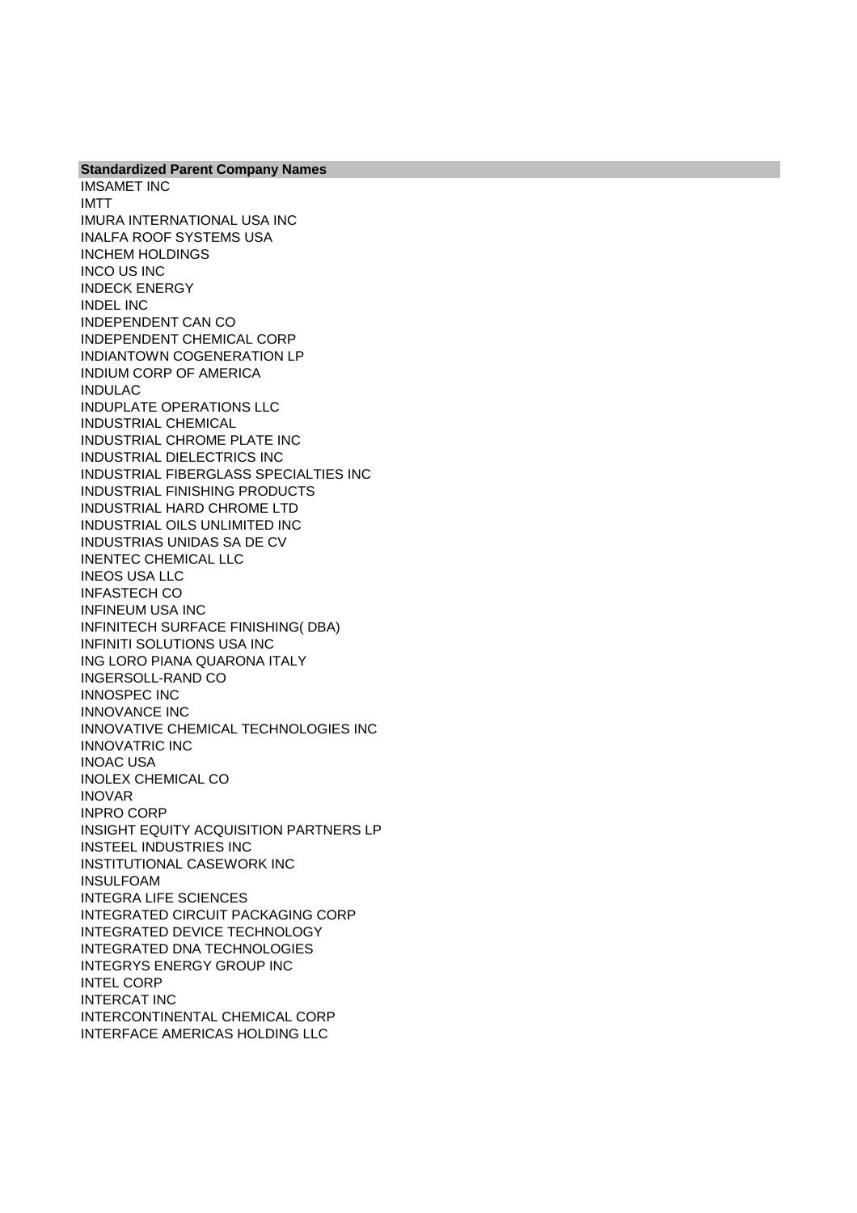| Standardized Parent Company Names |
| --- |
| IMSAMET INC |
| IMTT |
| IMURA INTERNATIONAL USA INC |
| INALFA ROOF SYSTEMS USA |
| INCHEM HOLDINGS |
| INCO US INC |
| INDECK ENERGY |
| INDEL INC |
| INDEPENDENT CAN CO |
| INDEPENDENT CHEMICAL CORP |
| INDIANTOWN COGENERATION LP |
| INDIUM CORP OF AMERICA |
| INDULAC |
| INDUPLATE OPERATIONS LLC |
| INDUSTRIAL CHEMICAL |
| INDUSTRIAL CHROME PLATE INC |
| INDUSTRIAL DIELECTRICS INC |
| INDUSTRIAL FIBERGLASS SPECIALTIES INC |
| INDUSTRIAL FINISHING PRODUCTS |
| INDUSTRIAL HARD CHROME LTD |
| INDUSTRIAL OILS UNLIMITED INC |
| INDUSTRIAS UNIDAS SA DE CV |
| INENTEC CHEMICAL LLC |
| INEOS USA LLC |
| INFASTECH CO |
| INFINEUM USA INC |
| INFINITECH SURFACE FINISHING( DBA) |
| INFINITI SOLUTIONS USA INC |
| ING LORO PIANA QUARONA ITALY |
| INGERSOLL-RAND CO |
| INNOSPEC INC |
| INNOVANCE INC |
| INNOVATIVE CHEMICAL TECHNOLOGIES INC |
| INNOVATRIC INC |
| INOAC USA |
| INOLEX CHEMICAL CO |
| INOVAR |
| INPRO CORP |
| INSIGHT EQUITY ACQUISITION PARTNERS LP |
| INSTEEL INDUSTRIES INC |
| INSTITUTIONAL CASEWORK INC |
| INSULFOAM |
| INTEGRA LIFE SCIENCES |
| INTEGRATED CIRCUIT PACKAGING CORP |
| INTEGRATED DEVICE TECHNOLOGY |
| INTEGRATED DNA TECHNOLOGIES |
| INTEGRYS ENERGY GROUP INC |
| INTEL CORP |
| INTERCAT INC |
| INTERCONTINENTAL CHEMICAL CORP |
| INTERFACE AMERICAS HOLDING LLC |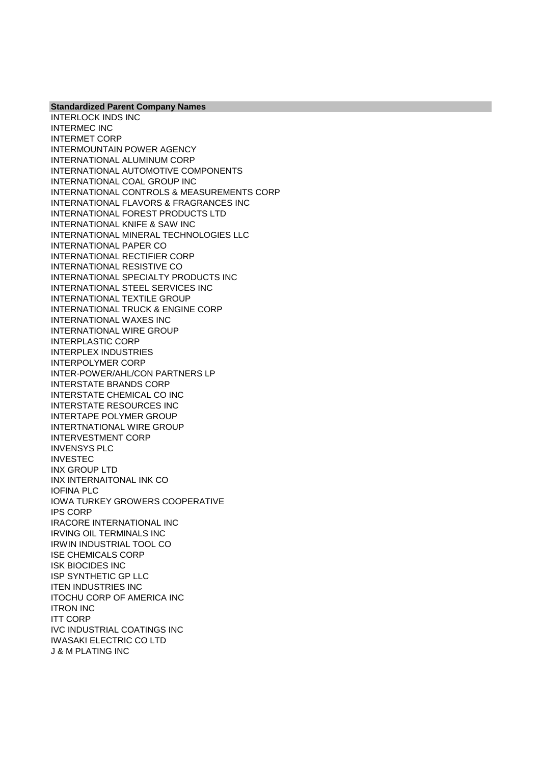| Standardized Parent Company Names |
| --- |
| INTERLOCK INDS INC |
| INTERMEC INC |
| INTERMET CORP |
| INTERMOUNTAIN POWER AGENCY |
| INTERNATIONAL ALUMINUM CORP |
| INTERNATIONAL AUTOMOTIVE COMPONENTS |
| INTERNATIONAL COAL GROUP INC |
| INTERNATIONAL CONTROLS & MEASUREMENTS CORP |
| INTERNATIONAL FLAVORS & FRAGRANCES INC |
| INTERNATIONAL FOREST PRODUCTS LTD |
| INTERNATIONAL KNIFE & SAW INC |
| INTERNATIONAL MINERAL TECHNOLOGIES LLC |
| INTERNATIONAL PAPER CO |
| INTERNATIONAL RECTIFIER CORP |
| INTERNATIONAL RESISTIVE CO |
| INTERNATIONAL SPECIALTY PRODUCTS INC |
| INTERNATIONAL STEEL SERVICES INC |
| INTERNATIONAL TEXTILE GROUP |
| INTERNATIONAL TRUCK & ENGINE CORP |
| INTERNATIONAL WAXES INC |
| INTERNATIONAL WIRE GROUP |
| INTERPLASTIC CORP |
| INTERPLEX INDUSTRIES |
| INTERPOLYMER CORP |
| INTER-POWER/AHL/CON PARTNERS LP |
| INTERSTATE BRANDS CORP |
| INTERSTATE CHEMICAL CO INC |
| INTERSTATE RESOURCES INC |
| INTERTAPE POLYMER GROUP |
| INTERTNATIONAL WIRE GROUP |
| INTERVESTMENT CORP |
| INVENSYS PLC |
| INVESTEC |
| INX GROUP LTD |
| INX INTERNAITONAL INK CO |
| IOFINA PLC |
| IOWA TURKEY GROWERS COOPERATIVE |
| IPS CORP |
| IRACORE INTERNATIONAL INC |
| IRVING OIL TERMINALS INC |
| IRWIN INDUSTRIAL TOOL CO |
| ISE CHEMICALS CORP |
| ISK BIOCIDES INC |
| ISP SYNTHETIC GP LLC |
| ITEN INDUSTRIES INC |
| ITOCHU CORP OF AMERICA INC |
| ITRON INC |
| ITT CORP |
| IVC INDUSTRIAL COATINGS INC |
| IWASAKI ELECTRIC CO LTD |
| J & M PLATING INC |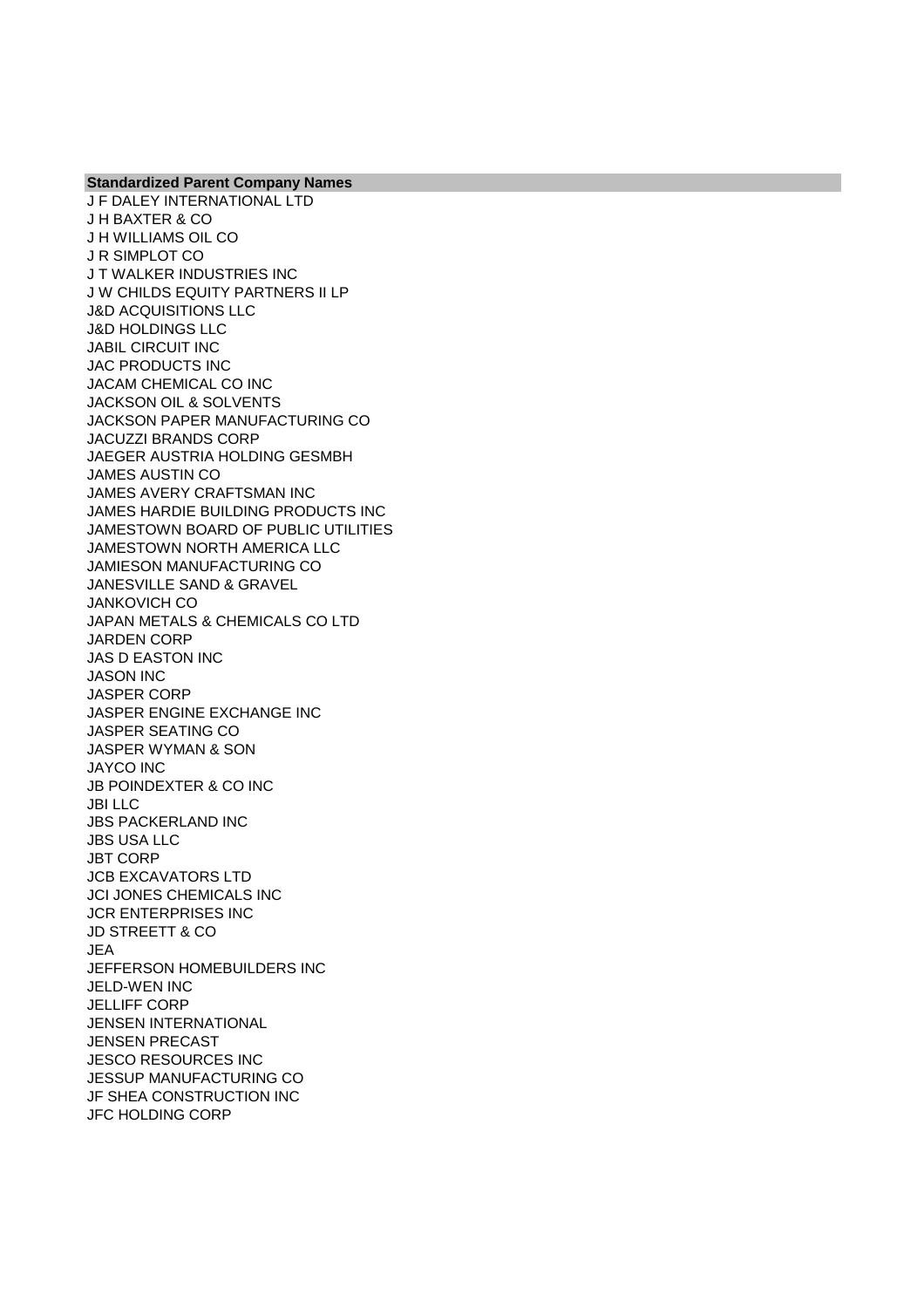| Standardized Parent Company Names |
| --- |
| J F DALEY INTERNATIONAL LTD |
| J H BAXTER & CO |
| J H WILLIAMS OIL CO |
| J R SIMPLOT CO |
| J T WALKER INDUSTRIES INC |
| J W CHILDS EQUITY PARTNERS II LP |
| J&D ACQUISITIONS LLC |
| J&D HOLDINGS LLC |
| JABIL CIRCUIT INC |
| JAC PRODUCTS INC |
| JACAM CHEMICAL CO INC |
| JACKSON OIL & SOLVENTS |
| JACKSON PAPER MANUFACTURING CO |
| JACUZZI BRANDS CORP |
| JAEGER AUSTRIA HOLDING GESMBH |
| JAMES AUSTIN CO |
| JAMES AVERY CRAFTSMAN INC |
| JAMES HARDIE BUILDING PRODUCTS INC |
| JAMESTOWN BOARD OF PUBLIC UTILITIES |
| JAMESTOWN NORTH AMERICA LLC |
| JAMIESON MANUFACTURING CO |
| JANESVILLE SAND & GRAVEL |
| JANKOVICH CO |
| JAPAN METALS & CHEMICALS CO LTD |
| JARDEN CORP |
| JAS D EASTON INC |
| JASON INC |
| JASPER CORP |
| JASPER ENGINE EXCHANGE INC |
| JASPER SEATING CO |
| JASPER WYMAN & SON |
| JAYCO INC |
| JB POINDEXTER & CO INC |
| JBI LLC |
| JBS PACKERLAND INC |
| JBS USA LLC |
| JBT CORP |
| JCB EXCAVATORS LTD |
| JCI JONES CHEMICALS INC |
| JCR ENTERPRISES INC |
| JD STREETT & CO |
| JEA |
| JEFFERSON HOMEBUILDERS INC |
| JELD-WEN INC |
| JELLIFF CORP |
| JENSEN INTERNATIONAL |
| JENSEN PRECAST |
| JESCO RESOURCES INC |
| JESSUP MANUFACTURING CO |
| JF SHEA CONSTRUCTION INC |
| JFC HOLDING CORP |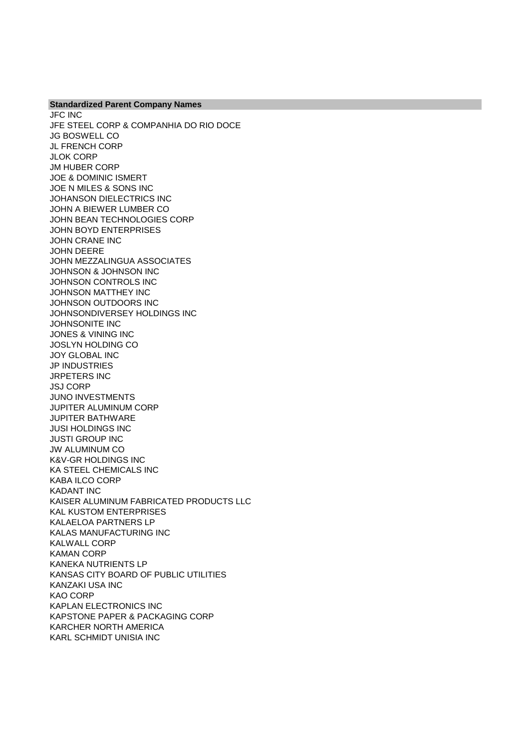| Standardized Parent Company Names |
| --- |
| JFC INC |
| JFE STEEL CORP & COMPANHIA DO RIO DOCE |
| JG BOSWELL CO |
| JL FRENCH CORP |
| JLOK CORP |
| JM HUBER CORP |
| JOE & DOMINIC ISMERT |
| JOE N MILES & SONS INC |
| JOHANSON DIELECTRICS INC |
| JOHN A BIEWER LUMBER CO |
| JOHN BEAN TECHNOLOGIES CORP |
| JOHN BOYD ENTERPRISES |
| JOHN CRANE INC |
| JOHN DEERE |
| JOHN MEZZALINGUA ASSOCIATES |
| JOHNSON & JOHNSON INC |
| JOHNSON CONTROLS INC |
| JOHNSON MATTHEY INC |
| JOHNSON OUTDOORS INC |
| JOHNSONDIVERSEY HOLDINGS INC |
| JOHNSONITE INC |
| JONES & VINING INC |
| JOSLYN HOLDING CO |
| JOY GLOBAL INC |
| JP INDUSTRIES |
| JRPETERS INC |
| JSJ CORP |
| JUNO INVESTMENTS |
| JUPITER ALUMINUM CORP |
| JUPITER BATHWARE |
| JUSI HOLDINGS INC |
| JUSTI GROUP INC |
| JW ALUMINUM CO |
| K&V-GR HOLDINGS INC |
| KA STEEL CHEMICALS INC |
| KABA ILCO CORP |
| KADANT INC |
| KAISER ALUMINUM FABRICATED PRODUCTS LLC |
| KAL KUSTOM ENTERPRISES |
| KALAELOA PARTNERS LP |
| KALAS MANUFACTURING INC |
| KALWALL CORP |
| KAMAN CORP |
| KANEKA NUTRIENTS LP |
| KANSAS CITY BOARD OF PUBLIC UTILITIES |
| KANZAKI USA INC |
| KAO CORP |
| KAPLAN ELECTRONICS INC |
| KAPSTONE PAPER & PACKAGING CORP |
| KARCHER NORTH AMERICA |
| KARL SCHMIDT UNISIA INC |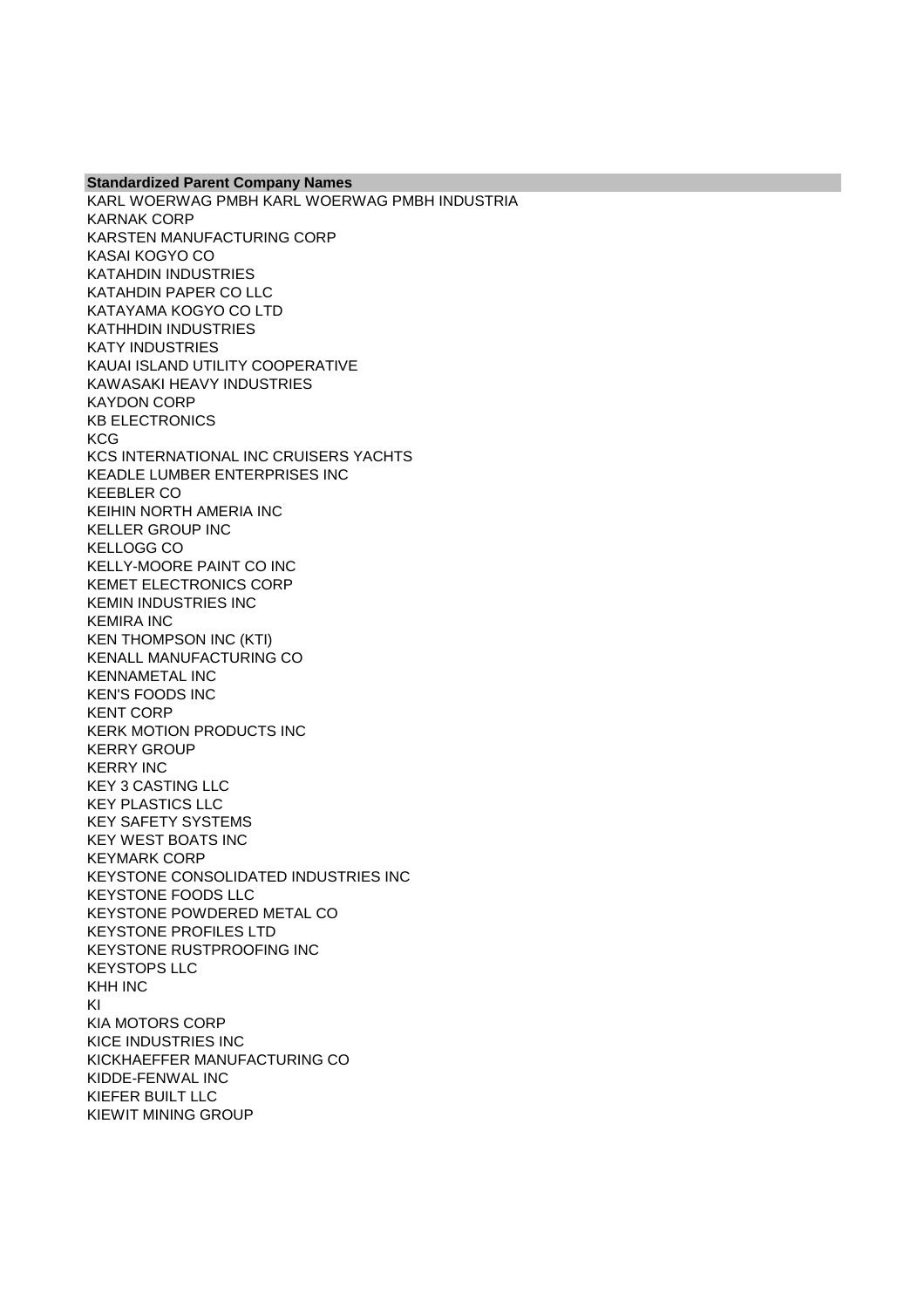| Standardized Parent Company Names |
| --- |
| KARL WOERWAG PMBH KARL WOERWAG PMBH INDUSTRIA |
| KARNAK CORP |
| KARSTEN MANUFACTURING CORP |
| KASAI KOGYO CO |
| KATAHDIN INDUSTRIES |
| KATAHDIN PAPER CO LLC |
| KATAYAMA KOGYO CO LTD |
| KATHHDIN INDUSTRIES |
| KATY INDUSTRIES |
| KAUAI ISLAND UTILITY COOPERATIVE |
| KAWASAKI HEAVY INDUSTRIES |
| KAYDON CORP |
| KB ELECTRONICS |
| KCG |
| KCS INTERNATIONAL INC CRUISERS YACHTS |
| KEADLE LUMBER ENTERPRISES INC |
| KEEBLER CO |
| KEIHIN NORTH AMERIA INC |
| KELLER GROUP INC |
| KELLOGG CO |
| KELLY-MOORE PAINT CO INC |
| KEMET ELECTRONICS CORP |
| KEMIN INDUSTRIES INC |
| KEMIRA INC |
| KEN THOMPSON INC (KTI) |
| KENALL MANUFACTURING CO |
| KENNAMETAL INC |
| KEN'S FOODS INC |
| KENT CORP |
| KERK MOTION PRODUCTS INC |
| KERRY GROUP |
| KERRY INC |
| KEY 3 CASTING LLC |
| KEY PLASTICS LLC |
| KEY SAFETY SYSTEMS |
| KEY WEST BOATS INC |
| KEYMARK CORP |
| KEYSTONE CONSOLIDATED INDUSTRIES INC |
| KEYSTONE FOODS LLC |
| KEYSTONE POWDERED METAL CO |
| KEYSTONE PROFILES LTD |
| KEYSTONE RUSTPROOFING INC |
| KEYSTOPS LLC |
| KHH INC |
| KI |
| KIA MOTORS CORP |
| KICE INDUSTRIES INC |
| KICKHAEFFER MANUFACTURING CO |
| KIDDE-FENWAL INC |
| KIEFER BUILT LLC |
| KIEWIT MINING GROUP |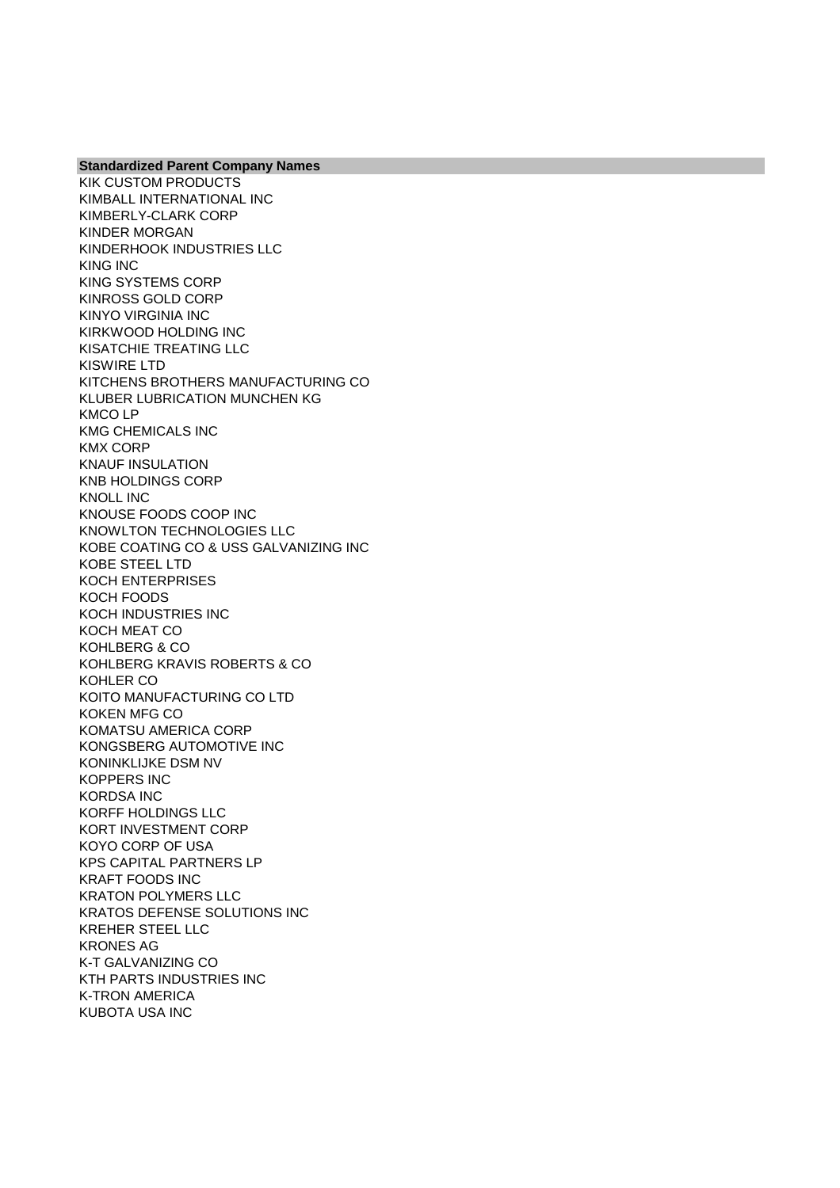| Standardized Parent Company Names |
| --- |
| KIK CUSTOM PRODUCTS |
| KIMBALL INTERNATIONAL INC |
| KIMBERLY-CLARK CORP |
| KINDER MORGAN |
| KINDERHOOK INDUSTRIES LLC |
| KING INC |
| KING SYSTEMS CORP |
| KINROSS GOLD CORP |
| KINYO VIRGINIA INC |
| KIRKWOOD HOLDING INC |
| KISATCHIE TREATING LLC |
| KISWIRE LTD |
| KITCHENS BROTHERS MANUFACTURING CO |
| KLUBER LUBRICATION MUNCHEN KG |
| KMCO LP |
| KMG CHEMICALS INC |
| KMX CORP |
| KNAUF INSULATION |
| KNB HOLDINGS CORP |
| KNOLL INC |
| KNOUSE FOODS COOP INC |
| KNOWLTON TECHNOLOGIES LLC |
| KOBE COATING CO & USS GALVANIZING INC |
| KOBE STEEL LTD |
| KOCH ENTERPRISES |
| KOCH FOODS |
| KOCH INDUSTRIES INC |
| KOCH MEAT CO |
| KOHLBERG & CO |
| KOHLBERG KRAVIS ROBERTS & CO |
| KOHLER CO |
| KOITO MANUFACTURING CO LTD |
| KOKEN MFG CO |
| KOMATSU AMERICA CORP |
| KONGSBERG AUTOMOTIVE INC |
| KONINKLIJKE DSM NV |
| KOPPERS INC |
| KORDSA INC |
| KORFF HOLDINGS LLC |
| KORT INVESTMENT CORP |
| KOYO CORP OF USA |
| KPS CAPITAL PARTNERS LP |
| KRAFT FOODS INC |
| KRATON POLYMERS LLC |
| KRATOS DEFENSE SOLUTIONS INC |
| KREHER STEEL LLC |
| KRONES AG |
| K-T GALVANIZING CO |
| KTH PARTS INDUSTRIES INC |
| K-TRON AMERICA |
| KUBOTA USA INC |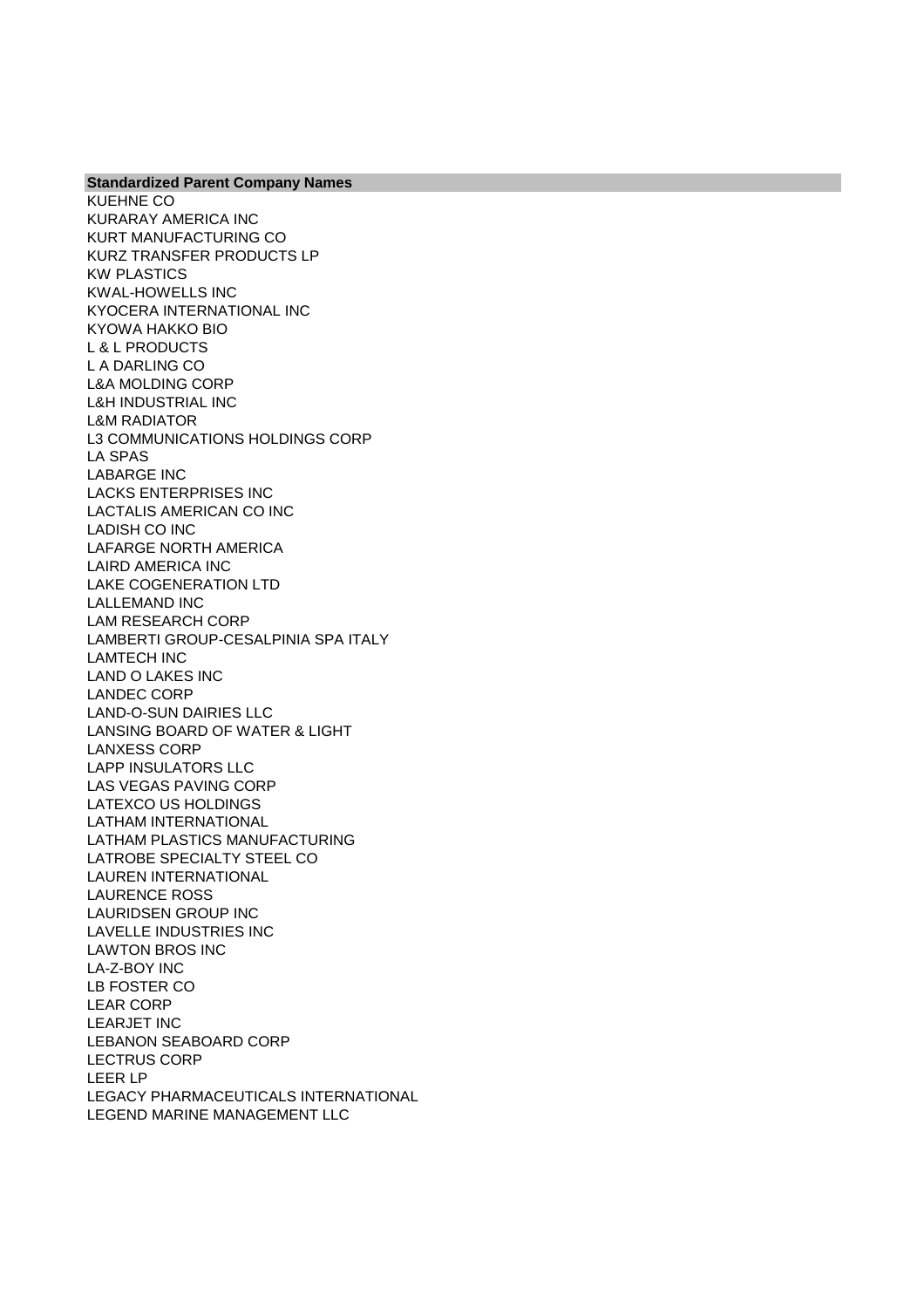| Standardized Parent Company Names |
|---|
| KUEHNE CO |
| KURARAY AMERICA INC |
| KURT MANUFACTURING CO |
| KURZ TRANSFER PRODUCTS LP |
| KW PLASTICS |
| KWAL-HOWELLS INC |
| KYOCERA INTERNATIONAL INC |
| KYOWA HAKKO BIO |
| L & L PRODUCTS |
| L A DARLING CO |
| L&A MOLDING CORP |
| L&H INDUSTRIAL INC |
| L&M RADIATOR |
| L3 COMMUNICATIONS HOLDINGS CORP |
| LA SPAS |
| LABARGE INC |
| LACKS ENTERPRISES INC |
| LACTALIS AMERICAN CO INC |
| LADISH CO INC |
| LAFARGE NORTH AMERICA |
| LAIRD AMERICA INC |
| LAKE COGENERATION LTD |
| LALLEMAND INC |
| LAM RESEARCH CORP |
| LAMBERTI GROUP-CESALPINIA SPA ITALY |
| LAMTECH INC |
| LAND O LAKES INC |
| LANDEC CORP |
| LAND-O-SUN DAIRIES LLC |
| LANSING BOARD OF WATER & LIGHT |
| LANXESS CORP |
| LAPP INSULATORS LLC |
| LAS VEGAS PAVING CORP |
| LATEXCO US HOLDINGS |
| LATHAM INTERNATIONAL |
| LATHAM PLASTICS MANUFACTURING |
| LATROBE SPECIALTY STEEL CO |
| LAUREN INTERNATIONAL |
| LAURENCE ROSS |
| LAURIDSEN GROUP INC |
| LAVELLE INDUSTRIES INC |
| LAWTON BROS INC |
| LA-Z-BOY INC |
| LB FOSTER CO |
| LEAR CORP |
| LEARJET INC |
| LEBANON SEABOARD CORP |
| LECTRUS CORP |
| LEER LP |
| LEGACY PHARMACEUTICALS INTERNATIONAL |
| LEGEND MARINE MANAGEMENT LLC |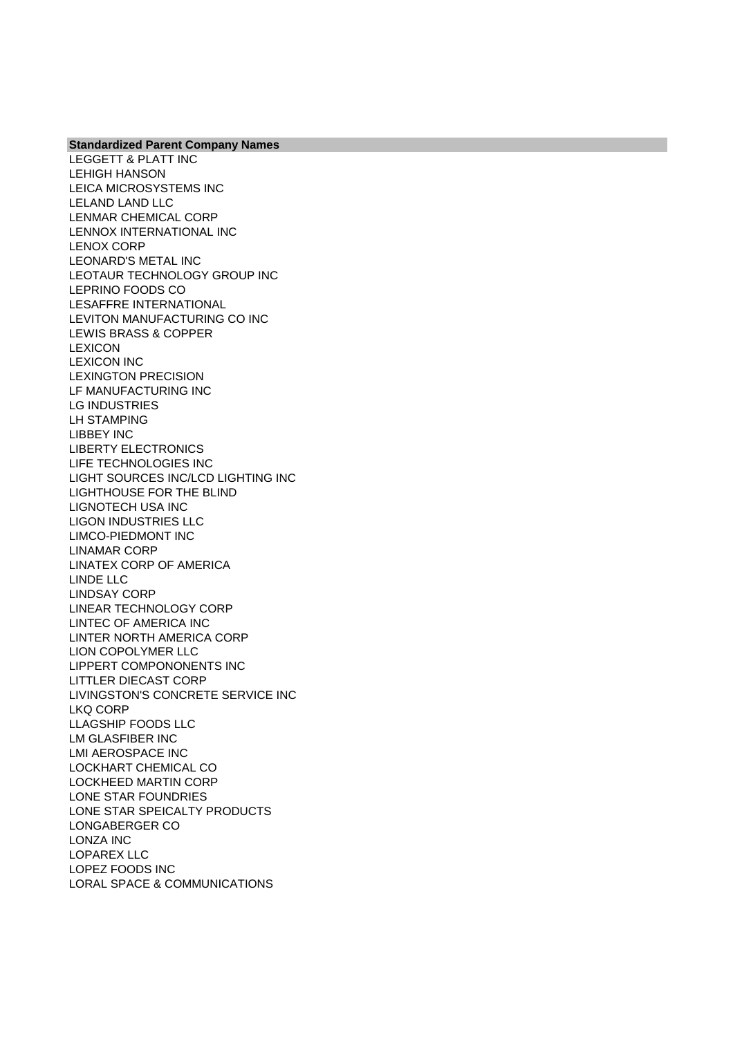| Standardized Parent Company Names |
| --- |
| LEGGETT & PLATT INC |
| LEHIGH HANSON |
| LEICA MICROSYSTEMS INC |
| LELAND LAND LLC |
| LENMAR CHEMICAL CORP |
| LENNOX INTERNATIONAL INC |
| LENOX CORP |
| LEONARD'S METAL INC |
| LEOTAUR TECHNOLOGY GROUP INC |
| LEPRINO FOODS CO |
| LESAFFRE INTERNATIONAL |
| LEVITON MANUFACTURING CO INC |
| LEWIS BRASS & COPPER |
| LEXICON |
| LEXICON INC |
| LEXINGTON PRECISION |
| LF MANUFACTURING INC |
| LG INDUSTRIES |
| LH STAMPING |
| LIBBEY INC |
| LIBERTY ELECTRONICS |
| LIFE TECHNOLOGIES INC |
| LIGHT SOURCES INC/LCD LIGHTING INC |
| LIGHTHOUSE FOR THE BLIND |
| LIGNOTECH USA INC |
| LIGON INDUSTRIES LLC |
| LIMCO-PIEDMONT INC |
| LINAMAR CORP |
| LINATEX CORP OF AMERICA |
| LINDE LLC |
| LINDSAY CORP |
| LINEAR TECHNOLOGY CORP |
| LINTEC OF AMERICA INC |
| LINTER NORTH AMERICA CORP |
| LION COPOLYMER LLC |
| LIPPERT COMPONONENTS INC |
| LITTLER DIECAST CORP |
| LIVINGSTON'S CONCRETE SERVICE INC |
| LKQ CORP |
| LLAGSHIP FOODS LLC |
| LM GLASFIBER INC |
| LMI AEROSPACE INC |
| LOCKHART CHEMICAL CO |
| LOCKHEED MARTIN CORP |
| LONE STAR FOUNDRIES |
| LONE STAR SPEICALTY PRODUCTS |
| LONGABERGER CO |
| LONZA INC |
| LOPAREX LLC |
| LOPEZ FOODS INC |
| LORAL SPACE & COMMUNICATIONS |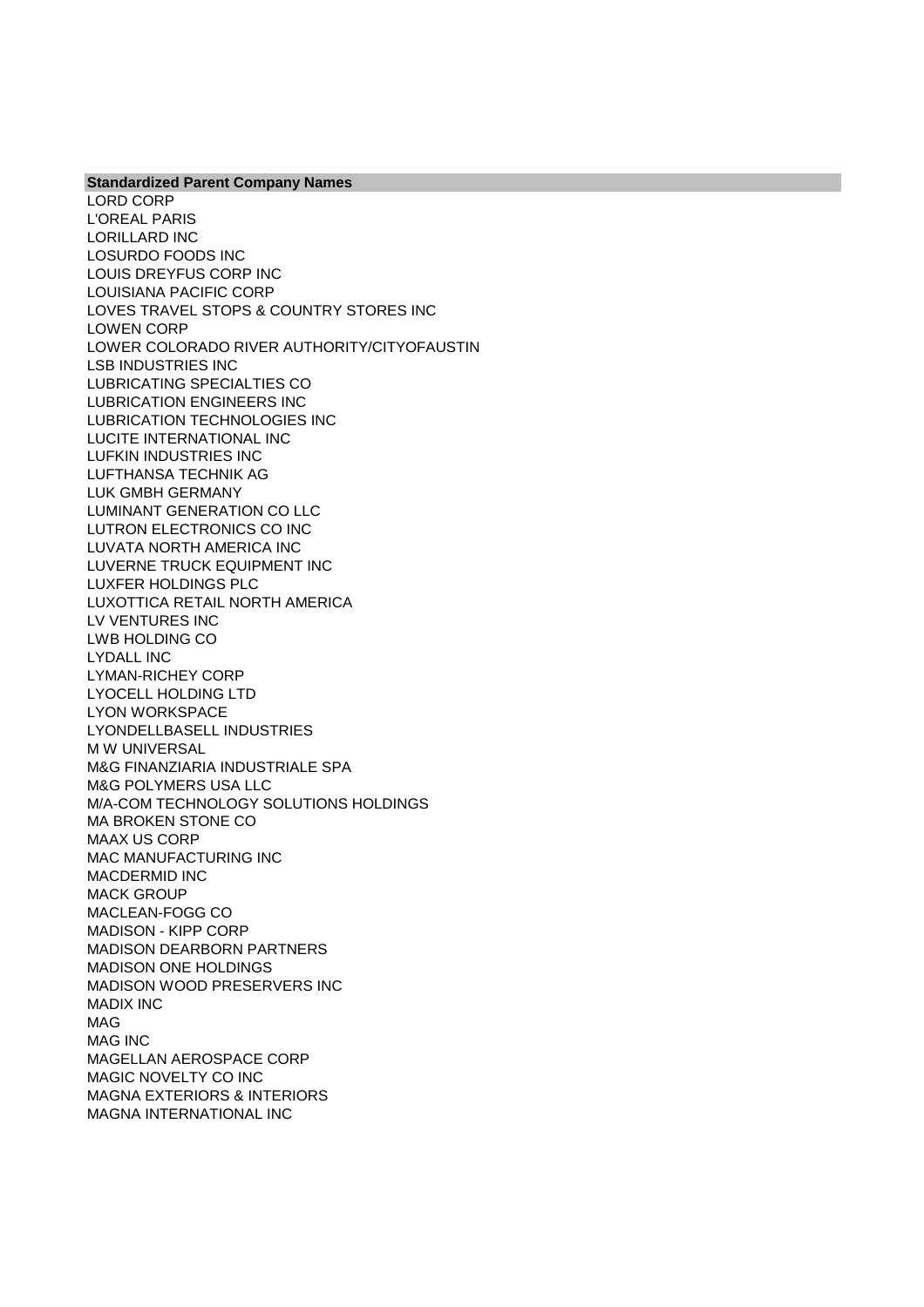| Standardized Parent Company Names |
| --- |
| LORD CORP |
| L'OREAL PARIS |
| LORILLARD INC |
| LOSURDO FOODS INC |
| LOUIS DREYFUS CORP INC |
| LOUISIANA PACIFIC CORP |
| LOVES TRAVEL STOPS & COUNTRY STORES INC |
| LOWEN CORP |
| LOWER COLORADO RIVER AUTHORITY/CITYOFAUSTIN |
| LSB INDUSTRIES INC |
| LUBRICATING SPECIALTIES CO |
| LUBRICATION ENGINEERS INC |
| LUBRICATION TECHNOLOGIES INC |
| LUCITE INTERNATIONAL INC |
| LUFKIN INDUSTRIES INC |
| LUFTHANSA TECHNIK AG |
| LUK GMBH GERMANY |
| LUMINANT GENERATION CO LLC |
| LUTRON ELECTRONICS CO INC |
| LUVATA NORTH AMERICA INC |
| LUVERNE TRUCK EQUIPMENT INC |
| LUXFER HOLDINGS PLC |
| LUXOTTICA RETAIL NORTH AMERICA |
| LV VENTURES INC |
| LWB HOLDING CO |
| LYDALL INC |
| LYMAN-RICHEY CORP |
| LYOCELL HOLDING LTD |
| LYON WORKSPACE |
| LYONDELLBASELL INDUSTRIES |
| M W UNIVERSAL |
| M&G FINANZIARIA INDUSTRIALE SPA |
| M&G POLYMERS USA LLC |
| M/A-COM TECHNOLOGY SOLUTIONS HOLDINGS |
| MA BROKEN STONE CO |
| MAAX US CORP |
| MAC MANUFACTURING INC |
| MACDERMID INC |
| MACK GROUP |
| MACLEAN-FOGG CO |
| MADISON - KIPP CORP |
| MADISON DEARBORN PARTNERS |
| MADISON ONE HOLDINGS |
| MADISON WOOD PRESERVERS INC |
| MADIX INC |
| MAG |
| MAG INC |
| MAGELLAN AEROSPACE CORP |
| MAGIC NOVELTY CO INC |
| MAGNA EXTERIORS & INTERIORS |
| MAGNA INTERNATIONAL INC |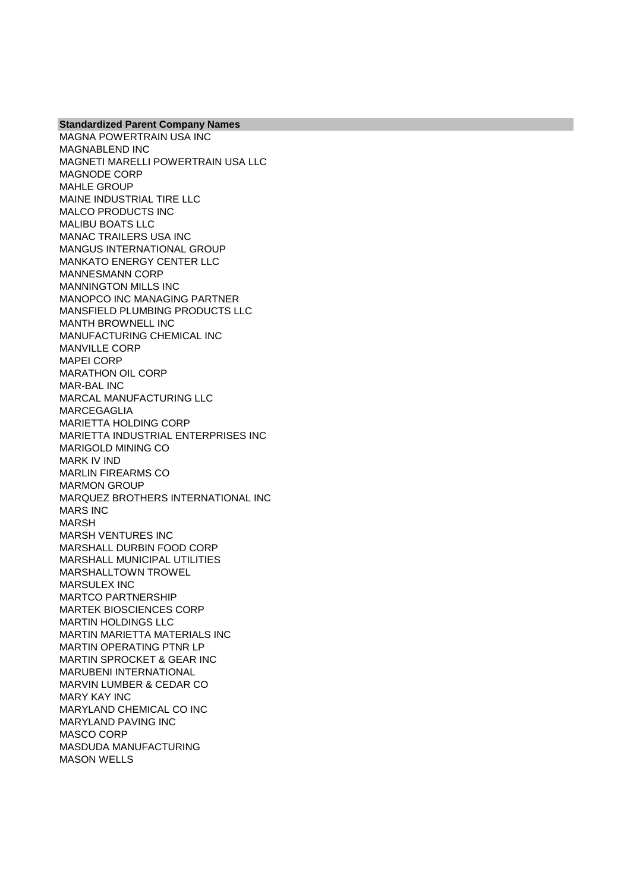| Standardized Parent Company Names |
| --- |
| MAGNA POWERTRAIN USA INC |
| MAGNABLEND INC |
| MAGNETI MARELLI POWERTRAIN USA LLC |
| MAGNODE CORP |
| MAHLE GROUP |
| MAINE INDUSTRIAL TIRE LLC |
| MALCO PRODUCTS INC |
| MALIBU BOATS LLC |
| MANAC TRAILERS USA INC |
| MANGUS INTERNATIONAL GROUP |
| MANKATO ENERGY CENTER LLC |
| MANNESMANN CORP |
| MANNINGTON MILLS INC |
| MANOPCO INC MANAGING PARTNER |
| MANSFIELD PLUMBING PRODUCTS LLC |
| MANTH BROWNELL INC |
| MANUFACTURING CHEMICAL INC |
| MANVILLE CORP |
| MAPEI CORP |
| MARATHON OIL CORP |
| MAR-BAL INC |
| MARCAL MANUFACTURING LLC |
| MARCEGAGLIA |
| MARIETTA HOLDING CORP |
| MARIETTA INDUSTRIAL ENTERPRISES INC |
| MARIGOLD MINING CO |
| MARK IV IND |
| MARLIN FIREARMS CO |
| MARMON GROUP |
| MARQUEZ BROTHERS INTERNATIONAL INC |
| MARS INC |
| MARSH |
| MARSH VENTURES INC |
| MARSHALL DURBIN FOOD CORP |
| MARSHALL MUNICIPAL UTILITIES |
| MARSHALLTOWN TROWEL |
| MARSULEX INC |
| MARTCO PARTNERSHIP |
| MARTEK BIOSCIENCES CORP |
| MARTIN HOLDINGS LLC |
| MARTIN MARIETTA MATERIALS INC |
| MARTIN OPERATING PTNR LP |
| MARTIN SPROCKET & GEAR INC |
| MARUBENI INTERNATIONAL |
| MARVIN LUMBER & CEDAR CO |
| MARY KAY INC |
| MARYLAND CHEMICAL CO INC |
| MARYLAND PAVING INC |
| MASCO CORP |
| MASDUDA MANUFACTURING |
| MASON WELLS |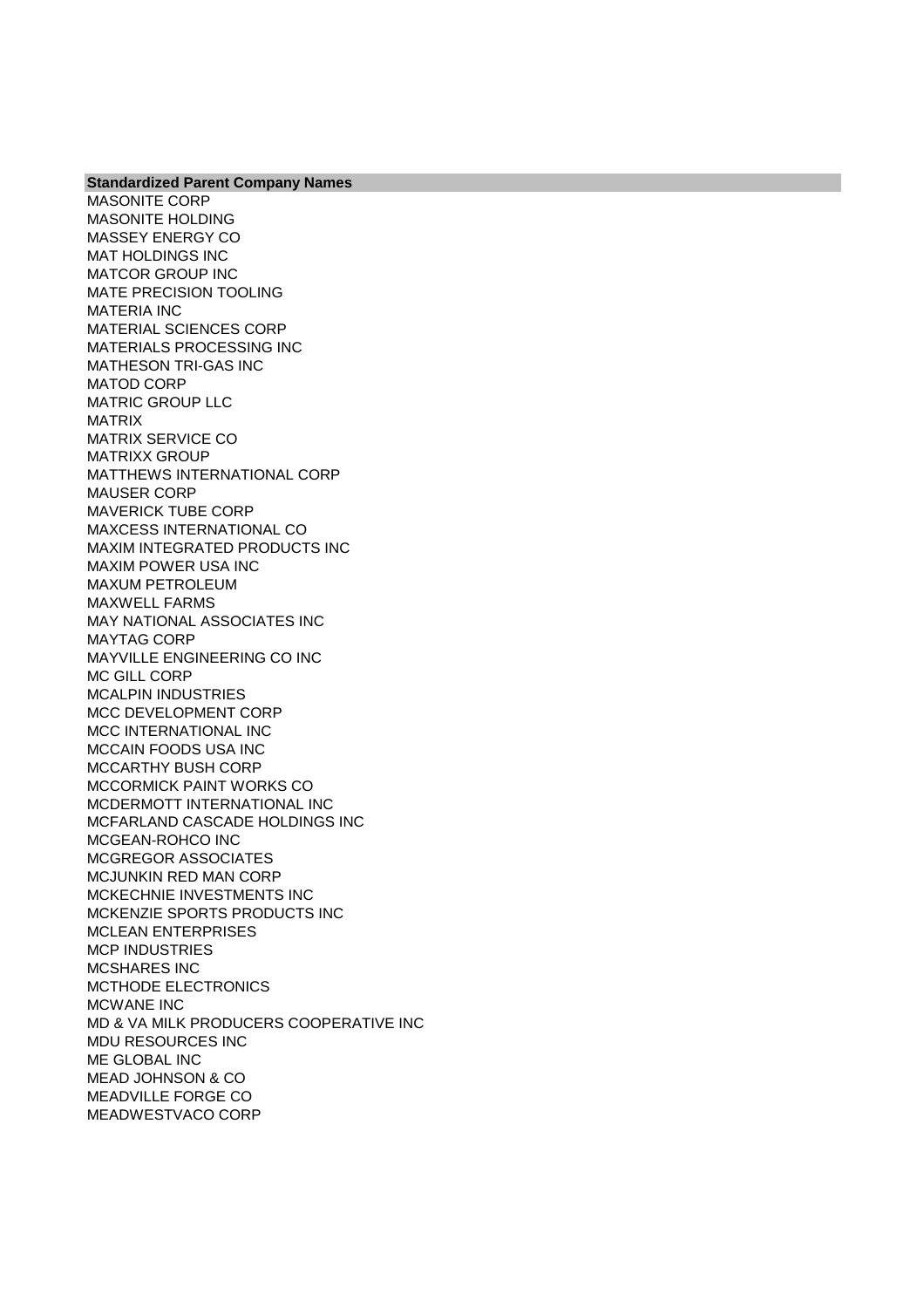| Standardized Parent Company Names |
| --- |
| MASONITE CORP |
| MASONITE HOLDING |
| MASSEY ENERGY CO |
| MAT HOLDINGS INC |
| MATCOR GROUP INC |
| MATE PRECISION TOOLING |
| MATERIA INC |
| MATERIAL SCIENCES CORP |
| MATERIALS PROCESSING INC |
| MATHESON TRI-GAS INC |
| MATOD CORP |
| MATRIC GROUP LLC |
| MATRIX |
| MATRIX SERVICE CO |
| MATRIXX GROUP |
| MATTHEWS INTERNATIONAL CORP |
| MAUSER CORP |
| MAVERICK TUBE CORP |
| MAXCESS INTERNATIONAL CO |
| MAXIM INTEGRATED PRODUCTS INC |
| MAXIM POWER USA INC |
| MAXUM PETROLEUM |
| MAXWELL FARMS |
| MAY NATIONAL ASSOCIATES INC |
| MAYTAG CORP |
| MAYVILLE ENGINEERING CO INC |
| MC GILL CORP |
| MCALPIN INDUSTRIES |
| MCC DEVELOPMENT CORP |
| MCC INTERNATIONAL INC |
| MCCAIN FOODS USA INC |
| MCCARTHY BUSH CORP |
| MCCORMICK PAINT WORKS CO |
| MCDERMOTT INTERNATIONAL INC |
| MCFARLAND CASCADE HOLDINGS INC |
| MCGEAN-ROHCO INC |
| MCGREGOR ASSOCIATES |
| MCJUNKIN RED MAN CORP |
| MCKECHNIE INVESTMENTS INC |
| MCKENZIE SPORTS PRODUCTS INC |
| MCLEAN ENTERPRISES |
| MCP INDUSTRIES |
| MCSHARES INC |
| MCTHODE ELECTRONICS |
| MCWANE INC |
| MD & VA MILK PRODUCERS COOPERATIVE INC |
| MDU RESOURCES INC |
| ME GLOBAL INC |
| MEAD JOHNSON & CO |
| MEADVILLE FORGE CO |
| MEADWESTVACO CORP |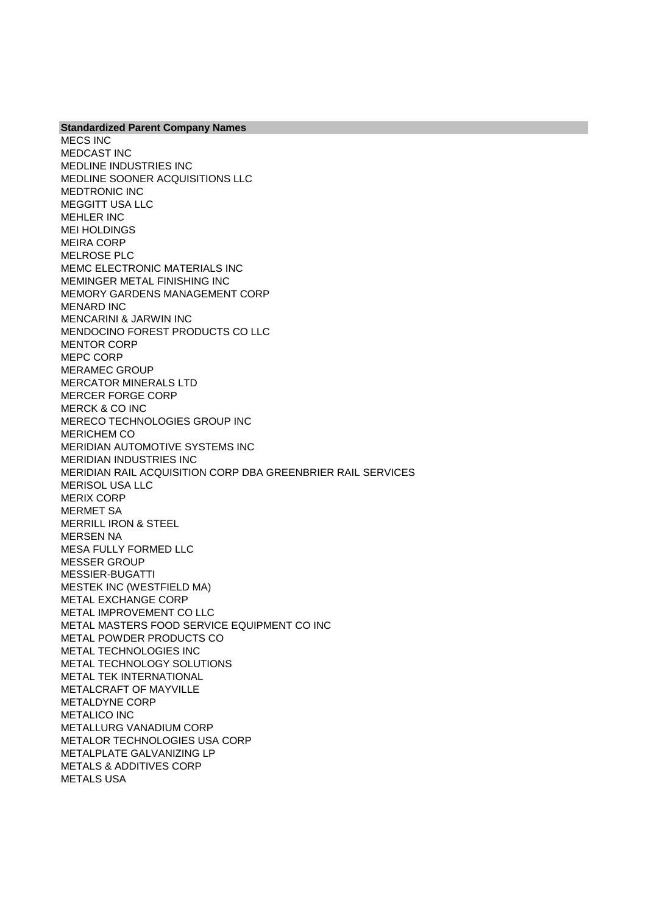| Standardized Parent Company Names |
| --- |
| MECS INC |
| MEDCAST INC |
| MEDLINE INDUSTRIES INC |
| MEDLINE SOONER ACQUISITIONS LLC |
| MEDTRONIC INC |
| MEGGITT USA LLC |
| MEHLER INC |
| MEI HOLDINGS |
| MEIRA CORP |
| MELROSE PLC |
| MEMC ELECTRONIC MATERIALS INC |
| MEMINGER METAL FINISHING INC |
| MEMORY GARDENS MANAGEMENT CORP |
| MENARD INC |
| MENCARINI & JARWIN INC |
| MENDOCINO FOREST PRODUCTS CO LLC |
| MENTOR CORP |
| MEPC CORP |
| MERAMEC GROUP |
| MERCATOR MINERALS LTD |
| MERCER FORGE CORP |
| MERCK & CO INC |
| MERECO TECHNOLOGIES GROUP INC |
| MERICHEM CO |
| MERIDIAN AUTOMOTIVE SYSTEMS INC |
| MERIDIAN INDUSTRIES INC |
| MERIDIAN RAIL ACQUISITION CORP DBA GREENBRIER RAIL SERVICES |
| MERISOL USA LLC |
| MERIX CORP |
| MERMET SA |
| MERRILL IRON & STEEL |
| MERSEN NA |
| MESA FULLY FORMED LLC |
| MESSER GROUP |
| MESSIER-BUGATTI |
| MESTEK INC (WESTFIELD MA) |
| METAL EXCHANGE CORP |
| METAL IMPROVEMENT CO LLC |
| METAL MASTERS FOOD SERVICE EQUIPMENT CO INC |
| METAL POWDER PRODUCTS CO |
| METAL TECHNOLOGIES INC |
| METAL TECHNOLOGY SOLUTIONS |
| METAL TEK INTERNATIONAL |
| METALCRAFT OF MAYVILLE |
| METALDYNE CORP |
| METALICO INC |
| METALLURG VANADIUM CORP |
| METALOR TECHNOLOGIES USA CORP |
| METALPLATE GALVANIZING LP |
| METALS & ADDITIVES CORP |
| METALS USA |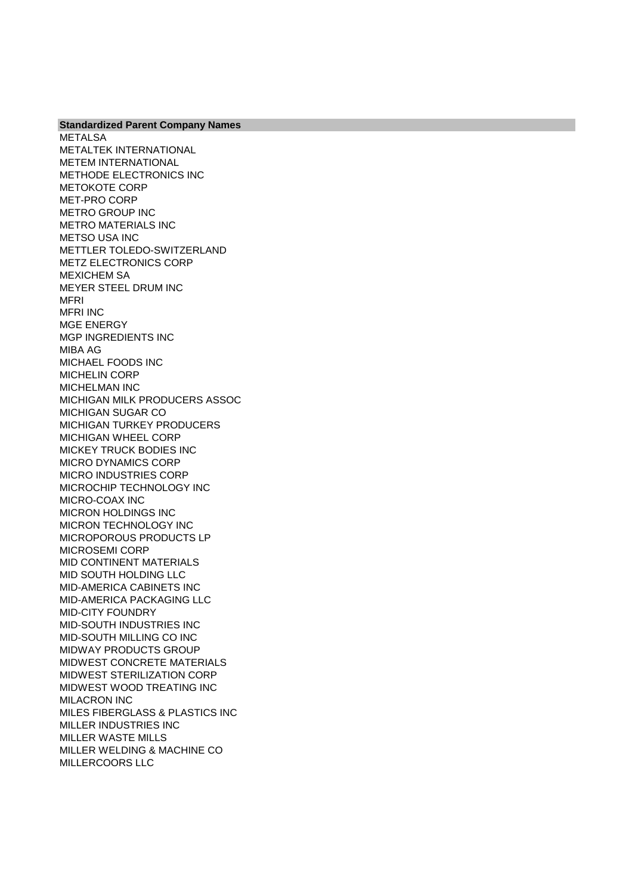| Standardized Parent Company Names |
|---|
| METALSA |
| METALTEK INTERNATIONAL |
| METEM INTERNATIONAL |
| METHODE ELECTRONICS INC |
| METOKOTE CORP |
| MET-PRO CORP |
| METRO GROUP INC |
| METRO MATERIALS INC |
| METSO USA INC |
| METTLER TOLEDO-SWITZERLAND |
| METZ ELECTRONICS CORP |
| MEXICHEM SA |
| MEYER STEEL DRUM INC |
| MFRI |
| MFRI INC |
| MGE ENERGY |
| MGP INGREDIENTS INC |
| MIBA AG |
| MICHAEL FOODS INC |
| MICHELIN CORP |
| MICHELMAN INC |
| MICHIGAN MILK PRODUCERS ASSOC |
| MICHIGAN SUGAR CO |
| MICHIGAN TURKEY PRODUCERS |
| MICHIGAN WHEEL CORP |
| MICKEY TRUCK BODIES INC |
| MICRO DYNAMICS CORP |
| MICRO INDUSTRIES CORP |
| MICROCHIP TECHNOLOGY INC |
| MICRO-COAX INC |
| MICRON HOLDINGS INC |
| MICRON TECHNOLOGY INC |
| MICROPOROUS PRODUCTS LP |
| MICROSEMI CORP |
| MID CONTINENT MATERIALS |
| MID SOUTH HOLDING LLC |
| MID-AMERICA CABINETS INC |
| MID-AMERICA PACKAGING LLC |
| MID-CITY FOUNDRY |
| MID-SOUTH INDUSTRIES INC |
| MID-SOUTH MILLING CO INC |
| MIDWAY PRODUCTS GROUP |
| MIDWEST CONCRETE MATERIALS |
| MIDWEST STERILIZATION CORP |
| MIDWEST WOOD TREATING INC |
| MILACRON INC |
| MILES FIBERGLASS & PLASTICS INC |
| MILLER INDUSTRIES INC |
| MILLER WASTE MILLS |
| MILLER WELDING & MACHINE CO |
| MILLERCOORS LLC |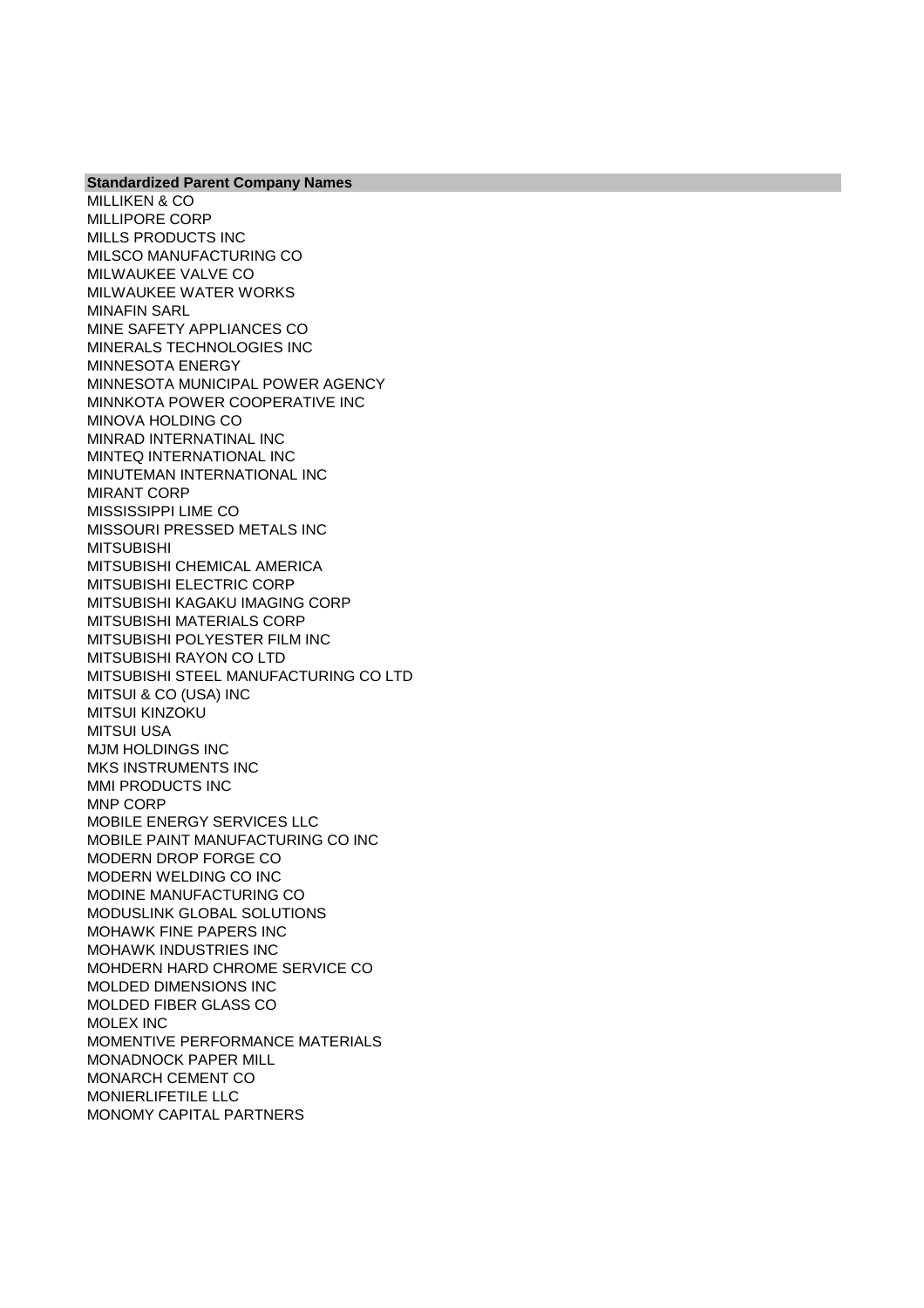| Standardized Parent Company Names |
|---|
| MILLIKEN & CO |
| MILLIPORE CORP |
| MILLS PRODUCTS INC |
| MILSCO MANUFACTURING CO |
| MILWAUKEE VALVE CO |
| MILWAUKEE WATER WORKS |
| MINAFIN SARL |
| MINE SAFETY APPLIANCES CO |
| MINERALS TECHNOLOGIES INC |
| MINNESOTA ENERGY |
| MINNESOTA MUNICIPAL POWER AGENCY |
| MINNKOTA POWER COOPERATIVE INC |
| MINOVA HOLDING CO |
| MINRAD INTERNATINAL INC |
| MINTEQ INTERNATIONAL INC |
| MINUTEMAN INTERNATIONAL INC |
| MIRANT CORP |
| MISSISSIPPI LIME CO |
| MISSOURI PRESSED METALS INC |
| MITSUBISHI |
| MITSUBISHI CHEMICAL AMERICA |
| MITSUBISHI ELECTRIC CORP |
| MITSUBISHI KAGAKU IMAGING CORP |
| MITSUBISHI MATERIALS CORP |
| MITSUBISHI POLYESTER FILM INC |
| MITSUBISHI RAYON CO LTD |
| MITSUBISHI STEEL MANUFACTURING CO LTD |
| MITSUI & CO (USA) INC |
| MITSUI KINZOKU |
| MITSUI USA |
| MJM HOLDINGS INC |
| MKS INSTRUMENTS INC |
| MMI PRODUCTS INC |
| MNP CORP |
| MOBILE ENERGY SERVICES LLC |
| MOBILE PAINT MANUFACTURING CO INC |
| MODERN DROP FORGE CO |
| MODERN WELDING CO INC |
| MODINE MANUFACTURING CO |
| MODUSLINK GLOBAL SOLUTIONS |
| MOHAWK FINE PAPERS INC |
| MOHAWK INDUSTRIES INC |
| MOHDERN HARD CHROME SERVICE CO |
| MOLDED DIMENSIONS INC |
| MOLDED FIBER GLASS CO |
| MOLEX INC |
| MOMENTIVE PERFORMANCE MATERIALS |
| MONADNOCK PAPER MILL |
| MONARCH CEMENT CO |
| MONIERLIFETILE LLC |
| MONOMY CAPITAL PARTNERS |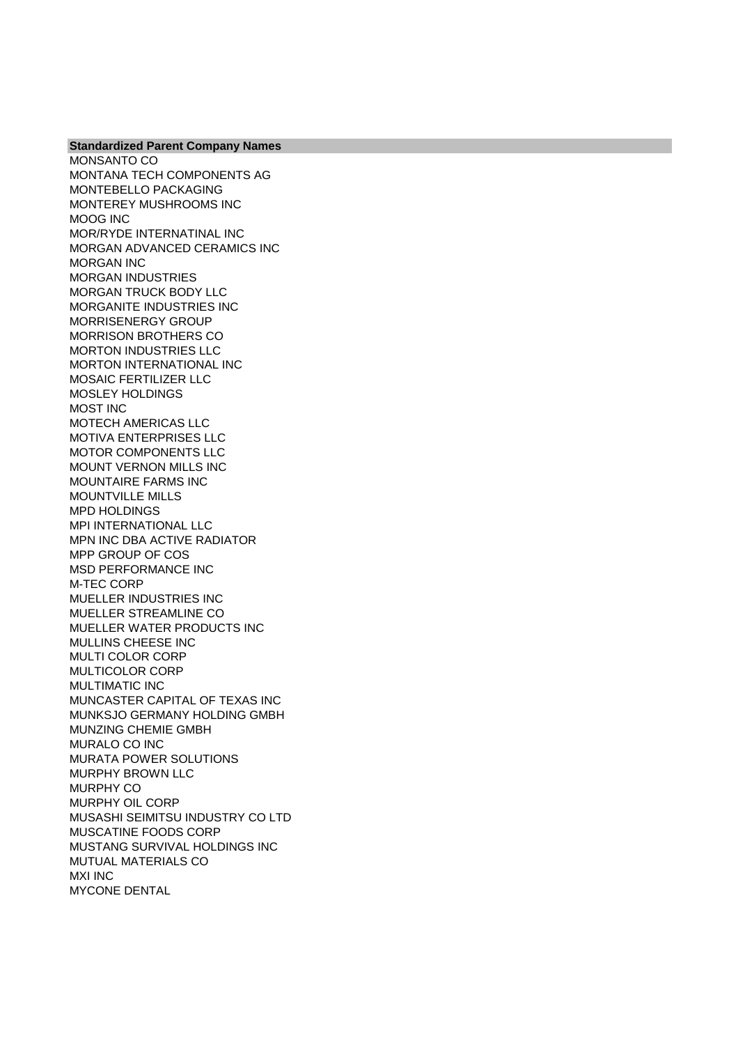| Standardized Parent Company Names |
|---|
| MONSANTO CO |
| MONTANA TECH COMPONENTS AG |
| MONTEBELLO PACKAGING |
| MONTEREY MUSHROOMS INC |
| MOOG INC |
| MOR/RYDE INTERNATINAL INC |
| MORGAN ADVANCED CERAMICS INC |
| MORGAN INC |
| MORGAN INDUSTRIES |
| MORGAN TRUCK BODY LLC |
| MORGANITE INDUSTRIES INC |
| MORRISENERGY GROUP |
| MORRISON BROTHERS CO |
| MORTON INDUSTRIES LLC |
| MORTON INTERNATIONAL INC |
| MOSAIC FERTILIZER LLC |
| MOSLEY HOLDINGS |
| MOST INC |
| MOTECH AMERICAS LLC |
| MOTIVA ENTERPRISES LLC |
| MOTOR COMPONENTS LLC |
| MOUNT VERNON MILLS INC |
| MOUNTAIRE FARMS INC |
| MOUNTVILLE MILLS |
| MPD HOLDINGS |
| MPI INTERNATIONAL LLC |
| MPN INC DBA ACTIVE RADIATOR |
| MPP GROUP OF COS |
| MSD PERFORMANCE INC |
| M-TEC CORP |
| MUELLER INDUSTRIES INC |
| MUELLER STREAMLINE CO |
| MUELLER WATER PRODUCTS INC |
| MULLINS CHEESE INC |
| MULTI COLOR CORP |
| MULTICOLOR CORP |
| MULTIMATIC INC |
| MUNCASTER CAPITAL OF TEXAS INC |
| MUNKSJO GERMANY HOLDING GMBH |
| MUNZING CHEMIE GMBH |
| MURALO CO INC |
| MURATA POWER SOLUTIONS |
| MURPHY BROWN LLC |
| MURPHY CO |
| MURPHY OIL CORP |
| MUSASHI SEIMITSU INDUSTRY CO LTD |
| MUSCATINE FOODS CORP |
| MUSTANG SURVIVAL HOLDINGS INC |
| MUTUAL MATERIALS CO |
| MXI INC |
| MYCONE DENTAL |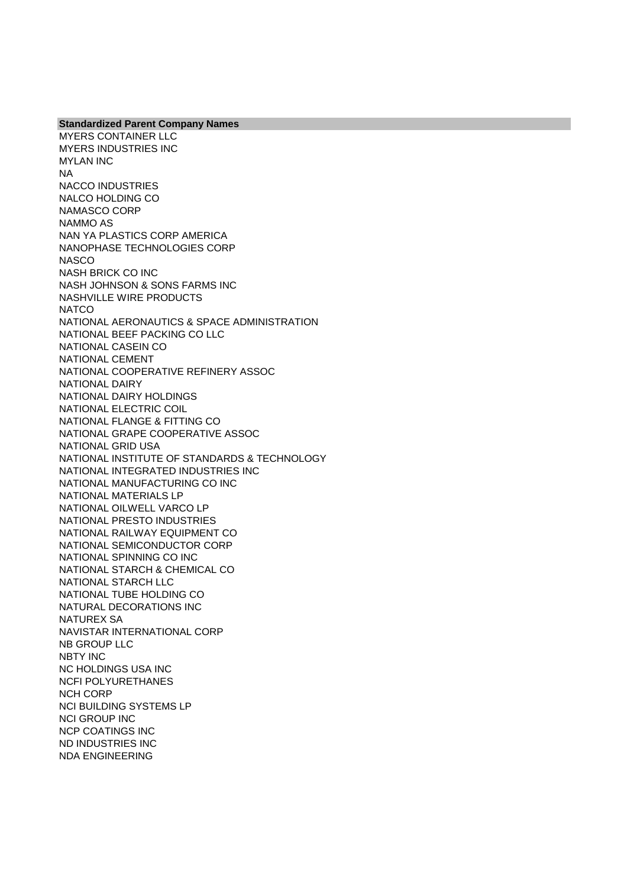| Standardized Parent Company Names |
| --- |
| MYERS CONTAINER LLC |
| MYERS INDUSTRIES INC |
| MYLAN INC |
| NA |
| NACCO INDUSTRIES |
| NALCO HOLDING CO |
| NAMASCO CORP |
| NAMMO AS |
| NAN YA PLASTICS CORP AMERICA |
| NANOPHASE TECHNOLOGIES CORP |
| NASCO |
| NASH BRICK CO INC |
| NASH JOHNSON & SONS FARMS INC |
| NASHVILLE WIRE PRODUCTS |
| NATCO |
| NATIONAL AERONAUTICS & SPACE ADMINISTRATION |
| NATIONAL BEEF PACKING CO LLC |
| NATIONAL CASEIN CO |
| NATIONAL CEMENT |
| NATIONAL COOPERATIVE REFINERY ASSOC |
| NATIONAL DAIRY |
| NATIONAL DAIRY HOLDINGS |
| NATIONAL ELECTRIC COIL |
| NATIONAL FLANGE & FITTING CO |
| NATIONAL GRAPE COOPERATIVE ASSOC |
| NATIONAL GRID USA |
| NATIONAL INSTITUTE OF STANDARDS & TECHNOLOGY |
| NATIONAL INTEGRATED INDUSTRIES INC |
| NATIONAL MANUFACTURING CO INC |
| NATIONAL MATERIALS LP |
| NATIONAL OILWELL VARCO LP |
| NATIONAL PRESTO INDUSTRIES |
| NATIONAL RAILWAY EQUIPMENT CO |
| NATIONAL SEMICONDUCTOR CORP |
| NATIONAL SPINNING CO INC |
| NATIONAL STARCH & CHEMICAL CO |
| NATIONAL STARCH LLC |
| NATIONAL TUBE HOLDING CO |
| NATURAL DECORATIONS INC |
| NATUREX SA |
| NAVISTAR INTERNATIONAL CORP |
| NB GROUP LLC |
| NBTY INC |
| NC HOLDINGS USA INC |
| NCFI POLYURETHANES |
| NCH CORP |
| NCI BUILDING SYSTEMS LP |
| NCI GROUP INC |
| NCP COATINGS INC |
| ND INDUSTRIES INC |
| NDA ENGINEERING |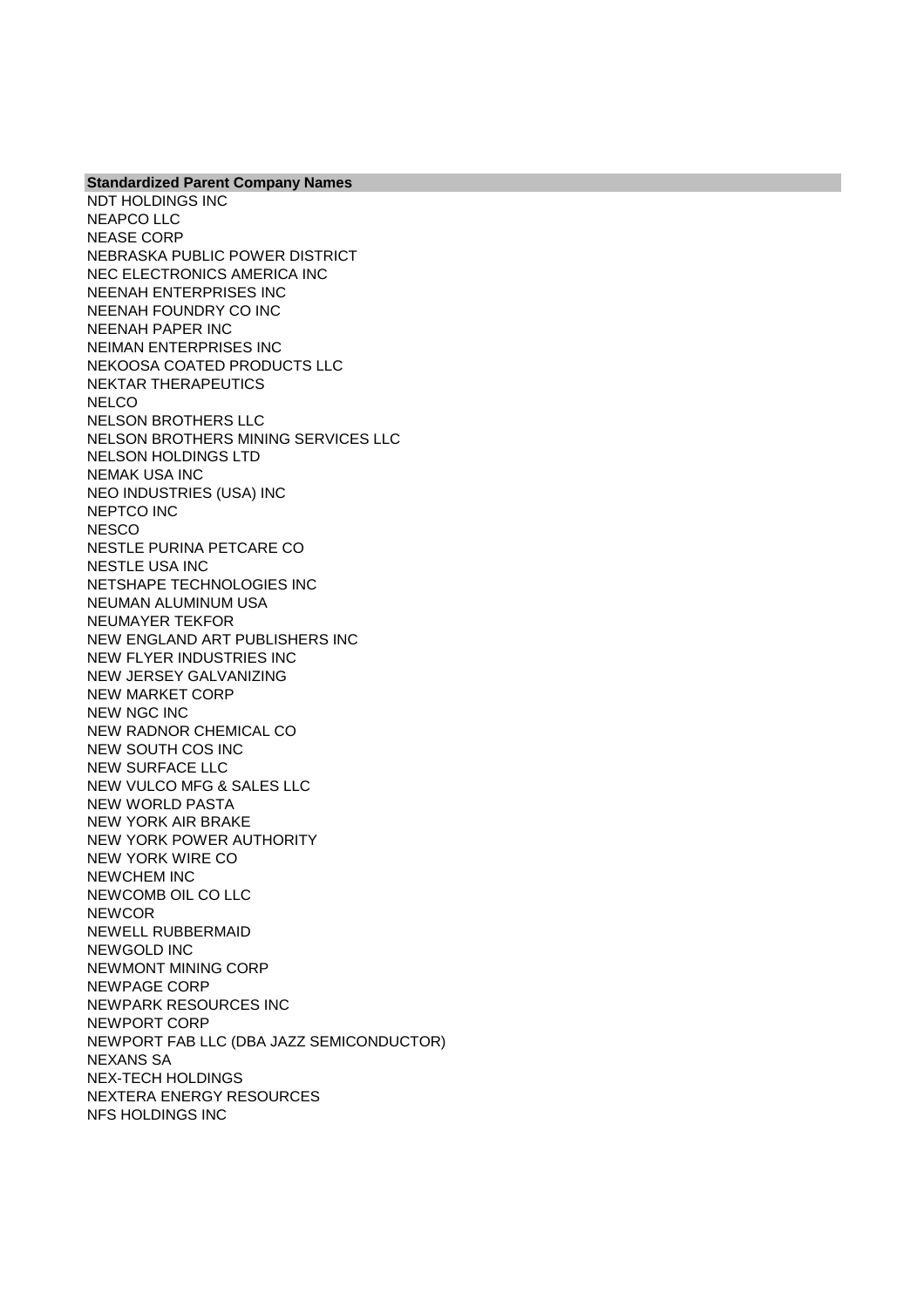| Standardized Parent Company Names |
| --- |
| NDT HOLDINGS INC |
| NEAPCO LLC |
| NEASE CORP |
| NEBRASKA PUBLIC POWER DISTRICT |
| NEC ELECTRONICS AMERICA INC |
| NEENAH ENTERPRISES INC |
| NEENAH FOUNDRY CO INC |
| NEENAH PAPER INC |
| NEIMAN ENTERPRISES INC |
| NEKOOSA COATED PRODUCTS LLC |
| NEKTAR THERAPEUTICS |
| NELCO |
| NELSON BROTHERS LLC |
| NELSON BROTHERS MINING SERVICES LLC |
| NELSON HOLDINGS LTD |
| NEMAK USA INC |
| NEO INDUSTRIES (USA) INC |
| NEPTCO INC |
| NESCO |
| NESTLE PURINA PETCARE CO |
| NESTLE USA INC |
| NETSHAPE TECHNOLOGIES INC |
| NEUMAN ALUMINUM USA |
| NEUMAYER TEKFOR |
| NEW ENGLAND ART PUBLISHERS INC |
| NEW FLYER INDUSTRIES INC |
| NEW JERSEY GALVANIZING |
| NEW MARKET CORP |
| NEW NGC INC |
| NEW RADNOR CHEMICAL CO |
| NEW SOUTH COS INC |
| NEW SURFACE LLC |
| NEW VULCO MFG & SALES LLC |
| NEW WORLD PASTA |
| NEW YORK AIR BRAKE |
| NEW YORK POWER AUTHORITY |
| NEW YORK WIRE CO |
| NEWCHEM INC |
| NEWCOMB OIL CO LLC |
| NEWCOR |
| NEWELL RUBBERMAID |
| NEWGOLD INC |
| NEWMONT MINING CORP |
| NEWPAGE CORP |
| NEWPARK RESOURCES INC |
| NEWPORT CORP |
| NEWPORT FAB LLC (DBA JAZZ SEMICONDUCTOR) |
| NEXANS SA |
| NEX-TECH HOLDINGS |
| NEXTERA ENERGY RESOURCES |
| NFS HOLDINGS INC |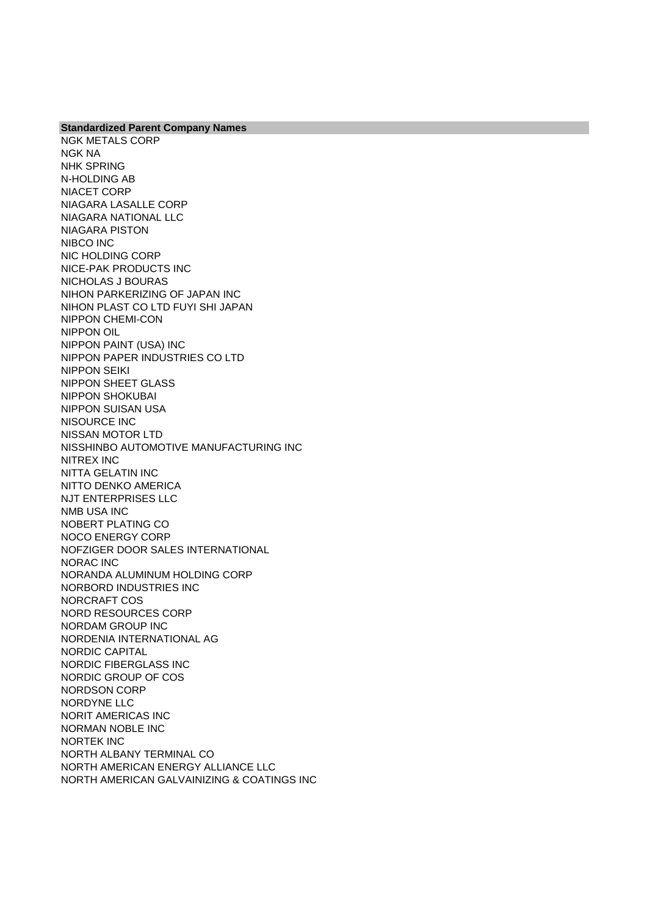| Standardized Parent Company Names |
| --- |
| NGK METALS CORP |
| NGK NA |
| NHK SPRING |
| N-HOLDING AB |
| NIACET CORP |
| NIAGARA LASALLE CORP |
| NIAGARA NATIONAL LLC |
| NIAGARA PISTON |
| NIBCO INC |
| NIC HOLDING CORP |
| NICE-PAK PRODUCTS INC |
| NICHOLAS J BOURAS |
| NIHON PARKERIZING OF JAPAN INC |
| NIHON PLAST CO LTD FUYI SHI JAPAN |
| NIPPON CHEMI-CON |
| NIPPON OIL |
| NIPPON PAINT (USA) INC |
| NIPPON PAPER INDUSTRIES CO LTD |
| NIPPON SEIKI |
| NIPPON SHEET GLASS |
| NIPPON SHOKUBAI |
| NIPPON SUISAN USA |
| NISOURCE INC |
| NISSAN MOTOR LTD |
| NISSHINBO AUTOMOTIVE MANUFACTURING INC |
| NITREX INC |
| NITTA GELATIN INC |
| NITTO DENKO AMERICA |
| NJT ENTERPRISES LLC |
| NMB USA INC |
| NOBERT PLATING CO |
| NOCO ENERGY CORP |
| NOFZIGER DOOR SALES INTERNATIONAL |
| NORAC INC |
| NORANDA ALUMINUM HOLDING CORP |
| NORBORD INDUSTRIES INC |
| NORCRAFT COS |
| NORD RESOURCES CORP |
| NORDAM GROUP INC |
| NORDENIA INTERNATIONAL AG |
| NORDIC CAPITAL |
| NORDIC FIBERGLASS INC |
| NORDIC GROUP OF COS |
| NORDSON CORP |
| NORDYNE LLC |
| NORIT AMERICAS INC |
| NORMAN NOBLE INC |
| NORTEK INC |
| NORTH ALBANY TERMINAL CO |
| NORTH AMERICAN ENERGY ALLIANCE LLC |
| NORTH AMERICAN GALVAINIZING & COATINGS INC |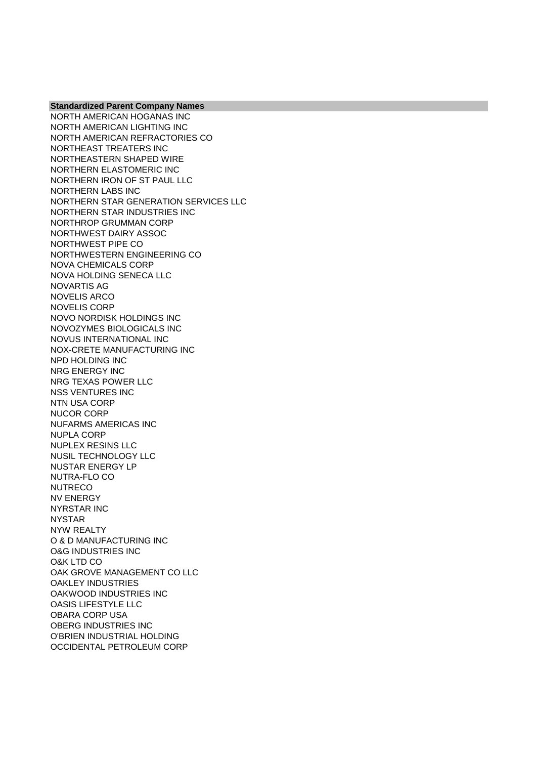| Standardized Parent Company Names |
| --- |
| NORTH AMERICAN HOGANAS INC |
| NORTH AMERICAN LIGHTING INC |
| NORTH AMERICAN REFRACTORIES CO |
| NORTHEAST TREATERS INC |
| NORTHEASTERN SHAPED WIRE |
| NORTHERN ELASTOMERIC INC |
| NORTHERN IRON OF ST PAUL LLC |
| NORTHERN LABS INC |
| NORTHERN STAR GENERATION SERVICES LLC |
| NORTHERN STAR INDUSTRIES INC |
| NORTHROP GRUMMAN CORP |
| NORTHWEST DAIRY ASSOC |
| NORTHWEST PIPE CO |
| NORTHWESTERN ENGINEERING CO |
| NOVA CHEMICALS CORP |
| NOVA HOLDING SENECA LLC |
| NOVARTIS AG |
| NOVELIS ARCO |
| NOVELIS CORP |
| NOVO NORDISK HOLDINGS INC |
| NOVOZYMES BIOLOGICALS INC |
| NOVUS INTERNATIONAL INC |
| NOX-CRETE MANUFACTURING INC |
| NPD HOLDING INC |
| NRG ENERGY INC |
| NRG TEXAS POWER LLC |
| NSS VENTURES INC |
| NTN USA CORP |
| NUCOR CORP |
| NUFARMS AMERICAS INC |
| NUPLA CORP |
| NUPLEX RESINS LLC |
| NUSIL TECHNOLOGY LLC |
| NUSTAR ENERGY LP |
| NUTRA-FLO CO |
| NUTRECO |
| NV ENERGY |
| NYRSTAR INC |
| NYSTAR |
| NYW REALTY |
| O & D MANUFACTURING INC |
| O&G INDUSTRIES INC |
| O&K LTD CO |
| OAK GROVE MANAGEMENT CO LLC |
| OAKLEY INDUSTRIES |
| OAKWOOD INDUSTRIES INC |
| OASIS LIFESTYLE LLC |
| OBARA CORP USA |
| OBERG INDUSTRIES INC |
| O'BRIEN INDUSTRIAL HOLDING |
| OCCIDENTAL PETROLEUM CORP |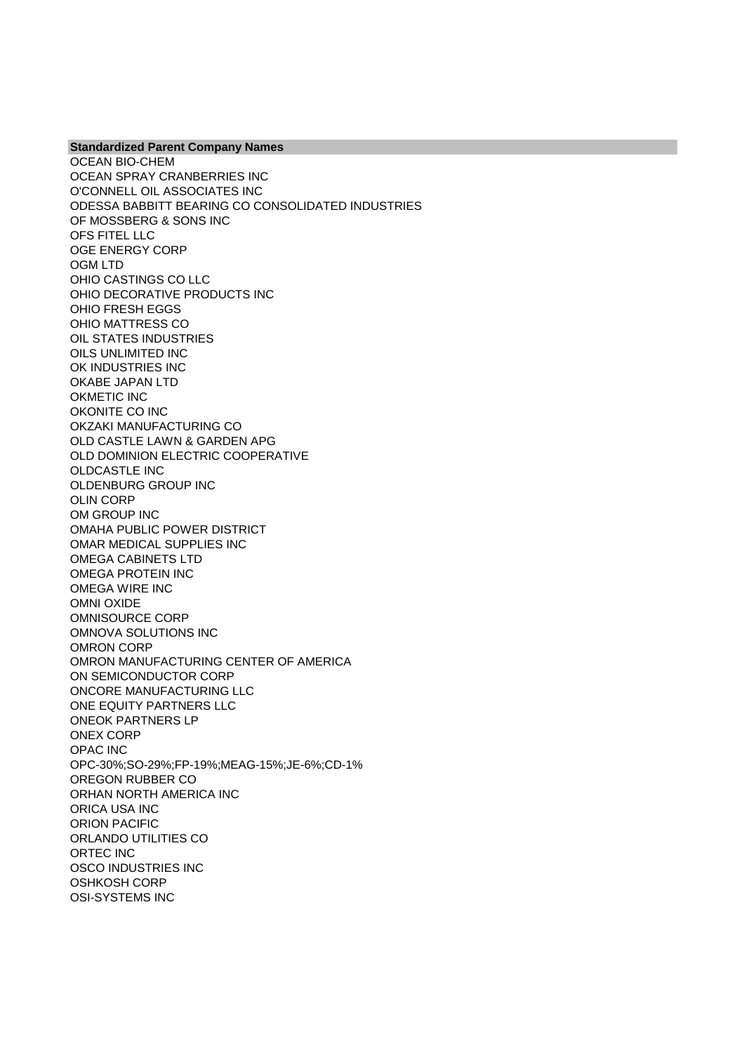| Standardized Parent Company Names |
|---|
| OCEAN BIO-CHEM |
| OCEAN SPRAY CRANBERRIES INC |
| O'CONNELL OIL ASSOCIATES INC |
| ODESSA BABBITT BEARING CO CONSOLIDATED INDUSTRIES |
| OF MOSSBERG & SONS INC |
| OFS FITEL LLC |
| OGE ENERGY CORP |
| OGM LTD |
| OHIO CASTINGS CO LLC |
| OHIO DECORATIVE PRODUCTS INC |
| OHIO FRESH EGGS |
| OHIO MATTRESS CO |
| OIL STATES INDUSTRIES |
| OILS UNLIMITED INC |
| OK INDUSTRIES INC |
| OKABE JAPAN LTD |
| OKMETIC INC |
| OKONITE CO INC |
| OKZAKI MANUFACTURING CO |
| OLD CASTLE LAWN & GARDEN APG |
| OLD DOMINION ELECTRIC COOPERATIVE |
| OLDCASTLE INC |
| OLDENBURG GROUP INC |
| OLIN CORP |
| OM GROUP INC |
| OMAHA PUBLIC POWER DISTRICT |
| OMAR MEDICAL SUPPLIES INC |
| OMEGA CABINETS LTD |
| OMEGA PROTEIN INC |
| OMEGA WIRE INC |
| OMNI OXIDE |
| OMNISOURCE CORP |
| OMNOVA SOLUTIONS INC |
| OMRON CORP |
| OMRON MANUFACTURING CENTER OF AMERICA |
| ON SEMICONDUCTOR CORP |
| ONCORE MANUFACTURING LLC |
| ONE EQUITY PARTNERS LLC |
| ONEOK PARTNERS LP |
| ONEX CORP |
| OPAC INC |
| OPC-30%;SO-29%;FP-19%;MEAG-15%;JE-6%;CD-1% |
| OREGON RUBBER CO |
| ORHAN NORTH AMERICA INC |
| ORICA USA INC |
| ORION PACIFIC |
| ORLANDO UTILITIES CO |
| ORTEC INC |
| OSCO INDUSTRIES INC |
| OSHKOSH CORP |
| OSI-SYSTEMS INC |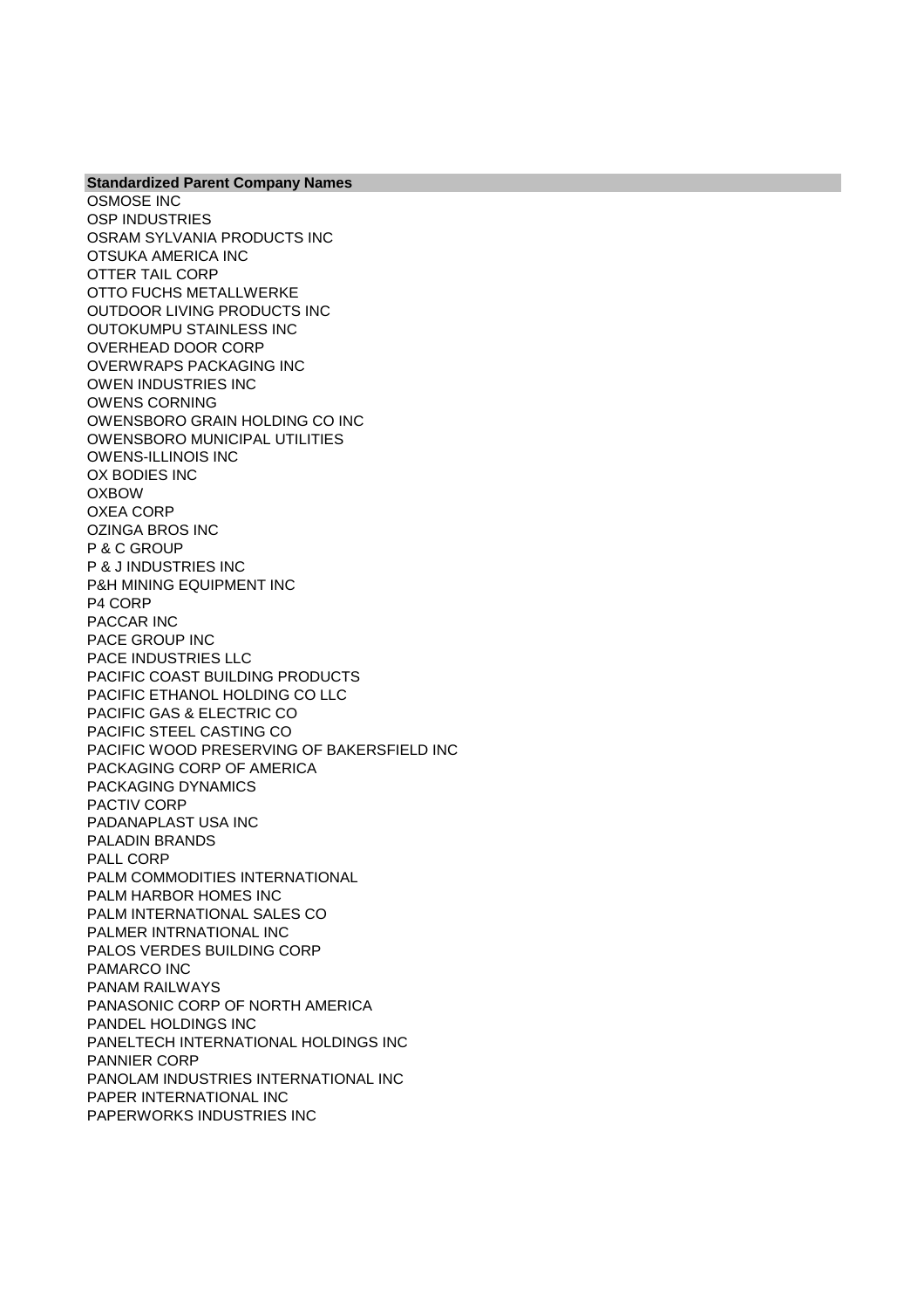| Standardized Parent Company Names |
|---|
| OSMOSE INC |
| OSP INDUSTRIES |
| OSRAM SYLVANIA PRODUCTS INC |
| OTSUKA AMERICA INC |
| OTTER TAIL CORP |
| OTTO FUCHS METALLWERKE |
| OUTDOOR LIVING PRODUCTS INC |
| OUTOKUMPU STAINLESS INC |
| OVERHEAD DOOR CORP |
| OVERWRAPS PACKAGING INC |
| OWEN INDUSTRIES INC |
| OWENS CORNING |
| OWENSBORO GRAIN HOLDING CO INC |
| OWENSBORO MUNICIPAL UTILITIES |
| OWENS-ILLINOIS INC |
| OX BODIES INC |
| OXBOW |
| OXEA CORP |
| OZINGA BROS INC |
| P & C GROUP |
| P & J INDUSTRIES INC |
| P&H MINING EQUIPMENT INC |
| P4 CORP |
| PACCAR INC |
| PACE GROUP INC |
| PACE INDUSTRIES LLC |
| PACIFIC COAST BUILDING PRODUCTS |
| PACIFIC ETHANOL HOLDING CO LLC |
| PACIFIC GAS & ELECTRIC CO |
| PACIFIC STEEL CASTING CO |
| PACIFIC WOOD PRESERVING OF BAKERSFIELD INC |
| PACKAGING CORP OF AMERICA |
| PACKAGING DYNAMICS |
| PACTIV CORP |
| PADANAPLAST USA INC |
| PALADIN BRANDS |
| PALL CORP |
| PALM COMMODITIES INTERNATIONAL |
| PALM HARBOR HOMES INC |
| PALM INTERNATIONAL SALES CO |
| PALMER INTRNATIONAL INC |
| PALOS VERDES BUILDING CORP |
| PAMARCO INC |
| PANAM RAILWAYS |
| PANASONIC CORP OF NORTH AMERICA |
| PANDEL HOLDINGS INC |
| PANELTECH INTERNATIONAL HOLDINGS INC |
| PANNIER CORP |
| PANOLAM INDUSTRIES INTERNATIONAL INC |
| PAPER INTERNATIONAL INC |
| PAPERWORKS INDUSTRIES INC |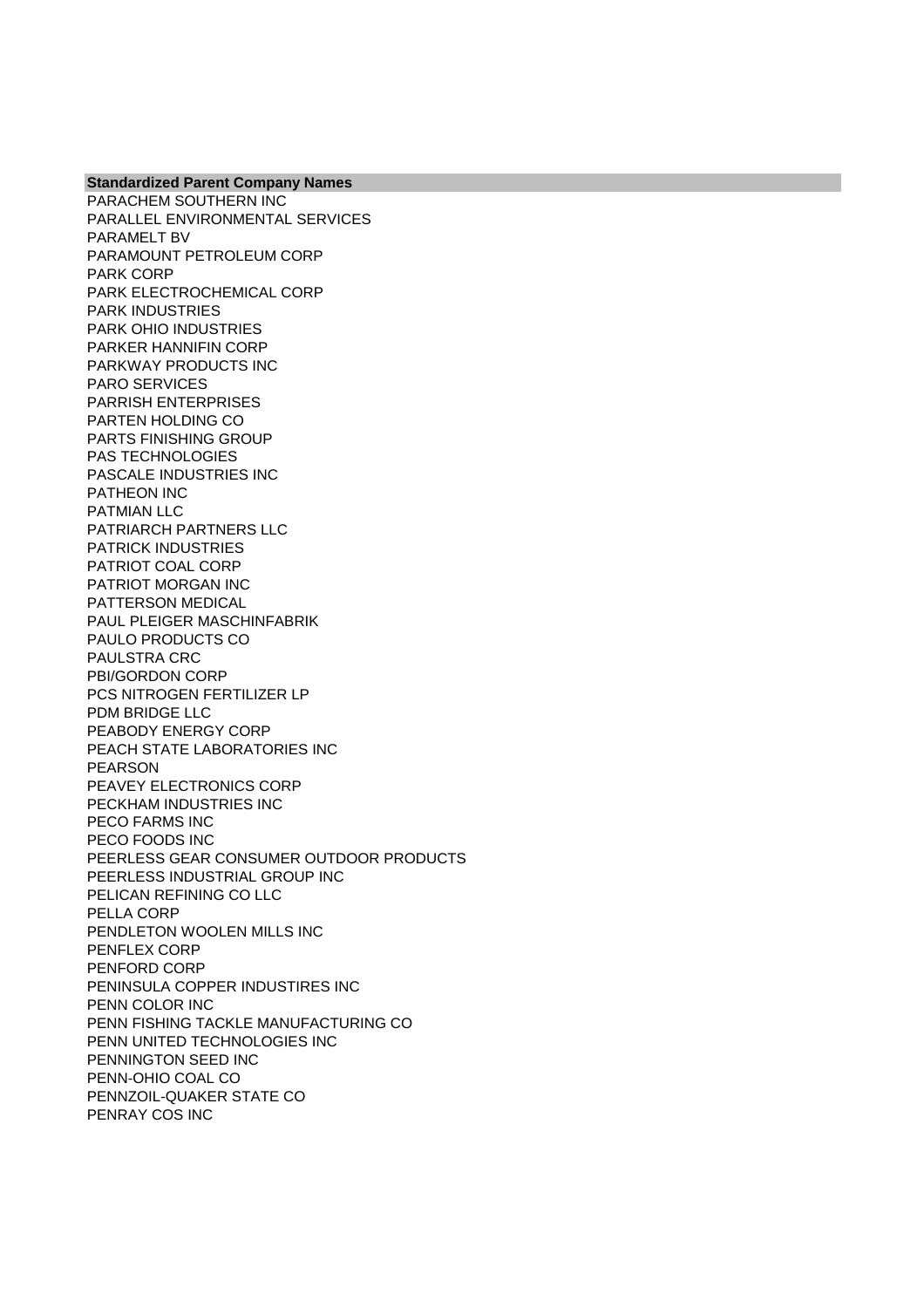| Standardized Parent Company Names |
| --- |
| PARACHEM SOUTHERN INC |
| PARALLEL ENVIRONMENTAL SERVICES |
| PARAMELT BV |
| PARAMOUNT PETROLEUM CORP |
| PARK CORP |
| PARK ELECTROCHEMICAL CORP |
| PARK INDUSTRIES |
| PARK OHIO INDUSTRIES |
| PARKER HANNIFIN CORP |
| PARKWAY PRODUCTS INC |
| PARO SERVICES |
| PARRISH ENTERPRISES |
| PARTEN HOLDING CO |
| PARTS FINISHING GROUP |
| PAS TECHNOLOGIES |
| PASCALE INDUSTRIES INC |
| PATHEON INC |
| PATMIAN LLC |
| PATRIARCH PARTNERS LLC |
| PATRICK INDUSTRIES |
| PATRIOT COAL CORP |
| PATRIOT MORGAN INC |
| PATTERSON MEDICAL |
| PAUL PLEIGER MASCHINFABRIK |
| PAULO PRODUCTS CO |
| PAULSTRA CRC |
| PBI/GORDON CORP |
| PCS NITROGEN FERTILIZER LP |
| PDM BRIDGE LLC |
| PEABODY ENERGY CORP |
| PEACH STATE LABORATORIES INC |
| PEARSON |
| PEAVEY ELECTRONICS CORP |
| PECKHAM INDUSTRIES INC |
| PECO FARMS INC |
| PECO FOODS INC |
| PEERLESS GEAR CONSUMER OUTDOOR PRODUCTS |
| PEERLESS INDUSTRIAL GROUP INC |
| PELICAN REFINING CO LLC |
| PELLA CORP |
| PENDLETON WOOLEN MILLS INC |
| PENFLEX CORP |
| PENFORD CORP |
| PENINSULA COPPER INDUSTIRES INC |
| PENN COLOR INC |
| PENN FISHING TACKLE MANUFACTURING CO |
| PENN UNITED TECHNOLOGIES INC |
| PENNINGTON SEED INC |
| PENN-OHIO COAL CO |
| PENNZOIL-QUAKER STATE CO |
| PENRAY COS INC |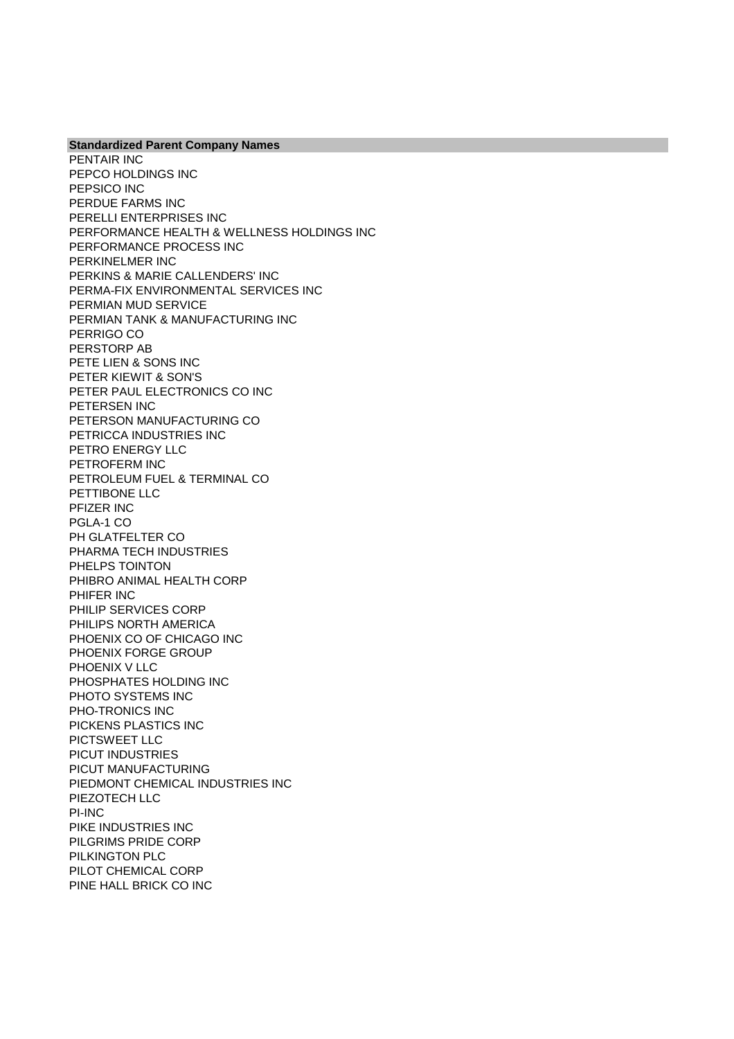| Standardized Parent Company Names |
|---|
| PENTAIR INC |
| PEPCO HOLDINGS INC |
| PEPSICO INC |
| PERDUE FARMS INC |
| PERELLI ENTERPRISES INC |
| PERFORMANCE HEALTH & WELLNESS HOLDINGS INC |
| PERFORMANCE PROCESS INC |
| PERKINELMER INC |
| PERKINS & MARIE CALLENDERS' INC |
| PERMA-FIX ENVIRONMENTAL SERVICES INC |
| PERMIAN MUD SERVICE |
| PERMIAN TANK & MANUFACTURING INC |
| PERRIGO CO |
| PERSTORP AB |
| PETE LIEN & SONS INC |
| PETER KIEWIT & SON'S |
| PETER PAUL ELECTRONICS CO INC |
| PETERSEN INC |
| PETERSON MANUFACTURING CO |
| PETRICCA INDUSTRIES INC |
| PETRO ENERGY LLC |
| PETROFERM INC |
| PETROLEUM FUEL & TERMINAL CO |
| PETTIBONE LLC |
| PFIZER INC |
| PGLA-1 CO |
| PH GLATFELTER CO |
| PHARMA TECH INDUSTRIES |
| PHELPS TOINTON |
| PHIBRO ANIMAL HEALTH CORP |
| PHIFER INC |
| PHILIP SERVICES CORP |
| PHILIPS NORTH AMERICA |
| PHOENIX CO OF CHICAGO INC |
| PHOENIX FORGE GROUP |
| PHOENIX V LLC |
| PHOSPHATES HOLDING INC |
| PHOTO SYSTEMS INC |
| PHO-TRONICS INC |
| PICKENS PLASTICS INC |
| PICTSWEET LLC |
| PICUT INDUSTRIES |
| PICUT MANUFACTURING |
| PIEDMONT CHEMICAL INDUSTRIES INC |
| PIEZOTECH LLC |
| PI-INC |
| PIKE INDUSTRIES INC |
| PILGRIMS PRIDE CORP |
| PILKINGTON PLC |
| PILOT CHEMICAL CORP |
| PINE HALL BRICK CO INC |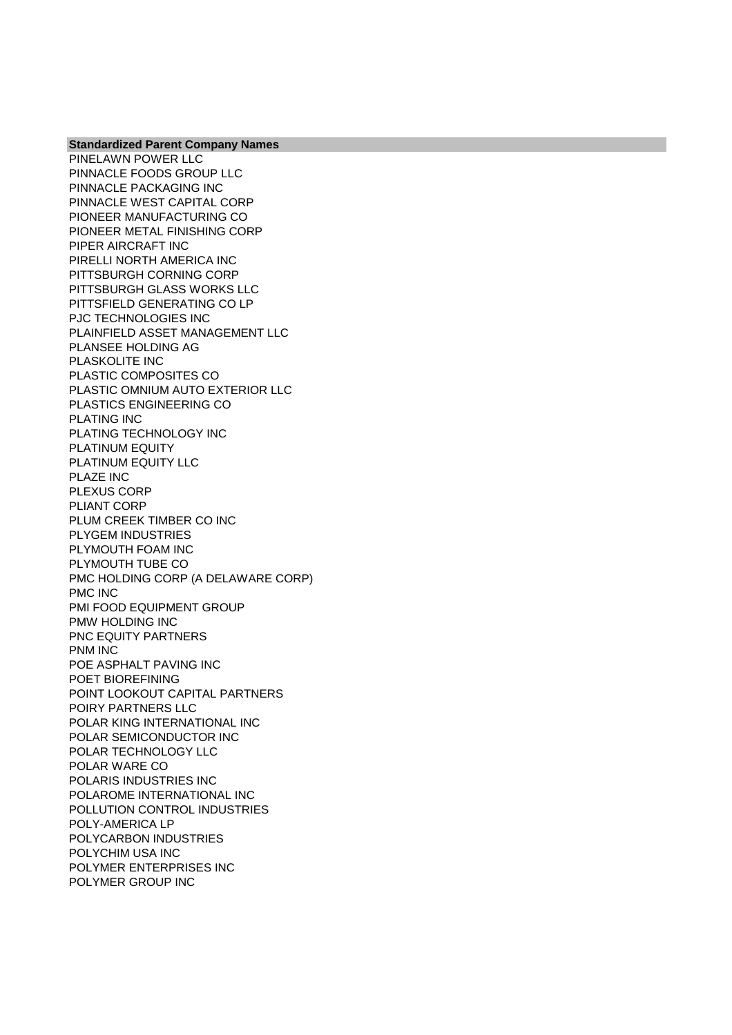| Standardized Parent Company Names |
|---|
| PINELAWN POWER LLC |
| PINNACLE FOODS GROUP LLC |
| PINNACLE PACKAGING INC |
| PINNACLE WEST CAPITAL CORP |
| PIONEER MANUFACTURING CO |
| PIONEER METAL FINISHING CORP |
| PIPER AIRCRAFT INC |
| PIRELLI NORTH AMERICA INC |
| PITTSBURGH CORNING CORP |
| PITTSBURGH GLASS WORKS LLC |
| PITTSFIELD GENERATING CO LP |
| PJC TECHNOLOGIES INC |
| PLAINFIELD ASSET MANAGEMENT LLC |
| PLANSEE HOLDING AG |
| PLASKOLITE INC |
| PLASTIC COMPOSITES CO |
| PLASTIC OMNIUM AUTO EXTERIOR LLC |
| PLASTICS ENGINEERING CO |
| PLATING INC |
| PLATING TECHNOLOGY INC |
| PLATINUM EQUITY |
| PLATINUM EQUITY LLC |
| PLAZE INC |
| PLEXUS CORP |
| PLIANT CORP |
| PLUM CREEK TIMBER CO INC |
| PLYGEM INDUSTRIES |
| PLYMOUTH FOAM INC |
| PLYMOUTH TUBE CO |
| PMC HOLDING CORP (A DELAWARE CORP) |
| PMC INC |
| PMI FOOD EQUIPMENT GROUP |
| PMW HOLDING INC |
| PNC EQUITY PARTNERS |
| PNM INC |
| POE ASPHALT PAVING INC |
| POET BIOREFINING |
| POINT LOOKOUT CAPITAL PARTNERS |
| POIRY PARTNERS LLC |
| POLAR KING INTERNATIONAL INC |
| POLAR SEMICONDUCTOR INC |
| POLAR TECHNOLOGY LLC |
| POLAR WARE CO |
| POLARIS INDUSTRIES INC |
| POLAROME INTERNATIONAL INC |
| POLLUTION CONTROL INDUSTRIES |
| POLY-AMERICA LP |
| POLYCARBON INDUSTRIES |
| POLYCHIM USA INC |
| POLYMER ENTERPRISES INC |
| POLYMER GROUP INC |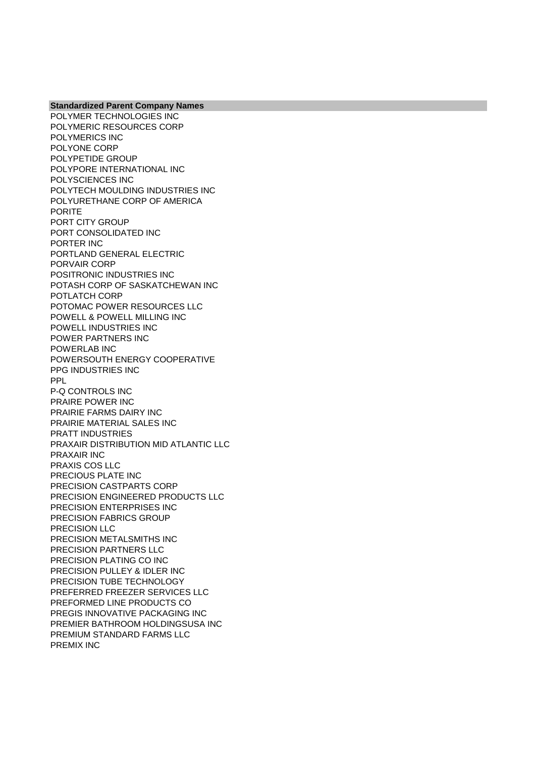| Standardized Parent Company Names |
|---|
| POLYMER TECHNOLOGIES INC |
| POLYMERIC RESOURCES CORP |
| POLYMERICS INC |
| POLYONE CORP |
| POLYPETIDE GROUP |
| POLYPORE INTERNATIONAL INC |
| POLYSCIENCES INC |
| POLYTECH MOULDING INDUSTRIES INC |
| POLYURETHANE CORP OF AMERICA |
| PORITE |
| PORT CITY GROUP |
| PORT CONSOLIDATED INC |
| PORTER INC |
| PORTLAND GENERAL ELECTRIC |
| PORVAIR CORP |
| POSITRONIC INDUSTRIES INC |
| POTASH CORP OF SASKATCHEWAN INC |
| POTLATCH CORP |
| POTOMAC POWER RESOURCES LLC |
| POWELL & POWELL MILLING INC |
| POWELL INDUSTRIES INC |
| POWER PARTNERS INC |
| POWERLAB INC |
| POWERSOUTH ENERGY COOPERATIVE |
| PPG INDUSTRIES INC |
| PPL |
| P-Q CONTROLS INC |
| PRAIRE POWER INC |
| PRAIRIE FARMS DAIRY INC |
| PRAIRIE MATERIAL SALES INC |
| PRATT INDUSTRIES |
| PRAXAIR DISTRIBUTION MID ATLANTIC LLC |
| PRAXAIR INC |
| PRAXIS COS LLC |
| PRECIOUS PLATE INC |
| PRECISION CASTPARTS CORP |
| PRECISION ENGINEERED PRODUCTS LLC |
| PRECISION ENTERPRISES INC |
| PRECISION FABRICS GROUP |
| PRECISION LLC |
| PRECISION METALSMITHS INC |
| PRECISION PARTNERS LLC |
| PRECISION PLATING CO INC |
| PRECISION PULLEY & IDLER INC |
| PRECISION TUBE TECHNOLOGY |
| PREFERRED FREEZER SERVICES LLC |
| PREFORMED LINE PRODUCTS CO |
| PREGIS INNOVATIVE PACKAGING INC |
| PREMIER BATHROOM HOLDINGSUSA INC |
| PREMIUM STANDARD FARMS LLC |
| PREMIX INC |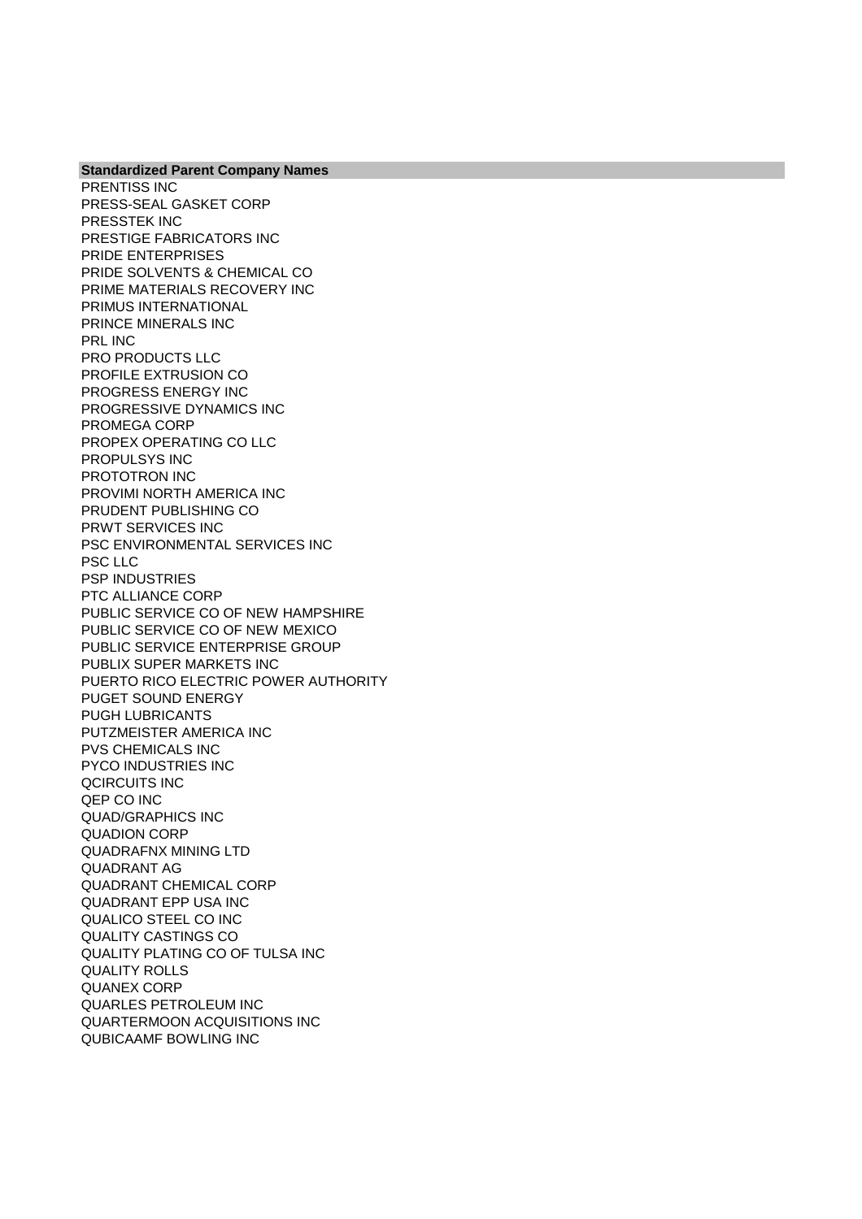| Standardized Parent Company Names |
|---|
| PRENTISS INC |
| PRESS-SEAL GASKET CORP |
| PRESSTEK INC |
| PRESTIGE FABRICATORS INC |
| PRIDE ENTERPRISES |
| PRIDE SOLVENTS & CHEMICAL CO |
| PRIME MATERIALS RECOVERY INC |
| PRIMUS INTERNATIONAL |
| PRINCE MINERALS INC |
| PRL INC |
| PRO PRODUCTS LLC |
| PROFILE EXTRUSION CO |
| PROGRESS ENERGY INC |
| PROGRESSIVE DYNAMICS INC |
| PROMEGA CORP |
| PROPEX OPERATING CO LLC |
| PROPULSYS INC |
| PROTOTRON INC |
| PROVIMI NORTH AMERICA INC |
| PRUDENT PUBLISHING CO |
| PRWT SERVICES INC |
| PSC ENVIRONMENTAL SERVICES INC |
| PSC LLC |
| PSP INDUSTRIES |
| PTC ALLIANCE CORP |
| PUBLIC SERVICE CO OF NEW HAMPSHIRE |
| PUBLIC SERVICE CO OF NEW MEXICO |
| PUBLIC SERVICE ENTERPRISE GROUP |
| PUBLIX SUPER MARKETS INC |
| PUERTO RICO ELECTRIC POWER AUTHORITY |
| PUGET SOUND ENERGY |
| PUGH LUBRICANTS |
| PUTZMEISTER AMERICA INC |
| PVS CHEMICALS INC |
| PYCO INDUSTRIES INC |
| QCIRCUITS INC |
| QEP CO INC |
| QUAD/GRAPHICS INC |
| QUADION CORP |
| QUADRAFNX MINING LTD |
| QUADRANT AG |
| QUADRANT CHEMICAL CORP |
| QUADRANT EPP USA INC |
| QUALICO STEEL CO INC |
| QUALITY CASTINGS CO |
| QUALITY PLATING CO OF TULSA INC |
| QUALITY ROLLS |
| QUANEX CORP |
| QUARLES PETROLEUM INC |
| QUARTERMOON ACQUISITIONS INC |
| QUBICAAMF BOWLING INC |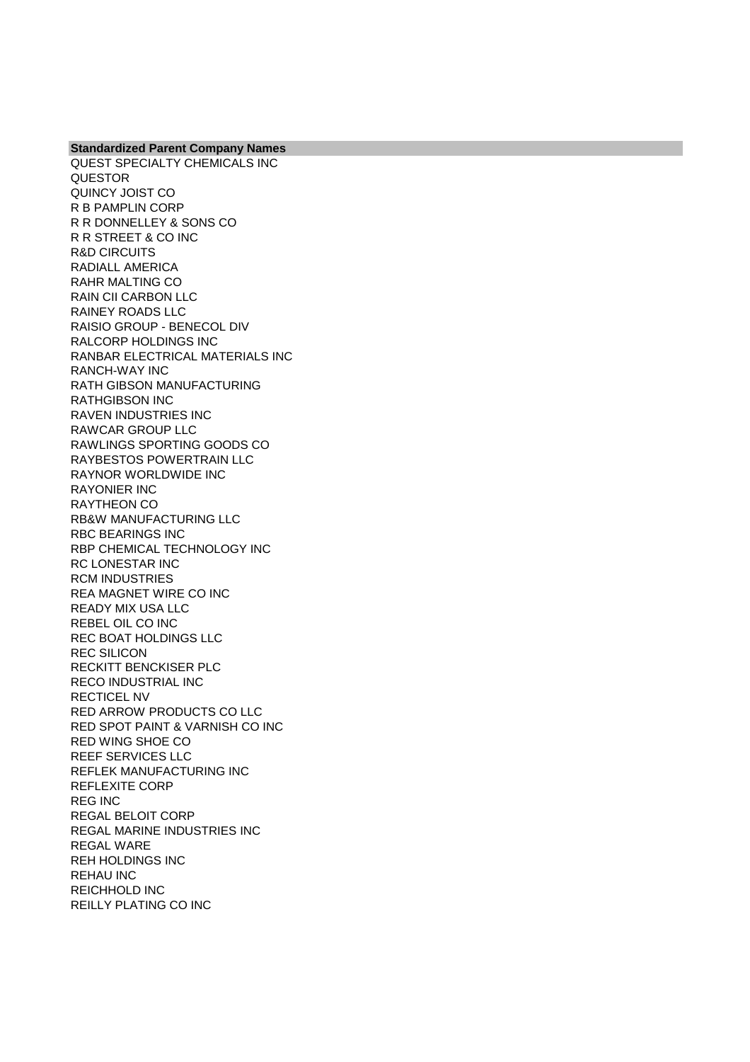| Standardized Parent Company Names |
| --- |
| QUEST SPECIALTY CHEMICALS INC |
| QUESTOR |
| QUINCY JOIST CO |
| R B PAMPLIN CORP |
| R R DONNELLEY & SONS CO |
| R R STREET & CO INC |
| R&D CIRCUITS |
| RADIALL AMERICA |
| RAHR MALTING CO |
| RAIN CII CARBON LLC |
| RAINEY ROADS LLC |
| RAISIO GROUP - BENECOL DIV |
| RALCORP HOLDINGS INC |
| RANBAR ELECTRICAL MATERIALS INC |
| RANCH-WAY INC |
| RATH GIBSON MANUFACTURING |
| RATHGIBSON INC |
| RAVEN INDUSTRIES INC |
| RAWCAR GROUP LLC |
| RAWLINGS SPORTING GOODS CO |
| RAYBESTOS POWERTRAIN LLC |
| RAYNOR WORLDWIDE INC |
| RAYONIER INC |
| RAYTHEON CO |
| RB&W MANUFACTURING LLC |
| RBC BEARINGS INC |
| RBP CHEMICAL TECHNOLOGY INC |
| RC LONESTAR INC |
| RCM INDUSTRIES |
| REA MAGNET WIRE CO INC |
| READY MIX USA LLC |
| REBEL OIL CO INC |
| REC BOAT HOLDINGS LLC |
| REC SILICON |
| RECKITT BENCKISER PLC |
| RECO INDUSTRIAL INC |
| RECTICEL NV |
| RED ARROW PRODUCTS CO LLC |
| RED SPOT PAINT & VARNISH CO INC |
| RED WING SHOE CO |
| REEF SERVICES LLC |
| REFLEK MANUFACTURING INC |
| REFLEXITE CORP |
| REG INC |
| REGAL BELOIT CORP |
| REGAL MARINE INDUSTRIES INC |
| REGAL WARE |
| REH HOLDINGS INC |
| REHAU INC |
| REICHHOLD INC |
| REILLY PLATING CO INC |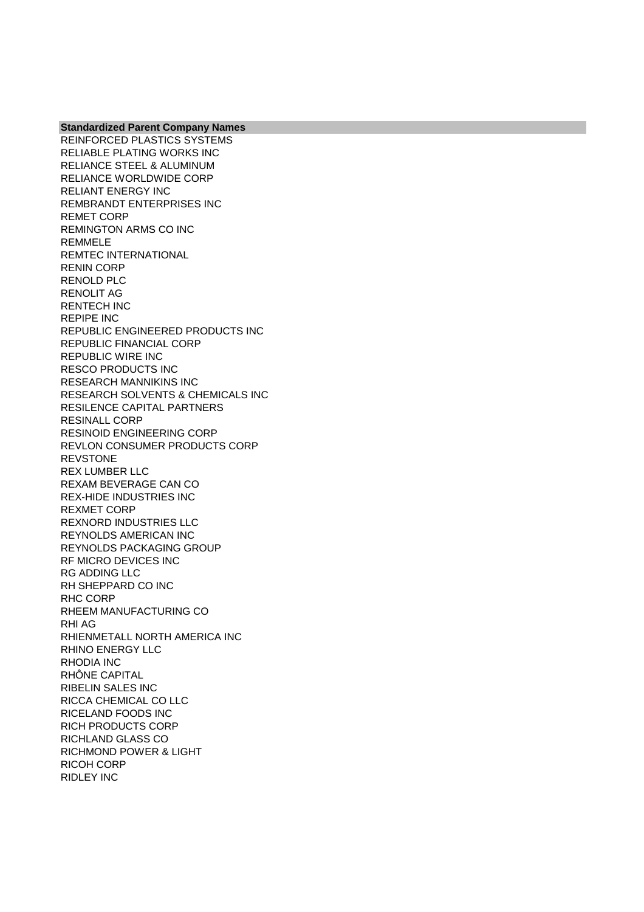| Standardized Parent Company Names |
| --- |
| REINFORCED PLASTICS SYSTEMS |
| RELIABLE PLATING WORKS INC |
| RELIANCE STEEL & ALUMINUM |
| RELIANCE WORLDWIDE CORP |
| RELIANT ENERGY INC |
| REMBRANDT ENTERPRISES INC |
| REMET CORP |
| REMINGTON ARMS CO INC |
| REMMELE |
| REMTEC INTERNATIONAL |
| RENIN CORP |
| RENOLD PLC |
| RENOLIT AG |
| RENTECH INC |
| REPIPE INC |
| REPUBLIC ENGINEERED PRODUCTS INC |
| REPUBLIC FINANCIAL CORP |
| REPUBLIC WIRE INC |
| RESCO PRODUCTS INC |
| RESEARCH MANNIKINS INC |
| RESEARCH SOLVENTS & CHEMICALS INC |
| RESILENCE CAPITAL PARTNERS |
| RESINALL CORP |
| RESINOID ENGINEERING CORP |
| REVLON CONSUMER PRODUCTS CORP |
| REVSTONE |
| REX LUMBER LLC |
| REXAM BEVERAGE CAN CO |
| REX-HIDE INDUSTRIES INC |
| REXMET CORP |
| REXNORD INDUSTRIES LLC |
| REYNOLDS AMERICAN INC |
| REYNOLDS PACKAGING GROUP |
| RF MICRO DEVICES INC |
| RG ADDING LLC |
| RH SHEPPARD CO INC |
| RHC CORP |
| RHEEM MANUFACTURING CO |
| RHI AG |
| RHIENMETALL NORTH AMERICA INC |
| RHINO ENERGY LLC |
| RHODIA INC |
| RHÔNE CAPITAL |
| RIBELIN SALES INC |
| RICCA CHEMICAL CO LLC |
| RICELAND FOODS INC |
| RICH PRODUCTS CORP |
| RICHLAND GLASS CO |
| RICHMOND POWER & LIGHT |
| RICOH CORP |
| RIDLEY INC |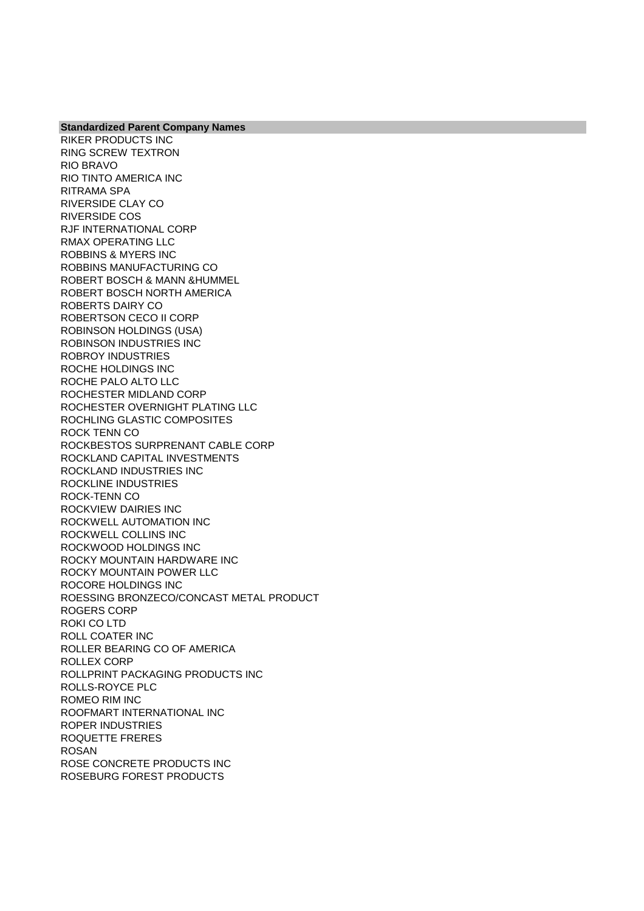| Standardized Parent Company Names |
| --- |
| RIKER PRODUCTS INC |
| RING SCREW TEXTRON |
| RIO BRAVO |
| RIO TINTO AMERICA INC |
| RITRAMA SPA |
| RIVERSIDE CLAY CO |
| RIVERSIDE COS |
| RJF INTERNATIONAL CORP |
| RMAX OPERATING LLC |
| ROBBINS & MYERS INC |
| ROBBINS MANUFACTURING CO |
| ROBERT BOSCH & MANN &HUMMEL |
| ROBERT BOSCH NORTH AMERICA |
| ROBERTS DAIRY CO |
| ROBERTSON CECO II CORP |
| ROBINSON HOLDINGS (USA) |
| ROBINSON INDUSTRIES INC |
| ROBROY INDUSTRIES |
| ROCHE HOLDINGS INC |
| ROCHE PALO ALTO LLC |
| ROCHESTER MIDLAND CORP |
| ROCHESTER OVERNIGHT PLATING LLC |
| ROCHLING GLASTIC COMPOSITES |
| ROCK TENN CO |
| ROCKBESTOS SURPRENANT CABLE CORP |
| ROCKLAND CAPITAL INVESTMENTS |
| ROCKLAND INDUSTRIES INC |
| ROCKLINE INDUSTRIES |
| ROCK-TENN CO |
| ROCKVIEW DAIRIES INC |
| ROCKWELL AUTOMATION INC |
| ROCKWELL COLLINS INC |
| ROCKWOOD HOLDINGS INC |
| ROCKY MOUNTAIN HARDWARE INC |
| ROCKY MOUNTAIN POWER LLC |
| ROCORE HOLDINGS INC |
| ROESSING BRONZECO/CONCAST METAL PRODUCT |
| ROGERS CORP |
| ROKI CO LTD |
| ROLL COATER INC |
| ROLLER BEARING CO OF AMERICA |
| ROLLEX CORP |
| ROLLPRINT PACKAGING PRODUCTS INC |
| ROLLS-ROYCE PLC |
| ROMEO RIM INC |
| ROOFMART INTERNATIONAL INC |
| ROPER INDUSTRIES |
| ROQUETTE FRERES |
| ROSAN |
| ROSE CONCRETE PRODUCTS INC |
| ROSEBURG FOREST PRODUCTS |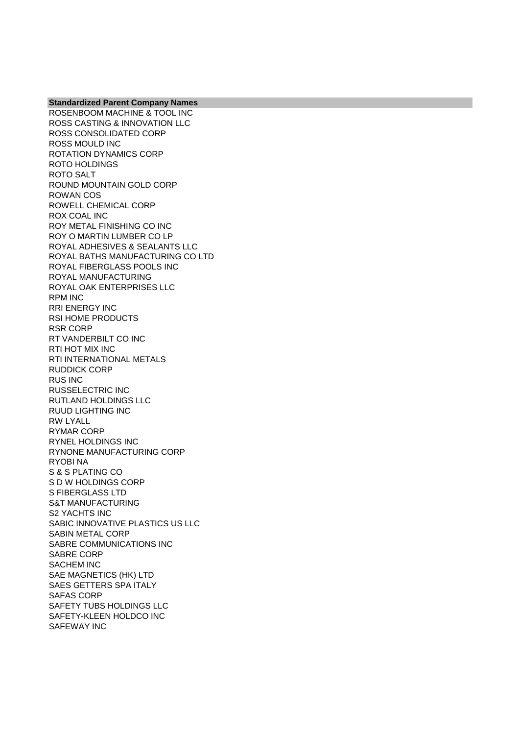| Standardized Parent Company Names |
| --- |
| ROSENBOOM MACHINE & TOOL INC |
| ROSS CASTING & INNOVATION LLC |
| ROSS CONSOLIDATED CORP |
| ROSS MOULD INC |
| ROTATION DYNAMICS CORP |
| ROTO HOLDINGS |
| ROTO SALT |
| ROUND MOUNTAIN GOLD CORP |
| ROWAN COS |
| ROWELL CHEMICAL CORP |
| ROX COAL INC |
| ROY METAL FINISHING CO INC |
| ROY O MARTIN LUMBER CO LP |
| ROYAL ADHESIVES & SEALANTS LLC |
| ROYAL BATHS MANUFACTURING CO LTD |
| ROYAL FIBERGLASS POOLS INC |
| ROYAL MANUFACTURING |
| ROYAL OAK ENTERPRISES LLC |
| RPM INC |
| RRI ENERGY INC |
| RSI HOME PRODUCTS |
| RSR CORP |
| RT VANDERBILT CO INC |
| RTI HOT MIX INC |
| RTI INTERNATIONAL METALS |
| RUDDICK CORP |
| RUS INC |
| RUSSELECTRIC INC |
| RUTLAND HOLDINGS LLC |
| RUUD LIGHTING INC |
| RW LYALL |
| RYMAR CORP |
| RYNEL HOLDINGS INC |
| RYNONE MANUFACTURING CORP |
| RYOBI NA |
| S & S PLATING CO |
| S D W HOLDINGS CORP |
| S FIBERGLASS LTD |
| S&T MANUFACTURING |
| S2 YACHTS INC |
| SABIC INNOVATIVE PLASTICS US LLC |
| SABIN METAL CORP |
| SABRE COMMUNICATIONS INC |
| SABRE CORP |
| SACHEM INC |
| SAE MAGNETICS (HK) LTD |
| SAES GETTERS SPA ITALY |
| SAFAS CORP |
| SAFETY TUBS HOLDINGS LLC |
| SAFETY-KLEEN HOLDCO INC |
| SAFEWAY INC |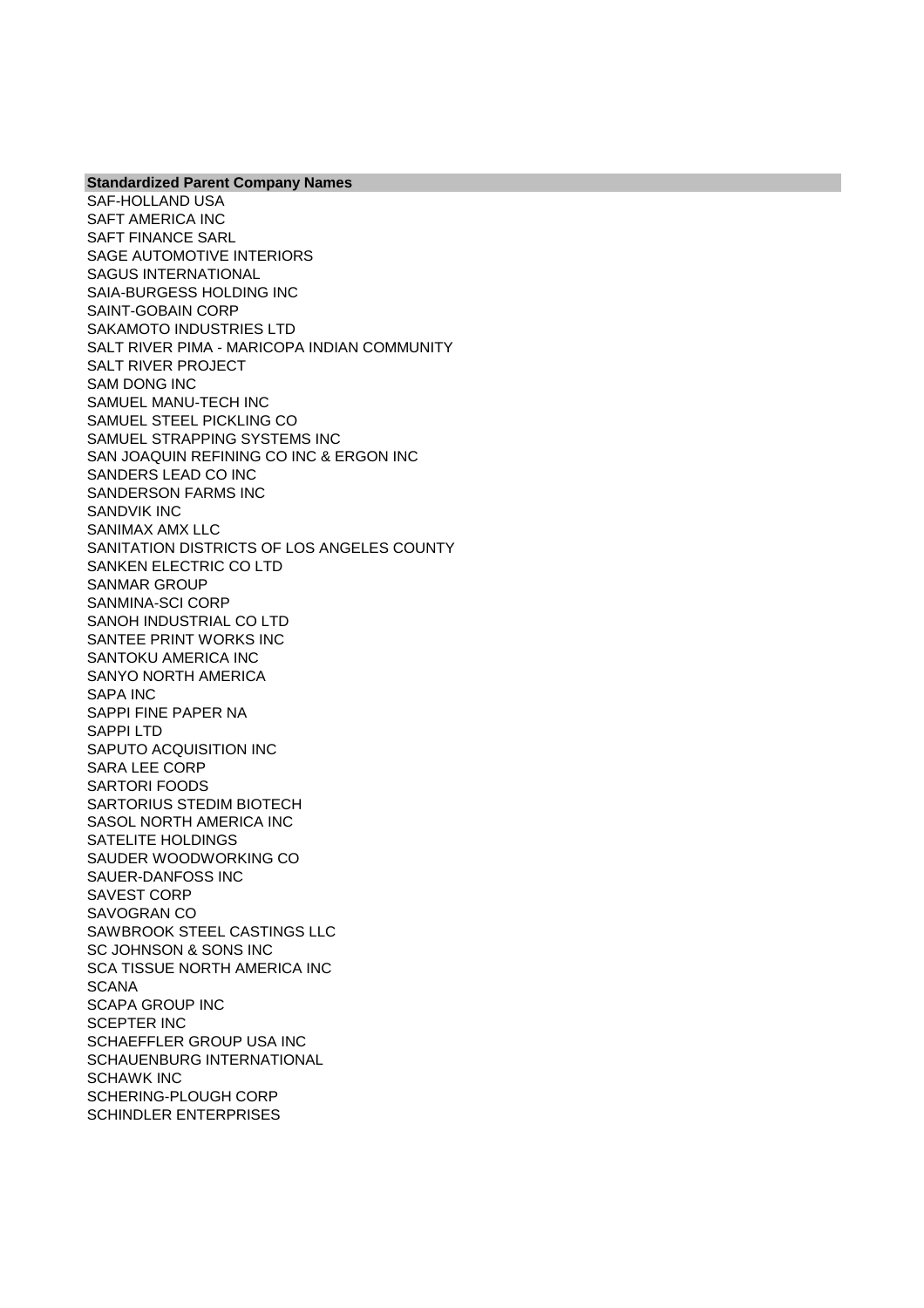| Standardized Parent Company Names |
| --- |
| SAF-HOLLAND USA |
| SAFT AMERICA INC |
| SAFT FINANCE SARL |
| SAGE AUTOMOTIVE INTERIORS |
| SAGUS INTERNATIONAL |
| SAIA-BURGESS HOLDING INC |
| SAINT-GOBAIN CORP |
| SAKAMOTO INDUSTRIES LTD |
| SALT RIVER PIMA - MARICOPA INDIAN COMMUNITY |
| SALT RIVER PROJECT |
| SAM DONG INC |
| SAMUEL MANU-TECH INC |
| SAMUEL STEEL PICKLING CO |
| SAMUEL STRAPPING SYSTEMS INC |
| SAN JOAQUIN REFINING CO INC & ERGON INC |
| SANDERS LEAD CO INC |
| SANDERSON FARMS INC |
| SANDVIK INC |
| SANIMAX AMX LLC |
| SANITATION DISTRICTS OF LOS ANGELES COUNTY |
| SANKEN ELECTRIC CO LTD |
| SANMAR GROUP |
| SANMINA-SCI CORP |
| SANOH INDUSTRIAL CO LTD |
| SANTEE PRINT WORKS INC |
| SANTOKU AMERICA INC |
| SANYO NORTH AMERICA |
| SAPA INC |
| SAPPI FINE PAPER NA |
| SAPPI LTD |
| SAPUTO ACQUISITION INC |
| SARA LEE CORP |
| SARTORI FOODS |
| SARTORIUS STEDIM BIOTECH |
| SASOL NORTH AMERICA INC |
| SATELITE HOLDINGS |
| SAUDER WOODWORKING CO |
| SAUER-DANFOSS INC |
| SAVEST CORP |
| SAVOGRAN CO |
| SAWBROOK STEEL CASTINGS LLC |
| SC JOHNSON & SONS INC |
| SCA TISSUE NORTH AMERICA INC |
| SCANA |
| SCAPA GROUP INC |
| SCEPTER INC |
| SCHAEFFLER GROUP USA INC |
| SCHAUENBURG INTERNATIONAL |
| SCHAWK INC |
| SCHERING-PLOUGH CORP |
| SCHINDLER ENTERPRISES |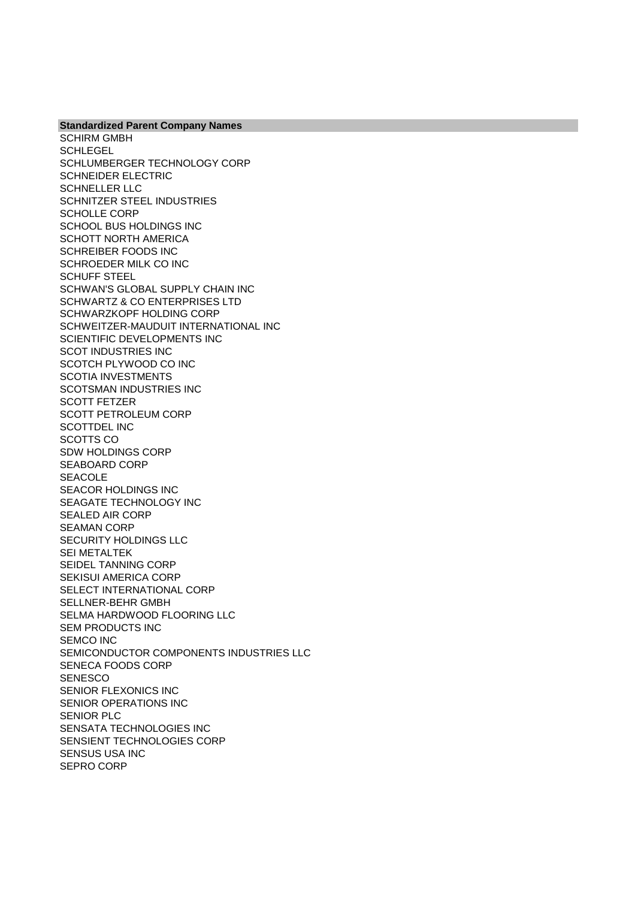| Standardized Parent Company Names |
|---|
| SCHIRM GMBH |
| SCHLEGEL |
| SCHLUMBERGER TECHNOLOGY CORP |
| SCHNEIDER ELECTRIC |
| SCHNELLER LLC |
| SCHNITZER STEEL INDUSTRIES |
| SCHOLLE CORP |
| SCHOOL BUS HOLDINGS INC |
| SCHOTT NORTH AMERICA |
| SCHREIBER FOODS INC |
| SCHROEDER MILK CO INC |
| SCHUFF STEEL |
| SCHWAN'S GLOBAL SUPPLY CHAIN INC |
| SCHWARTZ & CO ENTERPRISES LTD |
| SCHWARZKOPF HOLDING CORP |
| SCHWEITZER-MAUDUIT INTERNATIONAL INC |
| SCIENTIFIC DEVELOPMENTS INC |
| SCOT INDUSTRIES INC |
| SCOTCH PLYWOOD CO INC |
| SCOTIA INVESTMENTS |
| SCOTSMAN INDUSTRIES INC |
| SCOTT FETZER |
| SCOTT PETROLEUM CORP |
| SCOTTDEL INC |
| SCOTTS CO |
| SDW HOLDINGS CORP |
| SEABOARD CORP |
| SEACOLE |
| SEACOR HOLDINGS INC |
| SEAGATE TECHNOLOGY INC |
| SEALED AIR CORP |
| SEAMAN CORP |
| SECURITY HOLDINGS LLC |
| SEI METALTEK |
| SEIDEL TANNING CORP |
| SEKISUI AMERICA CORP |
| SELECT INTERNATIONAL CORP |
| SELLNER-BEHR GMBH |
| SELMA HARDWOOD FLOORING LLC |
| SEM PRODUCTS INC |
| SEMCO INC |
| SEMICONDUCTOR COMPONENTS INDUSTRIES LLC |
| SENECA FOODS CORP |
| SENESCO |
| SENIOR FLEXONICS INC |
| SENIOR OPERATIONS INC |
| SENIOR PLC |
| SENSATA TECHNOLOGIES INC |
| SENSIENT TECHNOLOGIES CORP |
| SENSUS USA INC |
| SEPRO CORP |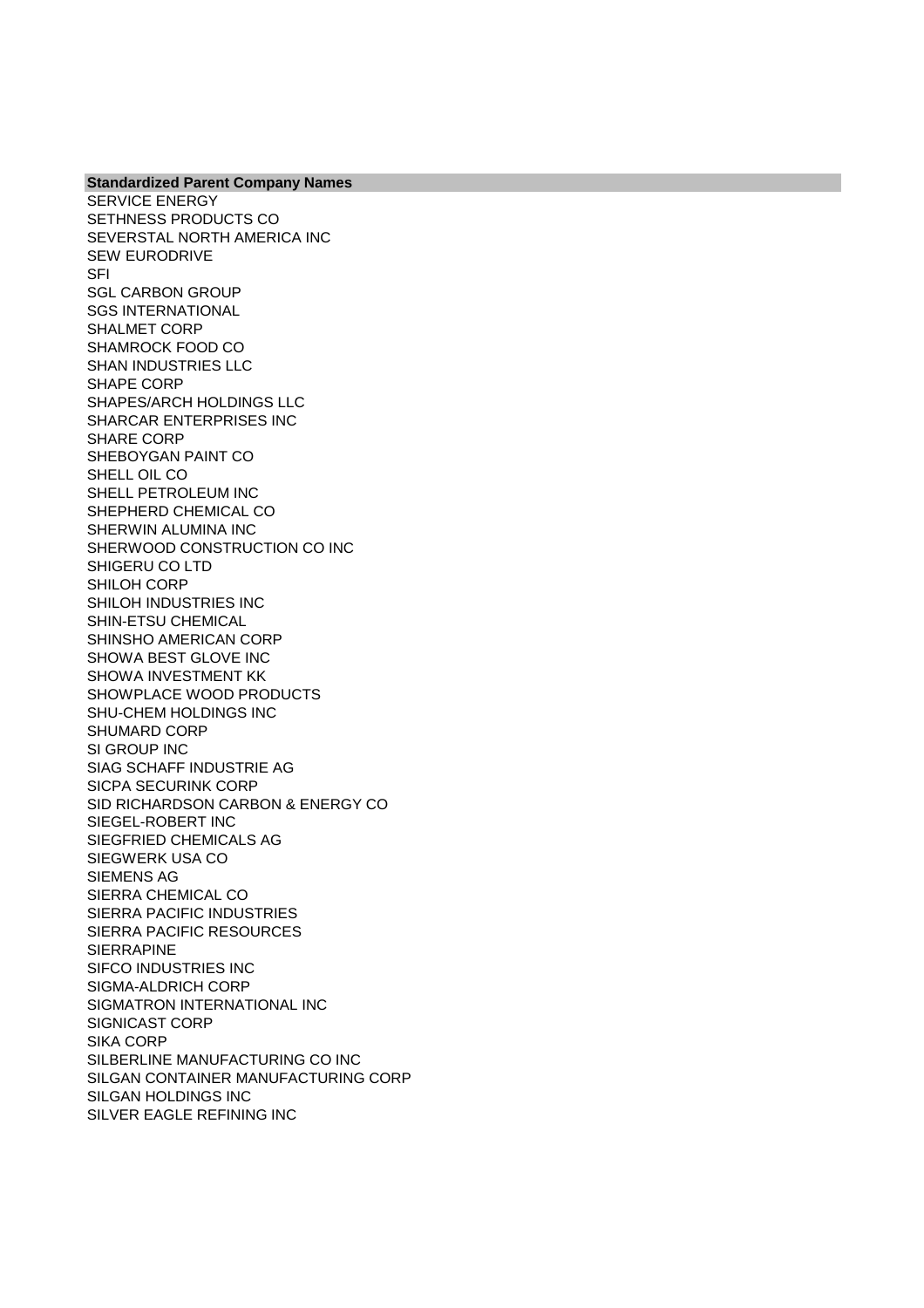| Standardized Parent Company Names |
| --- |
| SERVICE ENERGY |
| SETHNESS PRODUCTS CO |
| SEVERSTAL NORTH AMERICA INC |
| SEW EURODRIVE |
| SFI |
| SGL CARBON GROUP |
| SGS INTERNATIONAL |
| SHALMET CORP |
| SHAMROCK FOOD CO |
| SHAN INDUSTRIES LLC |
| SHAPE CORP |
| SHAPES/ARCH HOLDINGS LLC |
| SHARCAR ENTERPRISES INC |
| SHARE CORP |
| SHEBOYGAN PAINT CO |
| SHELL OIL CO |
| SHELL PETROLEUM INC |
| SHEPHERD CHEMICAL CO |
| SHERWIN ALUMINA INC |
| SHERWOOD CONSTRUCTION CO INC |
| SHIGERU CO LTD |
| SHILOH CORP |
| SHILOH INDUSTRIES INC |
| SHIN-ETSU CHEMICAL |
| SHINSHO AMERICAN CORP |
| SHOWA BEST GLOVE INC |
| SHOWA INVESTMENT KK |
| SHOWPLACE WOOD PRODUCTS |
| SHU-CHEM HOLDINGS INC |
| SHUMARD CORP |
| SI GROUP INC |
| SIAG SCHAFF INDUSTRIE AG |
| SICPA SECURINK CORP |
| SID RICHARDSON CARBON & ENERGY CO |
| SIEGEL-ROBERT INC |
| SIEGFRIED CHEMICALS AG |
| SIEGWERK USA CO |
| SIEMENS AG |
| SIERRA CHEMICAL CO |
| SIERRA PACIFIC INDUSTRIES |
| SIERRA PACIFIC RESOURCES |
| SIERRAPINE |
| SIFCO INDUSTRIES INC |
| SIGMA-ALDRICH CORP |
| SIGMATRON INTERNATIONAL INC |
| SIGNICAST CORP |
| SIKA CORP |
| SILBERLINE MANUFACTURING CO INC |
| SILGAN CONTAINER MANUFACTURING CORP |
| SILGAN HOLDINGS INC |
| SILVER EAGLE REFINING INC |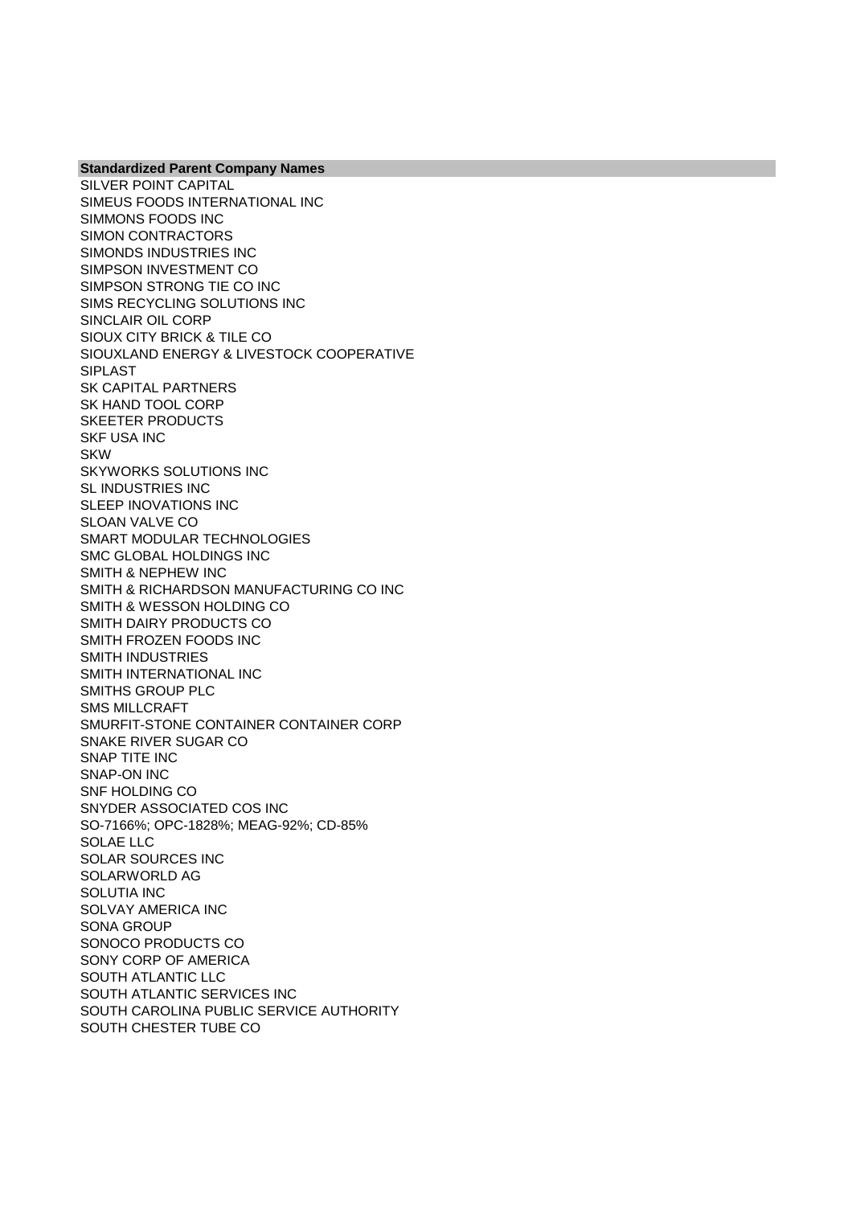| Standardized Parent Company Names |
| --- |
| SILVER POINT CAPITAL |
| SIMEUS FOODS INTERNATIONAL INC |
| SIMMONS FOODS INC |
| SIMON CONTRACTORS |
| SIMONDS INDUSTRIES INC |
| SIMPSON INVESTMENT CO |
| SIMPSON STRONG TIE CO INC |
| SIMS RECYCLING SOLUTIONS INC |
| SINCLAIR OIL CORP |
| SIOUX CITY BRICK & TILE CO |
| SIOUXLAND ENERGY & LIVESTOCK COOPERATIVE |
| SIPLAST |
| SK CAPITAL PARTNERS |
| SK HAND TOOL CORP |
| SKEETER PRODUCTS |
| SKF USA INC |
| SKW |
| SKYWORKS SOLUTIONS INC |
| SL INDUSTRIES INC |
| SLEEP INOVATIONS INC |
| SLOAN VALVE CO |
| SMART MODULAR TECHNOLOGIES |
| SMC GLOBAL HOLDINGS INC |
| SMITH & NEPHEW INC |
| SMITH & RICHARDSON MANUFACTURING CO INC |
| SMITH & WESSON HOLDING CO |
| SMITH DAIRY PRODUCTS CO |
| SMITH FROZEN FOODS INC |
| SMITH INDUSTRIES |
| SMITH INTERNATIONAL INC |
| SMITHS GROUP PLC |
| SMS MILLCRAFT |
| SMURFIT-STONE CONTAINER CONTAINER CORP |
| SNAKE RIVER SUGAR CO |
| SNAP TITE INC |
| SNAP-ON INC |
| SNF HOLDING CO |
| SNYDER ASSOCIATED COS INC |
| SO-7166%; OPC-1828%; MEAG-92%; CD-85% |
| SOLAE LLC |
| SOLAR SOURCES INC |
| SOLARWORLD AG |
| SOLUTIA INC |
| SOLVAY AMERICA INC |
| SONA GROUP |
| SONOCO PRODUCTS CO |
| SONY CORP OF AMERICA |
| SOUTH ATLANTIC LLC |
| SOUTH ATLANTIC SERVICES INC |
| SOUTH CAROLINA PUBLIC SERVICE AUTHORITY |
| SOUTH CHESTER TUBE CO |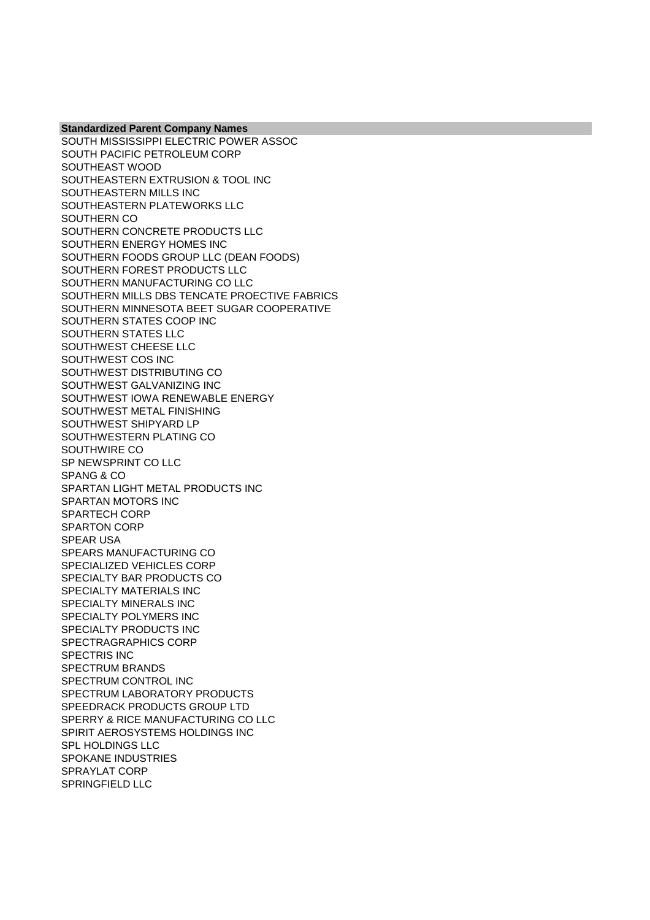| Standardized Parent Company Names |
| --- |
| SOUTH MISSISSIPPI ELECTRIC POWER ASSOC |
| SOUTH PACIFIC PETROLEUM CORP |
| SOUTHEAST WOOD |
| SOUTHEASTERN EXTRUSION & TOOL INC |
| SOUTHEASTERN MILLS INC |
| SOUTHEASTERN PLATEWORKS LLC |
| SOUTHERN CO |
| SOUTHERN CONCRETE PRODUCTS LLC |
| SOUTHERN ENERGY HOMES INC |
| SOUTHERN FOODS GROUP LLC (DEAN FOODS) |
| SOUTHERN FOREST PRODUCTS LLC |
| SOUTHERN MANUFACTURING CO LLC |
| SOUTHERN MILLS DBS TENCATE PROECTIVE FABRICS |
| SOUTHERN MINNESOTA BEET SUGAR COOPERATIVE |
| SOUTHERN STATES COOP INC |
| SOUTHERN STATES LLC |
| SOUTHWEST CHEESE LLC |
| SOUTHWEST COS INC |
| SOUTHWEST DISTRIBUTING CO |
| SOUTHWEST GALVANIZING INC |
| SOUTHWEST IOWA RENEWABLE ENERGY |
| SOUTHWEST METAL FINISHING |
| SOUTHWEST SHIPYARD LP |
| SOUTHWESTERN PLATING CO |
| SOUTHWIRE CO |
| SP NEWSPRINT CO LLC |
| SPANG & CO |
| SPARTAN LIGHT METAL PRODUCTS INC |
| SPARTAN MOTORS INC |
| SPARTECH CORP |
| SPARTON CORP |
| SPEAR USA |
| SPEARS MANUFACTURING CO |
| SPECIALIZED VEHICLES CORP |
| SPECIALTY BAR PRODUCTS CO |
| SPECIALTY MATERIALS INC |
| SPECIALTY MINERALS INC |
| SPECIALTY POLYMERS INC |
| SPECIALTY PRODUCTS INC |
| SPECTRAGRAPHICS CORP |
| SPECTRIS INC |
| SPECTRUM BRANDS |
| SPECTRUM CONTROL INC |
| SPECTRUM LABORATORY PRODUCTS |
| SPEEDRACK PRODUCTS GROUP LTD |
| SPERRY & RICE MANUFACTURING CO LLC |
| SPIRIT AEROSYSTEMS HOLDINGS INC |
| SPL HOLDINGS LLC |
| SPOKANE INDUSTRIES |
| SPRAYLAT CORP |
| SPRINGFIELD LLC |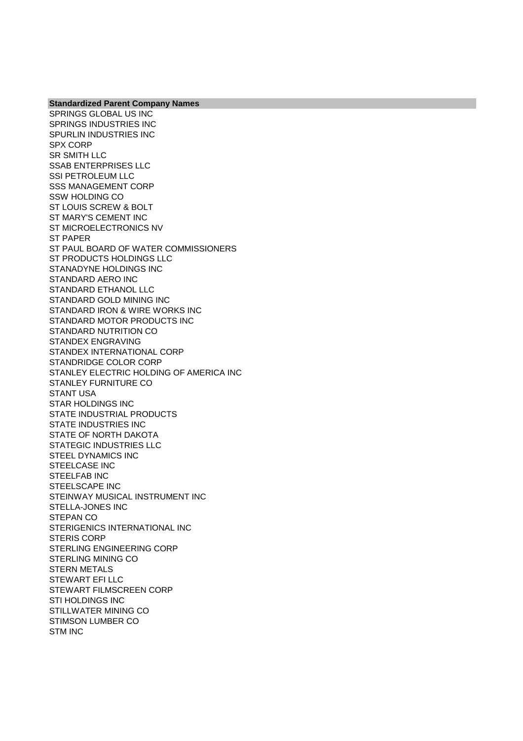| Standardized Parent Company Names |
| --- |
| SPRINGS GLOBAL US INC |
| SPRINGS INDUSTRIES INC |
| SPURLIN INDUSTRIES INC |
| SPX CORP |
| SR SMITH LLC |
| SSAB ENTERPRISES LLC |
| SSI PETROLEUM LLC |
| SSS MANAGEMENT CORP |
| SSW HOLDING CO |
| ST LOUIS SCREW & BOLT |
| ST MARY'S CEMENT INC |
| ST MICROELECTRONICS NV |
| ST PAPER |
| ST PAUL BOARD OF WATER COMMISSIONERS |
| ST PRODUCTS HOLDINGS LLC |
| STANADYNE HOLDINGS INC |
| STANDARD AERO INC |
| STANDARD ETHANOL LLC |
| STANDARD GOLD MINING INC |
| STANDARD IRON & WIRE WORKS INC |
| STANDARD MOTOR PRODUCTS INC |
| STANDARD NUTRITION CO |
| STANDEX ENGRAVING |
| STANDEX INTERNATIONAL CORP |
| STANDRIDGE COLOR CORP |
| STANLEY ELECTRIC HOLDING OF AMERICA INC |
| STANLEY FURNITURE CO |
| STANT USA |
| STAR HOLDINGS INC |
| STATE INDUSTRIAL PRODUCTS |
| STATE INDUSTRIES INC |
| STATE OF NORTH DAKOTA |
| STATEGIC INDUSTRIES LLC |
| STEEL DYNAMICS INC |
| STEELCASE INC |
| STEELFAB INC |
| STEELSCAPE INC |
| STEINWAY MUSICAL INSTRUMENT INC |
| STELLA-JONES INC |
| STEPAN CO |
| STERIGENICS INTERNATIONAL INC |
| STERIS CORP |
| STERLING ENGINEERING CORP |
| STERLING MINING CO |
| STERN METALS |
| STEWART EFI LLC |
| STEWART FILMSCREEN CORP |
| STI HOLDINGS INC |
| STILLWATER MINING CO |
| STIMSON LUMBER CO |
| STM INC |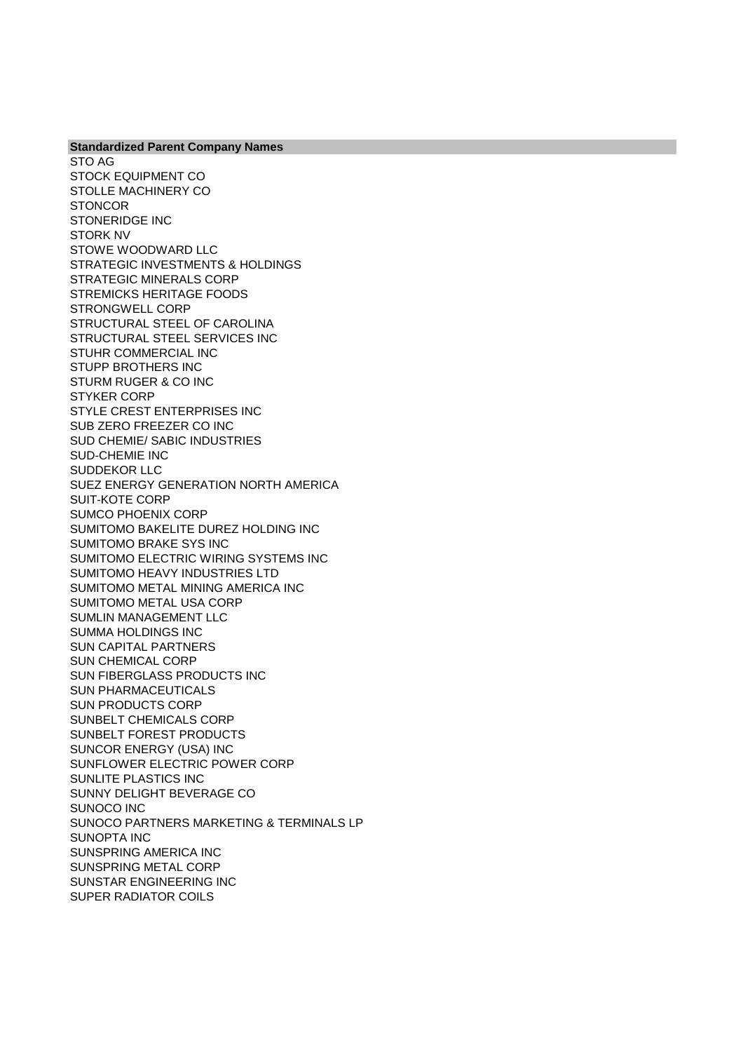| Standardized Parent Company Names |
|---|
| STO AG |
| STOCK EQUIPMENT CO |
| STOLLE MACHINERY CO |
| STONCOR |
| STONERIDGE INC |
| STORK NV |
| STOWE WOODWARD LLC |
| STRATEGIC INVESTMENTS & HOLDINGS |
| STRATEGIC MINERALS CORP |
| STREMICKS HERITAGE FOODS |
| STRONGWELL CORP |
| STRUCTURAL STEEL OF CAROLINA |
| STRUCTURAL STEEL SERVICES INC |
| STUHR COMMERCIAL INC |
| STUPP BROTHERS INC |
| STURM RUGER & CO INC |
| STYKER CORP |
| STYLE CREST ENTERPRISES INC |
| SUB ZERO FREEZER CO INC |
| SUD CHEMIE/ SABIC INDUSTRIES |
| SUD-CHEMIE INC |
| SUDDEKOR LLC |
| SUEZ ENERGY GENERATION NORTH AMERICA |
| SUIT-KOTE CORP |
| SUMCO PHOENIX CORP |
| SUMITOMO BAKELITE DUREZ HOLDING INC |
| SUMITOMO BRAKE SYS INC |
| SUMITOMO ELECTRIC WIRING SYSTEMS INC |
| SUMITOMO HEAVY INDUSTRIES LTD |
| SUMITOMO METAL MINING AMERICA INC |
| SUMITOMO METAL USA CORP |
| SUMLIN MANAGEMENT LLC |
| SUMMA HOLDINGS INC |
| SUN CAPITAL PARTNERS |
| SUN CHEMICAL CORP |
| SUN FIBERGLASS PRODUCTS INC |
| SUN PHARMACEUTICALS |
| SUN PRODUCTS CORP |
| SUNBELT CHEMICALS CORP |
| SUNBELT FOREST PRODUCTS |
| SUNCOR ENERGY (USA) INC |
| SUNFLOWER ELECTRIC POWER CORP |
| SUNLITE PLASTICS INC |
| SUNNY DELIGHT BEVERAGE CO |
| SUNOCO INC |
| SUNOCO PARTNERS MARKETING & TERMINALS LP |
| SUNOPTA INC |
| SUNSPRING AMERICA INC |
| SUNSPRING METAL CORP |
| SUNSTAR ENGINEERING INC |
| SUPER RADIATOR COILS |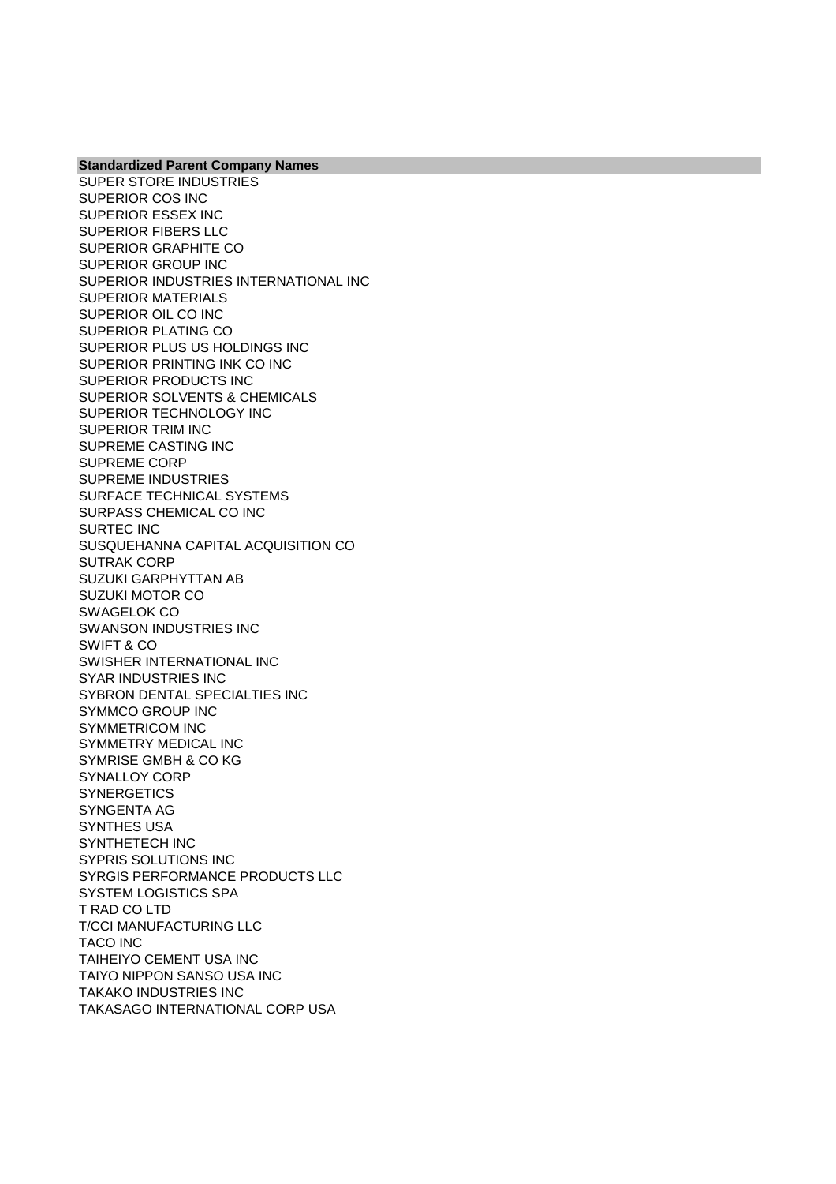| Standardized Parent Company Names |
|---|
| SUPER STORE INDUSTRIES |
| SUPERIOR COS INC |
| SUPERIOR ESSEX INC |
| SUPERIOR FIBERS LLC |
| SUPERIOR GRAPHITE CO |
| SUPERIOR GROUP INC |
| SUPERIOR INDUSTRIES INTERNATIONAL INC |
| SUPERIOR MATERIALS |
| SUPERIOR OIL CO INC |
| SUPERIOR PLATING CO |
| SUPERIOR PLUS US HOLDINGS INC |
| SUPERIOR PRINTING INK CO INC |
| SUPERIOR PRODUCTS INC |
| SUPERIOR SOLVENTS & CHEMICALS |
| SUPERIOR TECHNOLOGY INC |
| SUPERIOR TRIM INC |
| SUPREME CASTING INC |
| SUPREME CORP |
| SUPREME INDUSTRIES |
| SURFACE TECHNICAL SYSTEMS |
| SURPASS CHEMICAL CO INC |
| SURTEC INC |
| SUSQUEHANNA CAPITAL ACQUISITION CO |
| SUTRAK CORP |
| SUZUKI GARPHYTTAN AB |
| SUZUKI MOTOR CO |
| SWAGELOK CO |
| SWANSON INDUSTRIES INC |
| SWIFT & CO |
| SWISHER INTERNATIONAL INC |
| SYAR INDUSTRIES INC |
| SYBRON DENTAL SPECIALTIES INC |
| SYMMCO GROUP INC |
| SYMMETRICOM INC |
| SYMMETRY MEDICAL INC |
| SYMRISE GMBH & CO KG |
| SYNALLOY CORP |
| SYNERGETICS |
| SYNGENTA AG |
| SYNTHES USA |
| SYNTHETECH INC |
| SYPRIS SOLUTIONS INC |
| SYRGIS PERFORMANCE PRODUCTS LLC |
| SYSTEM LOGISTICS SPA |
| T RAD CO LTD |
| T/CCI MANUFACTURING LLC |
| TACO INC |
| TAIHEIYO CEMENT USA INC |
| TAIYO NIPPON SANSO USA INC |
| TAKAKO INDUSTRIES INC |
| TAKASAGO INTERNATIONAL CORP USA |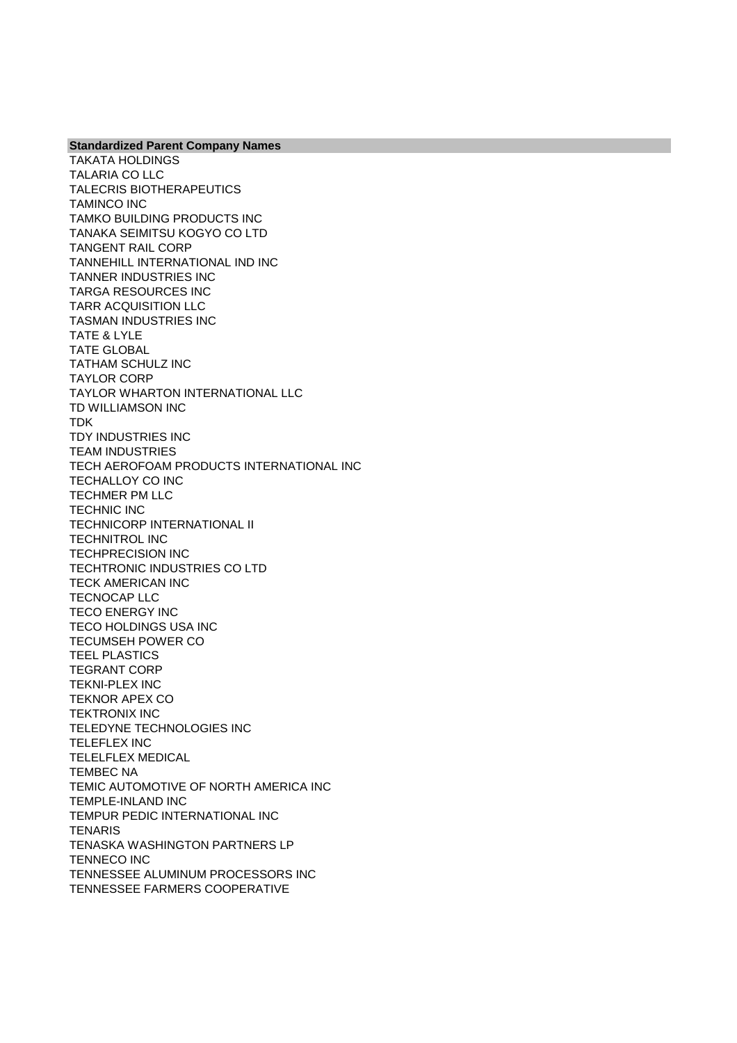| Standardized Parent Company Names |
| --- |
| TAKATA HOLDINGS |
| TALARIA CO LLC |
| TALECRIS BIOTHERAPEUTICS |
| TAMINCO INC |
| TAMKO BUILDING PRODUCTS INC |
| TANAKA SEIMITSU KOGYO CO LTD |
| TANGENT RAIL CORP |
| TANNEHILL INTERNATIONAL IND INC |
| TANNER INDUSTRIES INC |
| TARGA RESOURCES INC |
| TARR ACQUISITION LLC |
| TASMAN INDUSTRIES INC |
| TATE & LYLE |
| TATE GLOBAL |
| TATHAM SCHULZ INC |
| TAYLOR CORP |
| TAYLOR WHARTON INTERNATIONAL LLC |
| TD WILLIAMSON INC |
| TDK |
| TDY INDUSTRIES INC |
| TEAM INDUSTRIES |
| TECH AEROFOAM PRODUCTS INTERNATIONAL INC |
| TECHALLOY CO INC |
| TECHMER PM LLC |
| TECHNIC INC |
| TECHNICORP INTERNATIONAL II |
| TECHNITROL INC |
| TECHPRECISION INC |
| TECHTRONIC INDUSTRIES CO LTD |
| TECK AMERICAN INC |
| TECNOCAP LLC |
| TECO ENERGY INC |
| TECO HOLDINGS USA INC |
| TECUMSEH POWER CO |
| TEEL PLASTICS |
| TEGRANT CORP |
| TEKNI-PLEX INC |
| TEKNOR APEX CO |
| TEKTRONIX INC |
| TELEDYNE TECHNOLOGIES INC |
| TELEFLEX INC |
| TELELFLEX MEDICAL |
| TEMBEC NA |
| TEMIC AUTOMOTIVE OF NORTH AMERICA INC |
| TEMPLE-INLAND INC |
| TEMPUR PEDIC INTERNATIONAL INC |
| TENARIS |
| TENASKA WASHINGTON PARTNERS LP |
| TENNECO INC |
| TENNESSEE ALUMINUM PROCESSORS INC |
| TENNESSEE FARMERS COOPERATIVE |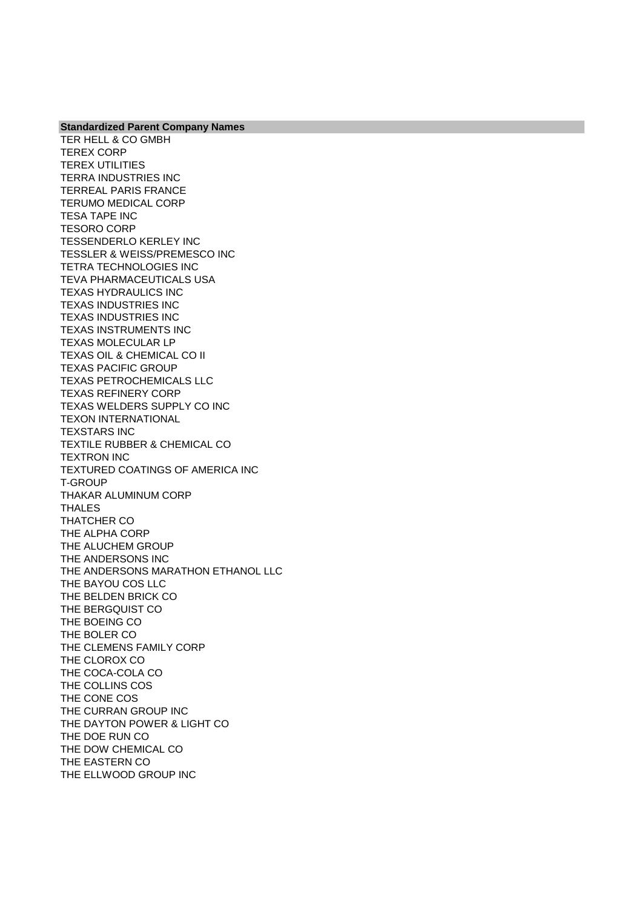| Standardized Parent Company Names |
|---|
| TER HELL & CO GMBH |
| TEREX CORP |
| TEREX UTILITIES |
| TERRA INDUSTRIES INC |
| TERREAL PARIS FRANCE |
| TERUMO MEDICAL CORP |
| TESA TAPE INC |
| TESORO CORP |
| TESSENDERLO KERLEY INC |
| TESSLER & WEISS/PREMESCO INC |
| TETRA TECHNOLOGIES INC |
| TEVA PHARMACEUTICALS USA |
| TEXAS HYDRAULICS INC |
| TEXAS INDUSTRIES INC |
| TEXAS INDUSTRIES INC |
| TEXAS INSTRUMENTS INC |
| TEXAS MOLECULAR LP |
| TEXAS OIL & CHEMICAL CO II |
| TEXAS PACIFIC GROUP |
| TEXAS PETROCHEMICALS LLC |
| TEXAS REFINERY CORP |
| TEXAS WELDERS SUPPLY CO INC |
| TEXON INTERNATIONAL |
| TEXSTARS INC |
| TEXTILE RUBBER & CHEMICAL CO |
| TEXTRON INC |
| TEXTURED COATINGS OF AMERICA INC |
| T-GROUP |
| THAKAR ALUMINUM CORP |
| THALES |
| THATCHER CO |
| THE ALPHA CORP |
| THE ALUCHEM GROUP |
| THE ANDERSONS INC |
| THE ANDERSONS MARATHON ETHANOL LLC |
| THE BAYOU COS LLC |
| THE BELDEN BRICK CO |
| THE BERGQUIST CO |
| THE BOEING CO |
| THE BOLER CO |
| THE CLEMENS FAMILY CORP |
| THE CLOROX CO |
| THE COCA-COLA CO |
| THE COLLINS COS |
| THE CONE COS |
| THE CURRAN GROUP INC |
| THE DAYTON POWER & LIGHT CO |
| THE DOE RUN CO |
| THE DOW CHEMICAL CO |
| THE EASTERN CO |
| THE ELLWOOD GROUP INC |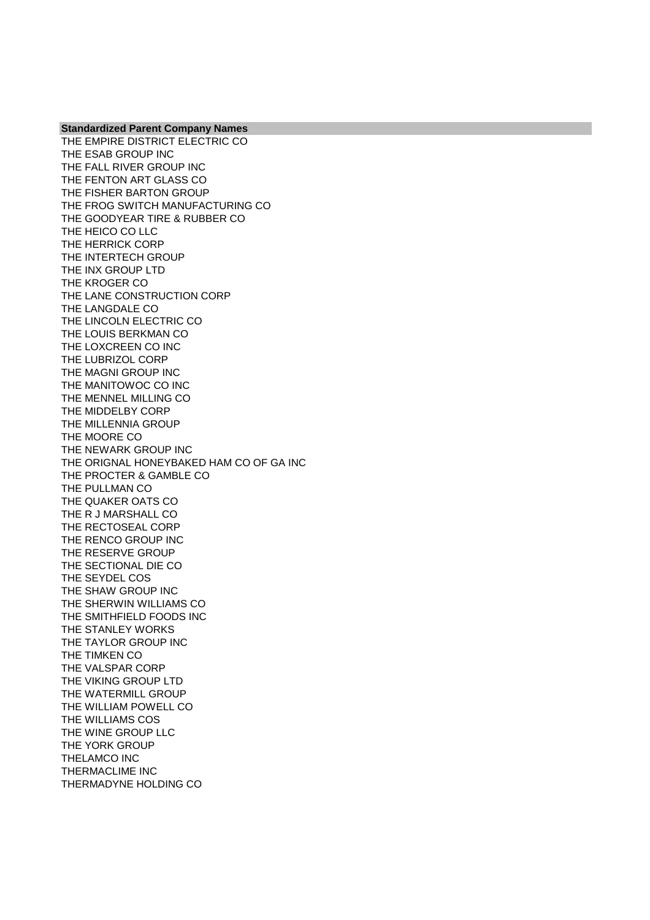| Standardized Parent Company Names |
| --- |
| THE EMPIRE DISTRICT ELECTRIC CO |
| THE ESAB GROUP INC |
| THE FALL RIVER GROUP INC |
| THE FENTON ART GLASS CO |
| THE FISHER BARTON GROUP |
| THE FROG SWITCH MANUFACTURING CO |
| THE GOODYEAR TIRE & RUBBER CO |
| THE HEICO CO LLC |
| THE HERRICK CORP |
| THE INTERTECH GROUP |
| THE INX GROUP LTD |
| THE KROGER CO |
| THE LANE CONSTRUCTION CORP |
| THE LANGDALE CO |
| THE LINCOLN ELECTRIC CO |
| THE LOUIS BERKMAN CO |
| THE LOXCREEN CO INC |
| THE LUBRIZOL CORP |
| THE MAGNI GROUP INC |
| THE MANITOWOC CO INC |
| THE MENNEL MILLING CO |
| THE MIDDELBY CORP |
| THE MILLENNIA GROUP |
| THE MOORE CO |
| THE NEWARK GROUP INC |
| THE ORIGNAL HONEYBAKED HAM CO OF GA INC |
| THE PROCTER & GAMBLE CO |
| THE PULLMAN CO |
| THE QUAKER OATS CO |
| THE R J MARSHALL CO |
| THE RECTOSEAL CORP |
| THE RENCO GROUP INC |
| THE RESERVE GROUP |
| THE SECTIONAL DIE CO |
| THE SEYDEL COS |
| THE SHAW GROUP INC |
| THE SHERWIN WILLIAMS CO |
| THE SMITHFIELD FOODS INC |
| THE STANLEY WORKS |
| THE TAYLOR GROUP INC |
| THE TIMKEN CO |
| THE VALSPAR CORP |
| THE VIKING GROUP LTD |
| THE WATERMILL GROUP |
| THE WILLIAM POWELL CO |
| THE WILLIAMS COS |
| THE WINE GROUP LLC |
| THE YORK GROUP |
| THELAMCO INC |
| THERMACLIME INC |
| THERMADYNE HOLDING CO |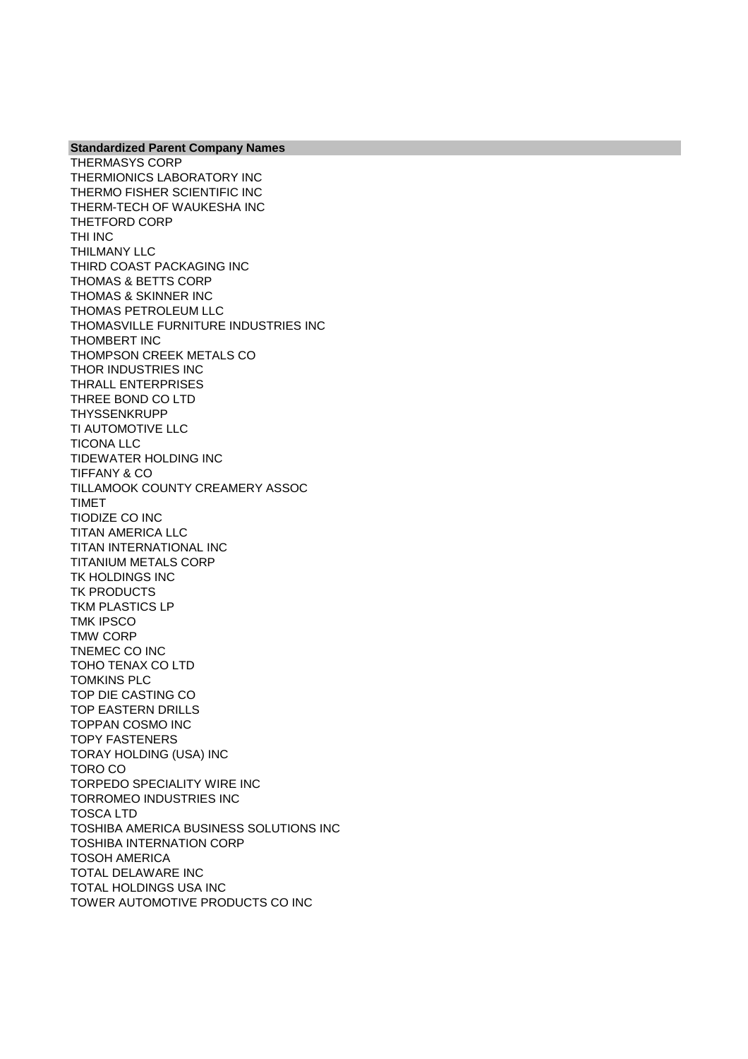| Standardized Parent Company Names |
|---|
| THERMASYS CORP |
| THERMIONICS LABORATORY INC |
| THERMO FISHER SCIENTIFIC INC |
| THERM-TECH OF WAUKESHA INC |
| THETFORD CORP |
| THI INC |
| THILMANY LLC |
| THIRD COAST PACKAGING INC |
| THOMAS & BETTS CORP |
| THOMAS & SKINNER INC |
| THOMAS PETROLEUM LLC |
| THOMASVILLE FURNITURE INDUSTRIES INC |
| THOMBERT INC |
| THOMPSON CREEK METALS CO |
| THOR INDUSTRIES INC |
| THRALL ENTERPRISES |
| THREE BOND CO LTD |
| THYSSENKRUPP |
| TI AUTOMOTIVE LLC |
| TICONA LLC |
| TIDEWATER HOLDING INC |
| TIFFANY & CO |
| TILLAMOOK COUNTY CREAMERY ASSOC |
| TIMET |
| TIODIZE CO INC |
| TITAN AMERICA LLC |
| TITAN INTERNATIONAL INC |
| TITANIUM METALS CORP |
| TK HOLDINGS INC |
| TK PRODUCTS |
| TKM PLASTICS LP |
| TMK IPSCO |
| TMW CORP |
| TNEMEC CO INC |
| TOHO TENAX CO LTD |
| TOMKINS PLC |
| TOP DIE CASTING CO |
| TOP EASTERN DRILLS |
| TOPPAN COSMO INC |
| TOPY FASTENERS |
| TORAY HOLDING (USA) INC |
| TORO CO |
| TORPEDO SPECIALITY WIRE INC |
| TORROMEO INDUSTRIES INC |
| TOSCA LTD |
| TOSHIBA AMERICA BUSINESS SOLUTIONS INC |
| TOSHIBA INTERNATION CORP |
| TOSOH AMERICA |
| TOTAL DELAWARE INC |
| TOTAL HOLDINGS USA INC |
| TOWER AUTOMOTIVE PRODUCTS CO INC |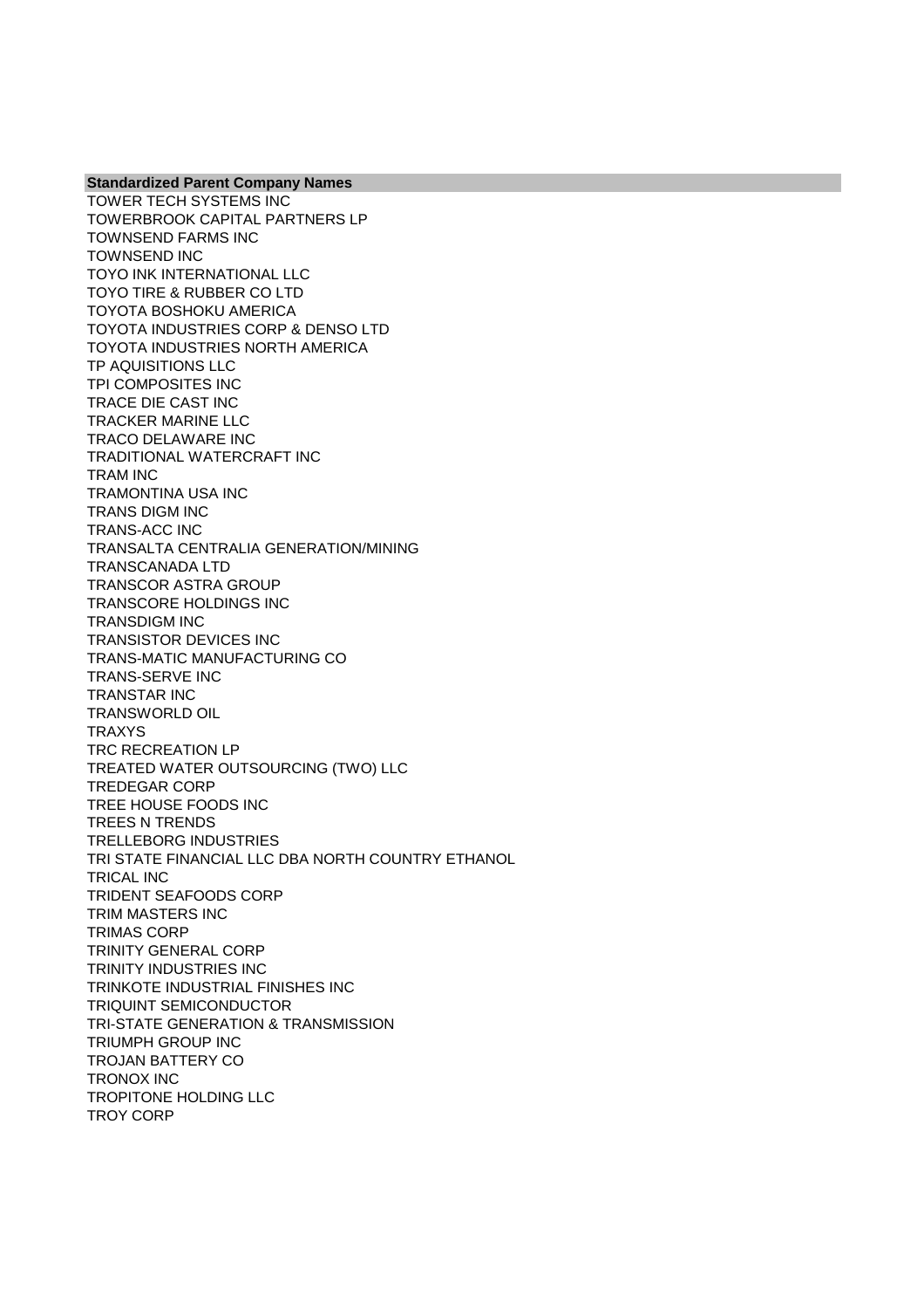| Standardized Parent Company Names |
|---|
| TOWER TECH SYSTEMS INC |
| TOWERBROOK CAPITAL PARTNERS LP |
| TOWNSEND FARMS INC |
| TOWNSEND INC |
| TOYO INK INTERNATIONAL LLC |
| TOYO TIRE & RUBBER CO LTD |
| TOYOTA BOSHOKU AMERICA |
| TOYOTA INDUSTRIES CORP & DENSO LTD |
| TOYOTA INDUSTRIES NORTH AMERICA |
| TP AQUISITIONS LLC |
| TPI COMPOSITES INC |
| TRACE DIE CAST INC |
| TRACKER MARINE LLC |
| TRACO DELAWARE INC |
| TRADITIONAL WATERCRAFT INC |
| TRAM INC |
| TRAMONTINA USA INC |
| TRANS DIGM INC |
| TRANS-ACC INC |
| TRANSALTA CENTRALIA GENERATION/MINING |
| TRANSCANADA LTD |
| TRANSCOR ASTRA GROUP |
| TRANSCORE HOLDINGS INC |
| TRANSDIGM INC |
| TRANSISTOR DEVICES INC |
| TRANS-MATIC MANUFACTURING CO |
| TRANS-SERVE INC |
| TRANSTAR INC |
| TRANSWORLD OIL |
| TRAXYS |
| TRC RECREATION LP |
| TREATED WATER OUTSOURCING (TWO) LLC |
| TREDEGAR CORP |
| TREE HOUSE FOODS INC |
| TREES N TRENDS |
| TRELLEBORG INDUSTRIES |
| TRI STATE FINANCIAL LLC DBA NORTH COUNTRY ETHANOL |
| TRICAL INC |
| TRIDENT SEAFOODS CORP |
| TRIM MASTERS INC |
| TRIMAS CORP |
| TRINITY GENERAL CORP |
| TRINITY INDUSTRIES INC |
| TRINKOTE INDUSTRIAL FINISHES INC |
| TRIQUINT SEMICONDUCTOR |
| TRI-STATE GENERATION & TRANSMISSION |
| TRIUMPH GROUP INC |
| TROJAN BATTERY CO |
| TRONOX INC |
| TROPITONE HOLDING LLC |
| TROY CORP |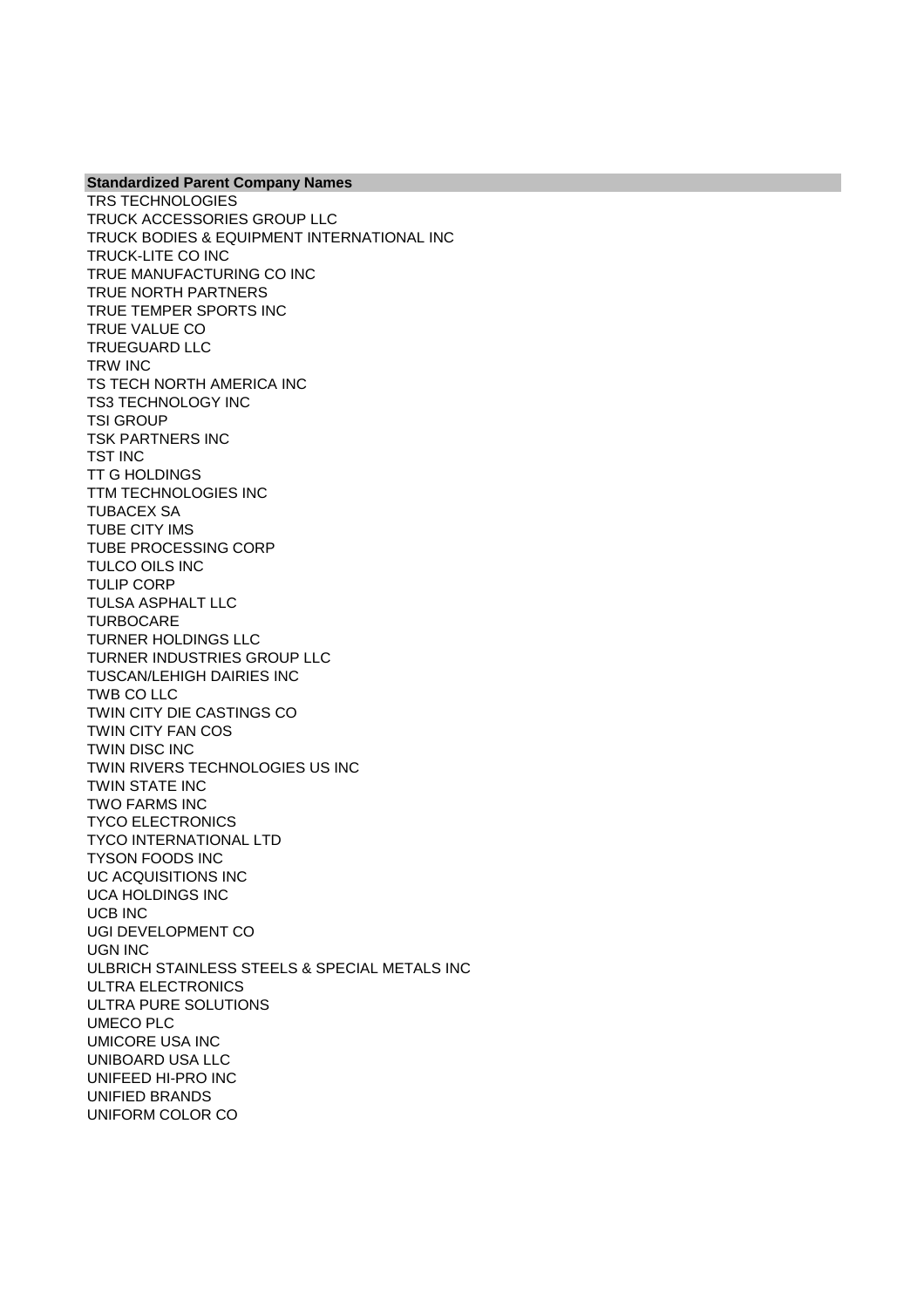| Standardized Parent Company Names |
| --- |
| TRS TECHNOLOGIES |
| TRUCK ACCESSORIES GROUP LLC |
| TRUCK BODIES & EQUIPMENT INTERNATIONAL INC |
| TRUCK-LITE CO INC |
| TRUE MANUFACTURING CO INC |
| TRUE NORTH PARTNERS |
| TRUE TEMPER SPORTS INC |
| TRUE VALUE CO |
| TRUEGUARD LLC |
| TRW INC |
| TS TECH NORTH AMERICA INC |
| TS3 TECHNOLOGY INC |
| TSI GROUP |
| TSK PARTNERS INC |
| TST INC |
| TT G HOLDINGS |
| TTM TECHNOLOGIES INC |
| TUBACEX SA |
| TUBE CITY IMS |
| TUBE PROCESSING CORP |
| TULCO OILS INC |
| TULIP CORP |
| TULSA ASPHALT LLC |
| TURBOCARE |
| TURNER HOLDINGS LLC |
| TURNER INDUSTRIES GROUP LLC |
| TUSCAN/LEHIGH DAIRIES INC |
| TWB CO LLC |
| TWIN CITY DIE CASTINGS CO |
| TWIN CITY FAN COS |
| TWIN DISC INC |
| TWIN RIVERS TECHNOLOGIES US INC |
| TWIN STATE INC |
| TWO FARMS INC |
| TYCO ELECTRONICS |
| TYCO INTERNATIONAL LTD |
| TYSON FOODS INC |
| UC ACQUISITIONS INC |
| UCA HOLDINGS INC |
| UCB INC |
| UGI DEVELOPMENT CO |
| UGN INC |
| ULBRICH STAINLESS STEELS & SPECIAL METALS INC |
| ULTRA ELECTRONICS |
| ULTRA PURE SOLUTIONS |
| UMECO PLC |
| UMICORE USA INC |
| UNIBOARD USA LLC |
| UNIFEED HI-PRO INC |
| UNIFIED BRANDS |
| UNIFORM COLOR CO |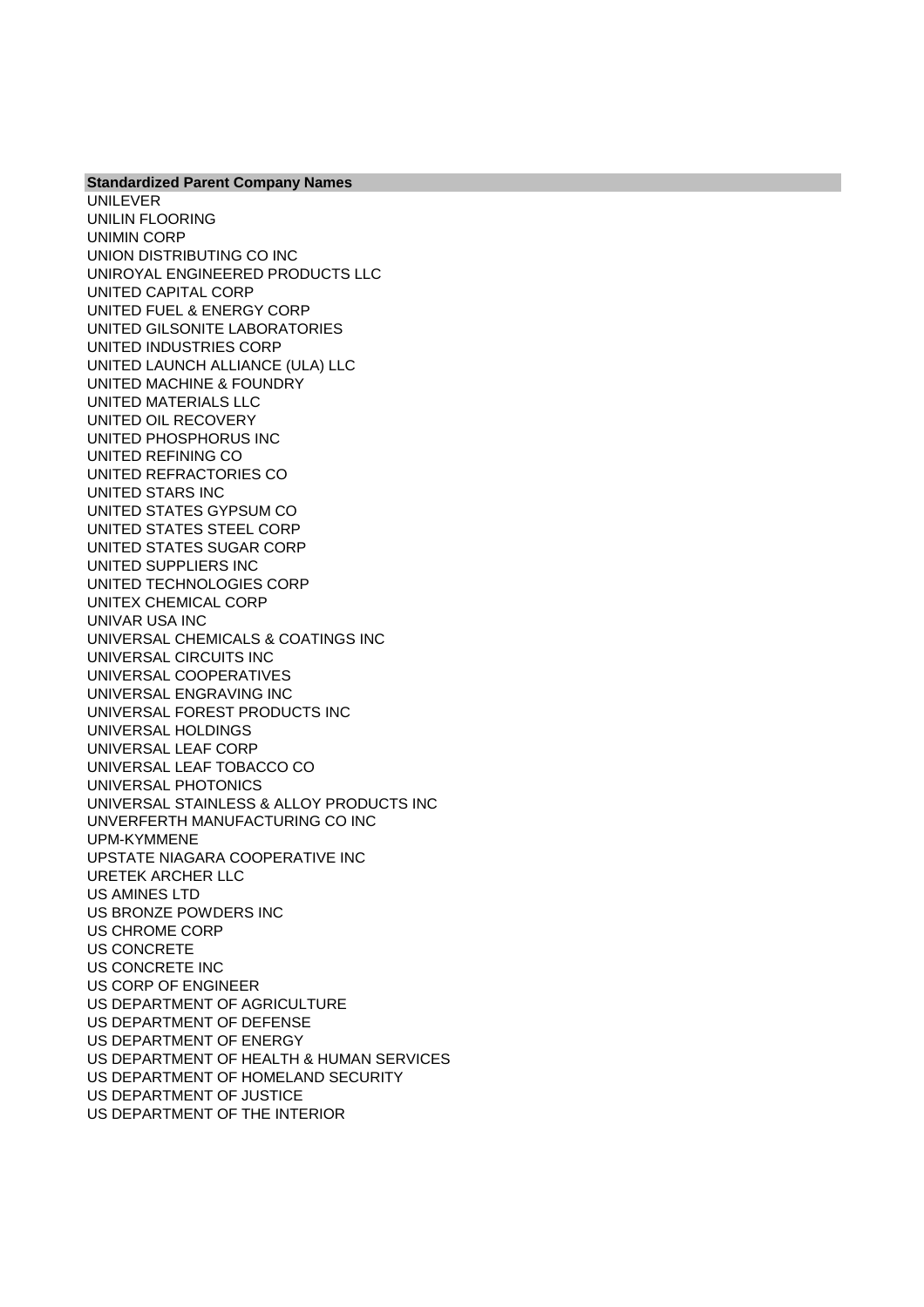| Standardized Parent Company Names |
|---|
| UNILEVER |
| UNILIN FLOORING |
| UNIMIN CORP |
| UNION DISTRIBUTING CO INC |
| UNIROYAL ENGINEERED PRODUCTS LLC |
| UNITED CAPITAL CORP |
| UNITED FUEL & ENERGY CORP |
| UNITED GILSONITE LABORATORIES |
| UNITED INDUSTRIES CORP |
| UNITED LAUNCH ALLIANCE (ULA) LLC |
| UNITED MACHINE & FOUNDRY |
| UNITED MATERIALS LLC |
| UNITED OIL RECOVERY |
| UNITED PHOSPHORUS INC |
| UNITED REFINING CO |
| UNITED REFRACTORIES CO |
| UNITED STARS INC |
| UNITED STATES GYPSUM CO |
| UNITED STATES STEEL CORP |
| UNITED STATES SUGAR CORP |
| UNITED SUPPLIERS INC |
| UNITED TECHNOLOGIES CORP |
| UNITEX CHEMICAL CORP |
| UNIVAR USA INC |
| UNIVERSAL CHEMICALS & COATINGS INC |
| UNIVERSAL CIRCUITS INC |
| UNIVERSAL COOPERATIVES |
| UNIVERSAL ENGRAVING INC |
| UNIVERSAL FOREST PRODUCTS INC |
| UNIVERSAL HOLDINGS |
| UNIVERSAL LEAF CORP |
| UNIVERSAL LEAF TOBACCO CO |
| UNIVERSAL PHOTONICS |
| UNIVERSAL STAINLESS & ALLOY PRODUCTS INC |
| UNVERFERTH MANUFACTURING CO INC |
| UPM-KYMMENE |
| UPSTATE NIAGARA COOPERATIVE INC |
| URETEK ARCHER LLC |
| US AMINES LTD |
| US BRONZE POWDERS INC |
| US CHROME CORP |
| US CONCRETE |
| US CONCRETE INC |
| US CORP OF ENGINEER |
| US DEPARTMENT OF AGRICULTURE |
| US DEPARTMENT OF DEFENSE |
| US DEPARTMENT OF ENERGY |
| US DEPARTMENT OF HEALTH & HUMAN SERVICES |
| US DEPARTMENT OF HOMELAND SECURITY |
| US DEPARTMENT OF JUSTICE |
| US DEPARTMENT OF THE INTERIOR |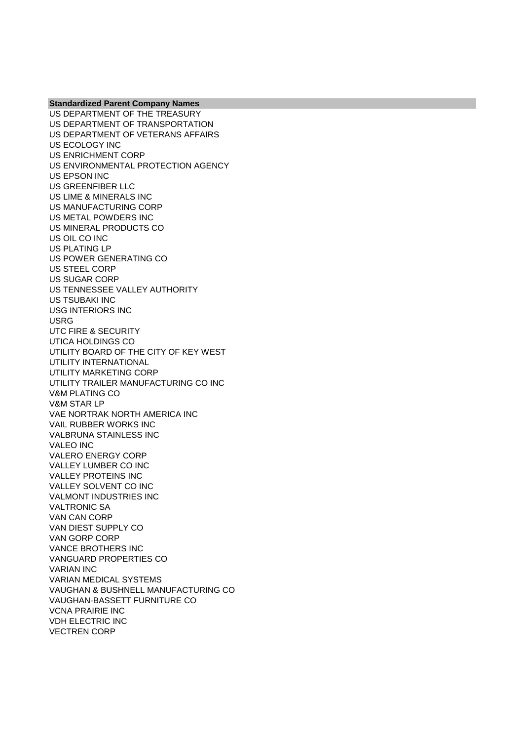| Standardized Parent Company Names |
| --- |
| US DEPARTMENT OF THE TREASURY |
| US DEPARTMENT OF TRANSPORTATION |
| US DEPARTMENT OF VETERANS AFFAIRS |
| US ECOLOGY INC |
| US ENRICHMENT CORP |
| US ENVIRONMENTAL PROTECTION AGENCY |
| US EPSON INC |
| US GREENFIBER LLC |
| US LIME & MINERALS INC |
| US MANUFACTURING CORP |
| US METAL POWDERS INC |
| US MINERAL PRODUCTS CO |
| US OIL CO INC |
| US PLATING LP |
| US POWER GENERATING CO |
| US STEEL CORP |
| US SUGAR CORP |
| US TENNESSEE VALLEY AUTHORITY |
| US TSUBAKI INC |
| USG INTERIORS INC |
| USRG |
| UTC FIRE & SECURITY |
| UTICA HOLDINGS CO |
| UTILITY BOARD OF THE CITY OF KEY WEST |
| UTILITY INTERNATIONAL |
| UTILITY MARKETING CORP |
| UTILITY TRAILER MANUFACTURING CO INC |
| V&M PLATING CO |
| V&M STAR LP |
| VAE NORTRAK NORTH AMERICA INC |
| VAIL RUBBER WORKS INC |
| VALBRUNA STAINLESS INC |
| VALEO INC |
| VALERO ENERGY CORP |
| VALLEY LUMBER CO INC |
| VALLEY PROTEINS INC |
| VALLEY SOLVENT CO INC |
| VALMONT INDUSTRIES INC |
| VALTRONIC SA |
| VAN CAN CORP |
| VAN DIEST SUPPLY CO |
| VAN GORP CORP |
| VANCE BROTHERS INC |
| VANGUARD PROPERTIES CO |
| VARIAN INC |
| VARIAN MEDICAL SYSTEMS |
| VAUGHAN & BUSHNELL MANUFACTURING CO |
| VAUGHAN-BASSETT FURNITURE CO |
| VCNA PRAIRIE INC |
| VDH ELECTRIC INC |
| VECTREN CORP |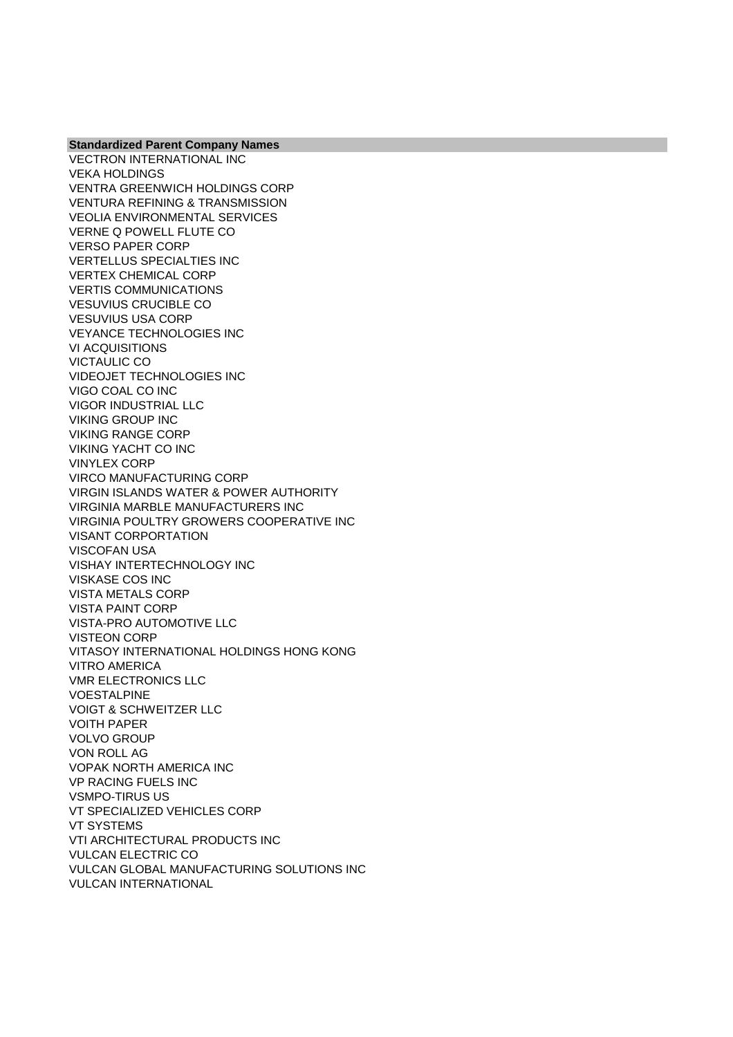| Standardized Parent Company Names |
|---|
| VECTRON INTERNATIONAL INC |
| VEKA HOLDINGS |
| VENTRA GREENWICH HOLDINGS CORP |
| VENTURA REFINING & TRANSMISSION |
| VEOLIA ENVIRONMENTAL SERVICES |
| VERNE Q POWELL FLUTE CO |
| VERSO PAPER CORP |
| VERTELLUS SPECIALTIES INC |
| VERTEX CHEMICAL CORP |
| VERTIS COMMUNICATIONS |
| VESUVIUS CRUCIBLE CO |
| VESUVIUS USA CORP |
| VEYANCE TECHNOLOGIES INC |
| VI ACQUISITIONS |
| VICTAULIC CO |
| VIDEOJET TECHNOLOGIES INC |
| VIGO COAL CO INC |
| VIGOR INDUSTRIAL LLC |
| VIKING GROUP INC |
| VIKING RANGE CORP |
| VIKING YACHT CO INC |
| VINYLEX CORP |
| VIRCO MANUFACTURING CORP |
| VIRGIN ISLANDS WATER & POWER AUTHORITY |
| VIRGINIA MARBLE MANUFACTURERS INC |
| VIRGINIA POULTRY GROWERS COOPERATIVE INC |
| VISANT CORPORTATION |
| VISCOFAN USA |
| VISHAY INTERTECHNOLOGY INC |
| VISKASE COS INC |
| VISTA METALS CORP |
| VISTA PAINT CORP |
| VISTA-PRO AUTOMOTIVE LLC |
| VISTEON CORP |
| VITASOY INTERNATIONAL HOLDINGS HONG KONG |
| VITRO AMERICA |
| VMR ELECTRONICS LLC |
| VOESTALPINE |
| VOIGT & SCHWEITZER LLC |
| VOITH PAPER |
| VOLVO GROUP |
| VON ROLL AG |
| VOPAK NORTH AMERICA INC |
| VP RACING FUELS INC |
| VSMPO-TIRUS US |
| VT SPECIALIZED VEHICLES CORP |
| VT SYSTEMS |
| VTI ARCHITECTURAL PRODUCTS INC |
| VULCAN ELECTRIC CO |
| VULCAN GLOBAL MANUFACTURING SOLUTIONS INC |
| VULCAN INTERNATIONAL |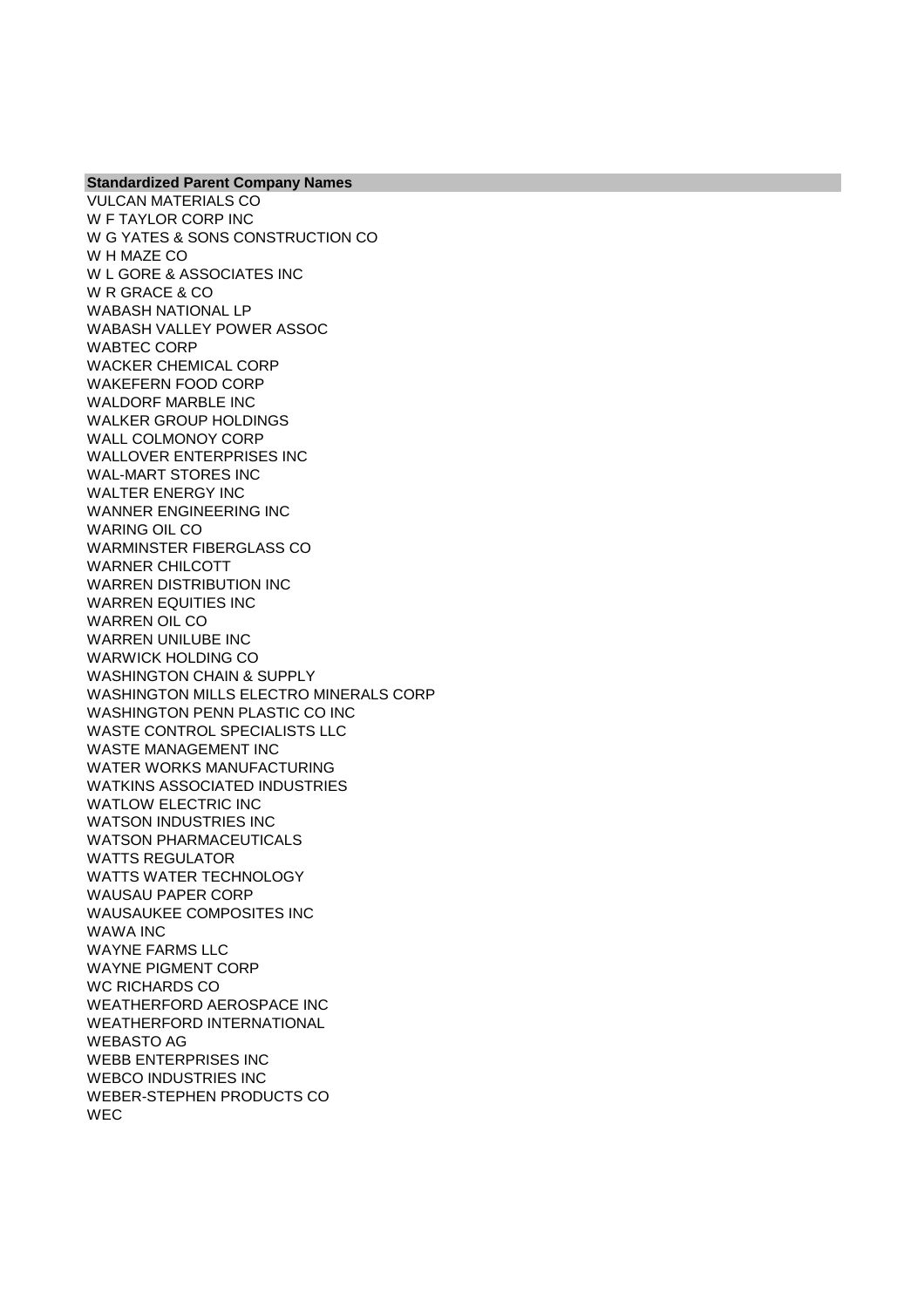| Standardized Parent Company Names |
|---|
| VULCAN MATERIALS CO |
| W F TAYLOR CORP INC |
| W G YATES & SONS CONSTRUCTION CO |
| W H MAZE CO |
| W L GORE & ASSOCIATES INC |
| W R GRACE & CO |
| WABASH NATIONAL LP |
| WABASH VALLEY POWER ASSOC |
| WABTEC CORP |
| WACKER CHEMICAL CORP |
| WAKEFERN FOOD CORP |
| WALDORF MARBLE INC |
| WALKER GROUP HOLDINGS |
| WALL COLMONOY CORP |
| WALLOVER ENTERPRISES INC |
| WAL-MART STORES INC |
| WALTER ENERGY INC |
| WANNER ENGINEERING INC |
| WARING OIL CO |
| WARMINSTER FIBERGLASS CO |
| WARNER CHILCOTT |
| WARREN DISTRIBUTION INC |
| WARREN EQUITIES INC |
| WARREN OIL CO |
| WARREN UNILUBE INC |
| WARWICK HOLDING CO |
| WASHINGTON CHAIN & SUPPLY |
| WASHINGTON MILLS ELECTRO MINERALS CORP |
| WASHINGTON PENN PLASTIC CO INC |
| WASTE CONTROL SPECIALISTS LLC |
| WASTE MANAGEMENT INC |
| WATER WORKS MANUFACTURING |
| WATKINS ASSOCIATED INDUSTRIES |
| WATLOW ELECTRIC INC |
| WATSON INDUSTRIES INC |
| WATSON PHARMACEUTICALS |
| WATTS REGULATOR |
| WATTS WATER TECHNOLOGY |
| WAUSAU PAPER CORP |
| WAUSAUKEE COMPOSITES INC |
| WAWA INC |
| WAYNE FARMS LLC |
| WAYNE PIGMENT CORP |
| WC RICHARDS CO |
| WEATHERFORD AEROSPACE INC |
| WEATHERFORD INTERNATIONAL |
| WEBASTO AG |
| WEBB ENTERPRISES INC |
| WEBCO INDUSTRIES INC |
| WEBER-STEPHEN PRODUCTS CO |
| WEC |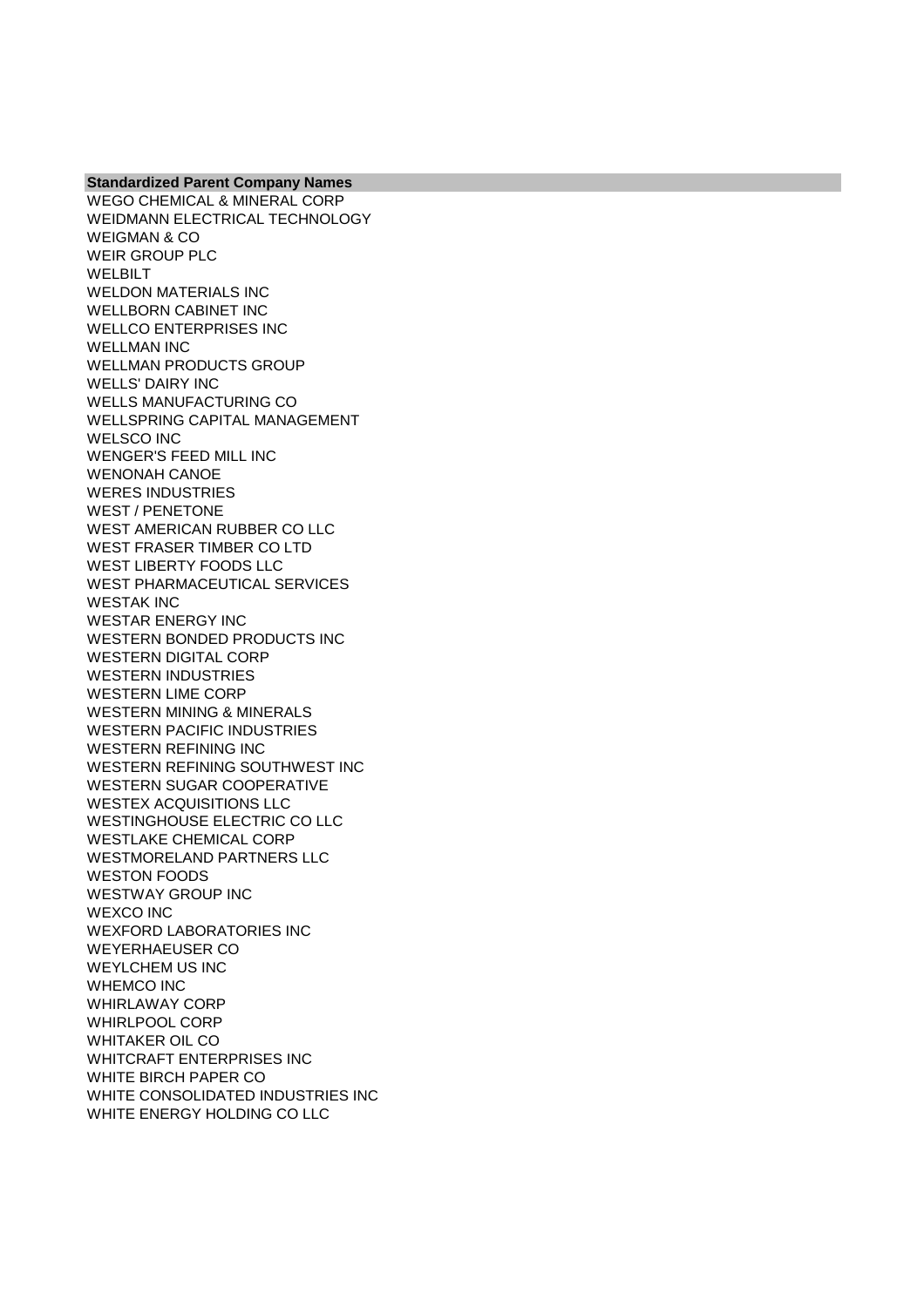| Standardized Parent Company Names |
| --- |
| WEGO CHEMICAL & MINERAL CORP |
| WEIDMANN ELECTRICAL TECHNOLOGY |
| WEIGMAN & CO |
| WEIR GROUP PLC |
| WELBILT |
| WELDON MATERIALS INC |
| WELLBORN CABINET INC |
| WELLCO ENTERPRISES INC |
| WELLMAN INC |
| WELLMAN PRODUCTS GROUP |
| WELLS' DAIRY INC |
| WELLS MANUFACTURING CO |
| WELLSPRING CAPITAL MANAGEMENT |
| WELSCO INC |
| WENGER'S FEED MILL INC |
| WENONAH CANOE |
| WERES INDUSTRIES |
| WEST / PENETONE |
| WEST AMERICAN RUBBER CO LLC |
| WEST FRASER TIMBER CO LTD |
| WEST LIBERTY FOODS LLC |
| WEST PHARMACEUTICAL SERVICES |
| WESTAK INC |
| WESTAR ENERGY INC |
| WESTERN BONDED PRODUCTS INC |
| WESTERN DIGITAL CORP |
| WESTERN INDUSTRIES |
| WESTERN LIME CORP |
| WESTERN MINING & MINERALS |
| WESTERN PACIFIC INDUSTRIES |
| WESTERN REFINING INC |
| WESTERN REFINING SOUTHWEST INC |
| WESTERN SUGAR COOPERATIVE |
| WESTEX ACQUISITIONS LLC |
| WESTINGHOUSE ELECTRIC CO LLC |
| WESTLAKE CHEMICAL CORP |
| WESTMORELAND PARTNERS LLC |
| WESTON FOODS |
| WESTWAY GROUP INC |
| WEXCO INC |
| WEXFORD LABORATORIES INC |
| WEYERHAEUSER CO |
| WEYLCHEM US INC |
| WHEMCO INC |
| WHIRLAWAY CORP |
| WHIRLPOOL CORP |
| WHITAKER OIL CO |
| WHITCRAFT ENTERPRISES INC |
| WHITE BIRCH PAPER CO |
| WHITE CONSOLIDATED INDUSTRIES INC |
| WHITE ENERGY HOLDING CO LLC |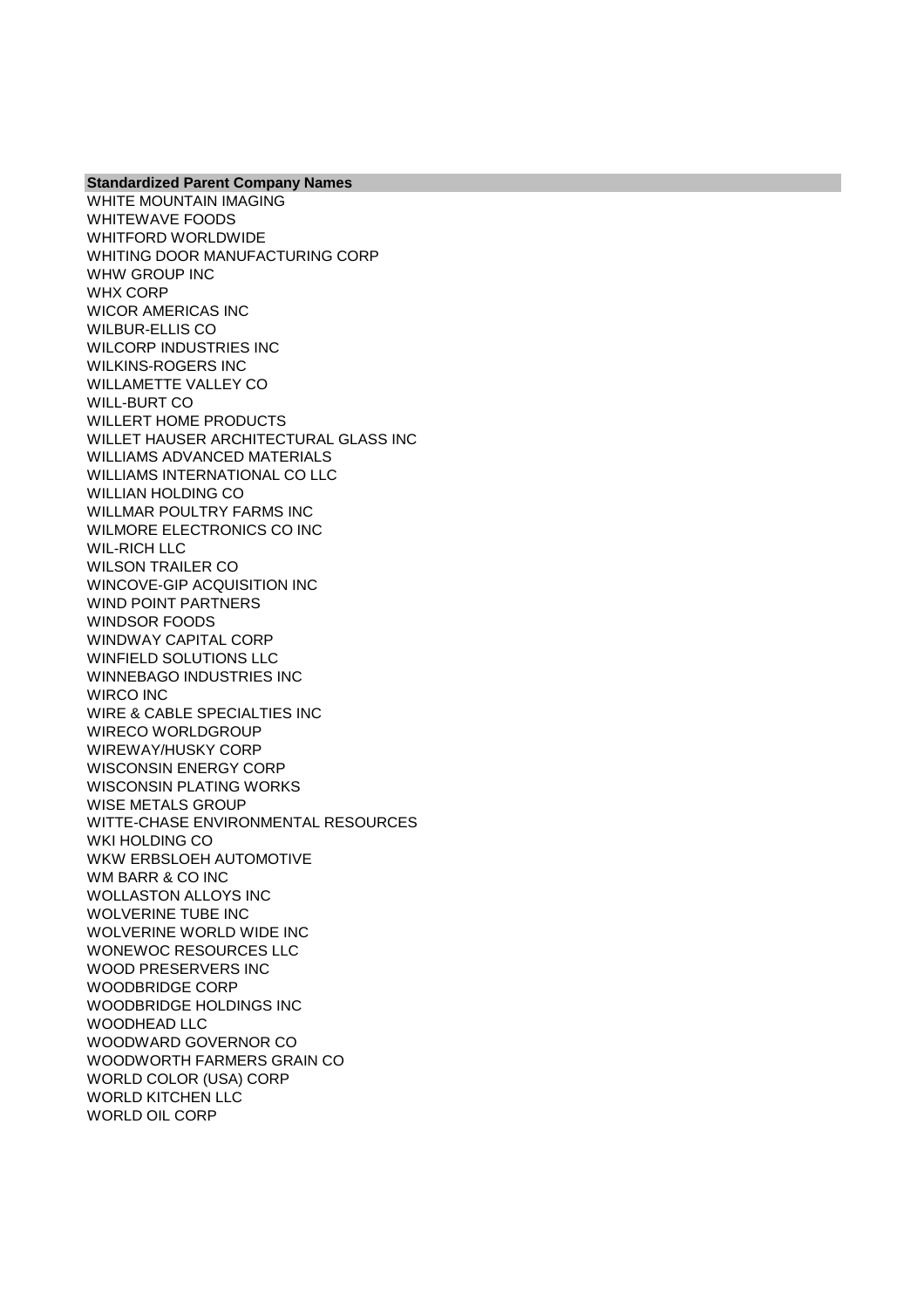| Standardized Parent Company Names |
|---|
| WHITE MOUNTAIN IMAGING |
| WHITEWAVE FOODS |
| WHITFORD WORLDWIDE |
| WHITING DOOR MANUFACTURING CORP |
| WHW GROUP INC |
| WHX CORP |
| WICOR AMERICAS INC |
| WILBUR-ELLIS CO |
| WILCORP INDUSTRIES INC |
| WILKINS-ROGERS INC |
| WILLAMETTE VALLEY CO |
| WILL-BURT CO |
| WILLERT HOME PRODUCTS |
| WILLET HAUSER ARCHITECTURAL GLASS INC |
| WILLIAMS ADVANCED MATERIALS |
| WILLIAMS INTERNATIONAL CO LLC |
| WILLIAN HOLDING CO |
| WILLMAR POULTRY FARMS INC |
| WILMORE ELECTRONICS CO INC |
| WIL-RICH LLC |
| WILSON TRAILER CO |
| WINCOVE-GIP ACQUISITION INC |
| WIND POINT PARTNERS |
| WINDSOR FOODS |
| WINDWAY CAPITAL CORP |
| WINFIELD SOLUTIONS LLC |
| WINNEBAGO INDUSTRIES INC |
| WIRCO INC |
| WIRE & CABLE SPECIALTIES INC |
| WIRECO WORLDGROUP |
| WIREWAY/HUSKY CORP |
| WISCONSIN ENERGY CORP |
| WISCONSIN PLATING WORKS |
| WISE METALS GROUP |
| WITTE-CHASE ENVIRONMENTAL RESOURCES |
| WKI HOLDING CO |
| WKW ERBSLOEH AUTOMOTIVE |
| WM BARR & CO INC |
| WOLLASTON ALLOYS INC |
| WOLVERINE TUBE INC |
| WOLVERINE WORLD WIDE INC |
| WONEWOC RESOURCES LLC |
| WOOD PRESERVERS INC |
| WOODBRIDGE CORP |
| WOODBRIDGE HOLDINGS INC |
| WOODHEAD LLC |
| WOODWARD GOVERNOR CO |
| WOODWORTH FARMERS GRAIN CO |
| WORLD COLOR (USA) CORP |
| WORLD KITCHEN LLC |
| WORLD OIL CORP |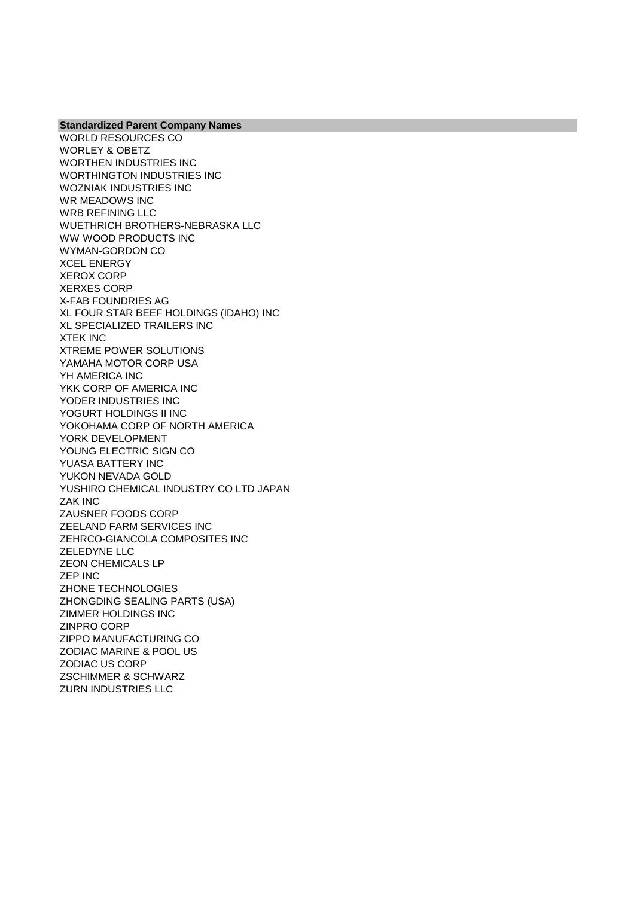| Standardized Parent Company Names |
| --- |
| WORLD RESOURCES CO |
| WORLEY & OBETZ |
| WORTHEN INDUSTRIES INC |
| WORTHINGTON INDUSTRIES INC |
| WOZNIAK INDUSTRIES INC |
| WR MEADOWS INC |
| WRB REFINING LLC |
| WUETHRICH BROTHERS-NEBRASKA LLC |
| WW WOOD PRODUCTS INC |
| WYMAN-GORDON CO |
| XCEL ENERGY |
| XEROX CORP |
| XERXES CORP |
| X-FAB FOUNDRIES AG |
| XL FOUR STAR BEEF HOLDINGS (IDAHO) INC |
| XL SPECIALIZED TRAILERS INC |
| XTEK INC |
| XTREME POWER SOLUTIONS |
| YAMAHA MOTOR CORP USA |
| YH AMERICA INC |
| YKK CORP OF AMERICA INC |
| YODER INDUSTRIES INC |
| YOGURT HOLDINGS II INC |
| YOKOHAMA CORP OF NORTH AMERICA |
| YORK DEVELOPMENT |
| YOUNG ELECTRIC SIGN CO |
| YUASA BATTERY INC |
| YUKON NEVADA GOLD |
| YUSHIRO CHEMICAL INDUSTRY CO LTD JAPAN |
| ZAK INC |
| ZAUSNER FOODS CORP |
| ZEELAND FARM SERVICES INC |
| ZEHRCO-GIANCOLA COMPOSITES INC |
| ZELEDYNE LLC |
| ZEON CHEMICALS LP |
| ZEP INC |
| ZHONE TECHNOLOGIES |
| ZHONGDING SEALING PARTS (USA) |
| ZIMMER HOLDINGS INC |
| ZINPRO CORP |
| ZIPPO MANUFACTURING CO |
| ZODIAC MARINE & POOL US |
| ZODIAC US CORP |
| ZSCHIMMER & SCHWARZ |
| ZURN INDUSTRIES LLC |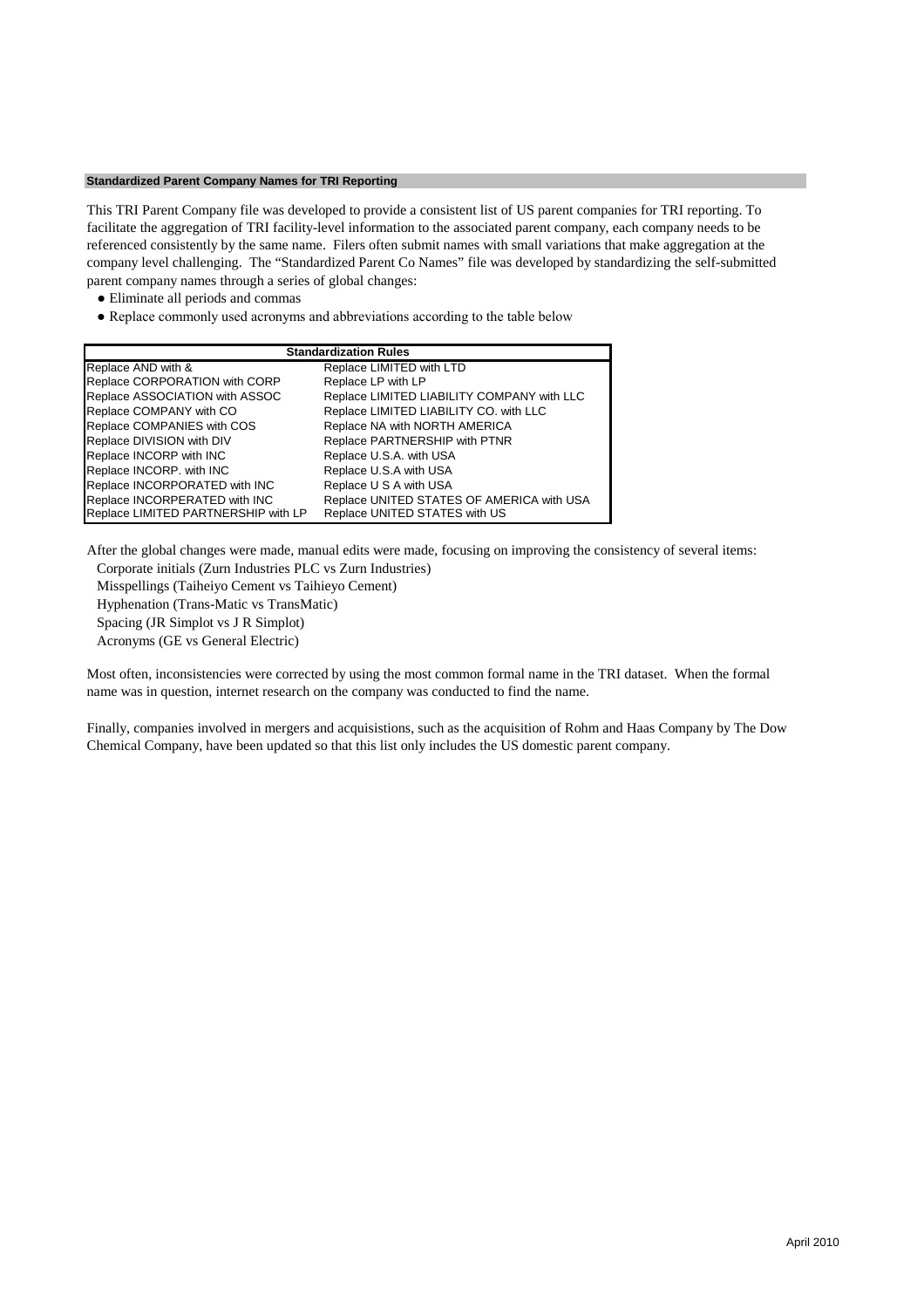## Standardized Parent Company Names for TRI Reporting

This TRI Parent Company file was developed to provide a consistent list of US parent companies for TRI reporting. To facilitate the aggregation of TRI facility-level information to the associated parent company, each company needs to be referenced consistently by the same name. Filers often submit names with small variations that make aggregation at the company level challenging. The "Standardized Parent Co Names" file was developed by standardizing the self-submitted parent company names through a series of global changes:

- Eliminate all periods and commas
- Replace commonly used acronyms and abbreviations according to the table below

| Standardization Rules | |
|---|---|
| Replace AND with & | Replace LIMITED with LTD |
| Replace CORPORATION with CORP | Replace LP with LP |
| Replace ASSOCIATION with ASSOC | Replace LIMITED LIABILITY COMPANY with LLC |
| Replace COMPANY with CO | Replace LIMITED LIABILITY CO. with LLC |
| Replace COMPANIES with COS | Replace NA with NORTH AMERICA |
| Replace DIVISION with DIV | Replace PARTNERSHIP with PTNR |
| Replace INCORP with INC | Replace U.S.A. with USA |
| Replace INCORP. with INC | Replace U.S.A with USA |
| Replace INCORPORATED with INC | Replace U S A with USA |
| Replace INCORPERATED with INC | Replace UNITED STATES OF AMERICA with USA |
| Replace LIMITED PARTNERSHIP with LP | Replace UNITED STATES with US |

After the global changes were made, manual edits were made, focusing on improving the consistency of several items:

Corporate initials (Zurn Industries PLC vs Zurn Industries)
Misspellings (Taiheiyo Cement vs Taihieyo Cement)
Hyphenation (Trans-Matic vs TransMatic)
Spacing (JR Simplot vs J R Simplot)
Acronyms (GE vs General Electric)

Most often, inconsistencies were corrected by using the most common formal name in the TRI dataset. When the formal name was in question, internet research on the company was conducted to find the name.

Finally, companies involved in mergers and acquisistions, such as the acquisition of Rohm and Haas Company by The Dow Chemical Company, have been updated so that this list only includes the US domestic parent company.

April 2010